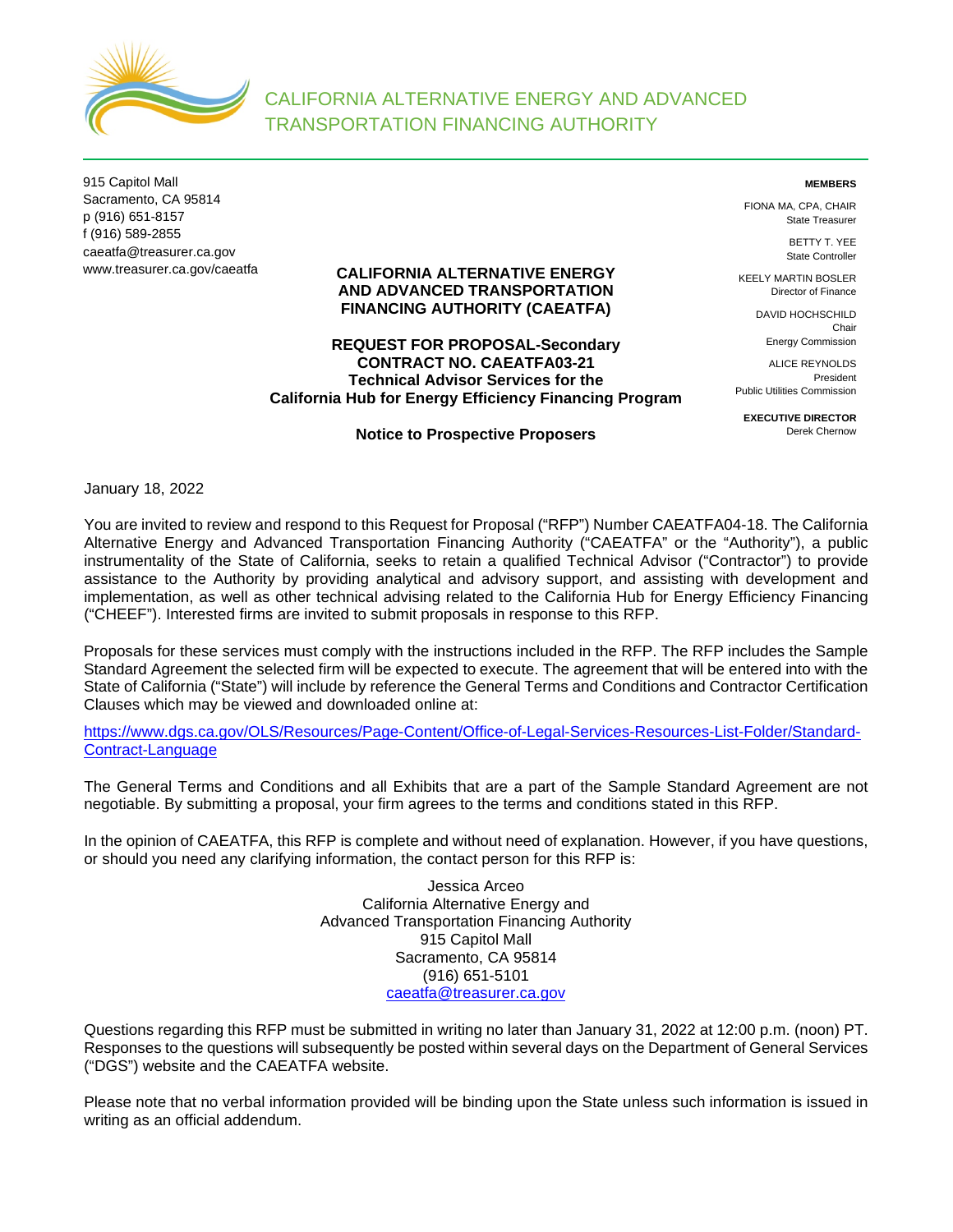# CALIFORNIA ALTERNATIVE ENERGY AND ADVANCED TRANSPORTATION FINANCING AUTHORITY

915 Capitol Mall
Sacramento, CA 95814
p (916) 651-8157
f (916) 589-2855
caeatfa@treasurer.ca.gov
www.treasurer.ca.gov/caeatfa

**MEMBERS**

FIONA MA, CPA, CHAIR
State Treasurer

BETTY T. YEE
State Controller

KEELY MARTIN BOSLER
Director of Finance

DAVID HOCHSCHILD
Chair
Energy Commission

ALICE REYNOLDS
President
Public Utilities Commission

**EXECUTIVE DIRECTOR**
Derek Chernow

**CALIFORNIA ALTERNATIVE ENERGY AND ADVANCED TRANSPORTATION FINANCING AUTHORITY (CAEATFA)**

**REQUEST FOR PROPOSAL-Secondary**
**CONTRACT NO. CAEATFA03-21**
**Technical Advisor Services for the**
**California Hub for Energy Efficiency Financing Program**

**Notice to Prospective Proposers**

January 18, 2022

You are invited to review and respond to this Request for Proposal ("RFP") Number CAEATFA04-18. The California Alternative Energy and Advanced Transportation Financing Authority ("CAEATFA" or the "Authority"), a public instrumentality of the State of California, seeks to retain a qualified Technical Advisor ("Contractor") to provide assistance to the Authority by providing analytical and advisory support, and assisting with development and implementation, as well as other technical advising related to the California Hub for Energy Efficiency Financing ("CHEEF"). Interested firms are invited to submit proposals in response to this RFP.

Proposals for these services must comply with the instructions included in the RFP. The RFP includes the Sample Standard Agreement the selected firm will be expected to execute. The agreement that will be entered into with the State of California ("State") will include by reference the General Terms and Conditions and Contractor Certification Clauses which may be viewed and downloaded online at:

https://www.dgs.ca.gov/OLS/Resources/Page-Content/Office-of-Legal-Services-Resources-List-Folder/Standard-Contract-Language

The General Terms and Conditions and all Exhibits that are a part of the Sample Standard Agreement are not negotiable. By submitting a proposal, your firm agrees to the terms and conditions stated in this RFP.

In the opinion of CAEATFA, this RFP is complete and without need of explanation. However, if you have questions, or should you need any clarifying information, the contact person for this RFP is:

Jessica Arceo
California Alternative Energy and
Advanced Transportation Financing Authority
915 Capitol Mall
Sacramento, CA 95814
(916) 651-5101
caeatfa@treasurer.ca.gov

Questions regarding this RFP must be submitted in writing no later than January 31, 2022 at 12:00 p.m. (noon) PT. Responses to the questions will subsequently be posted within several days on the Department of General Services ("DGS") website and the CAEATFA website.

Please note that no verbal information provided will be binding upon the State unless such information is issued in writing as an official addendum.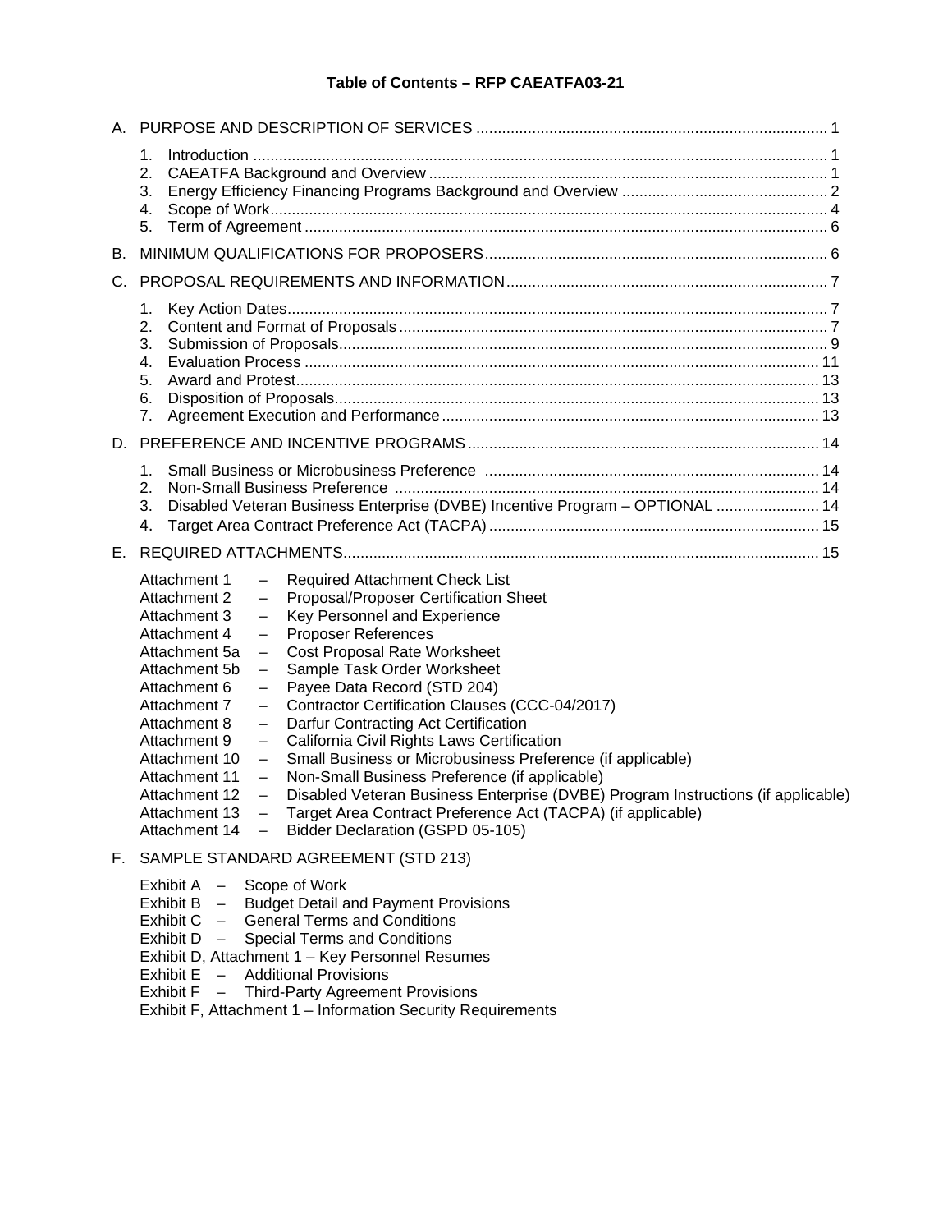# Table of Contents – RFP CAEATFA03-21

A. PURPOSE AND DESCRIPTION OF SERVICES ..... 1

1. Introduction ..... 1
2. CAEATFA Background and Overview ..... 1
3. Energy Efficiency Financing Programs Background and Overview ..... 2
4. Scope of Work ..... 4
5. Term of Agreement ..... 6

B. MINIMUM QUALIFICATIONS FOR PROPOSERS ..... 6

C. PROPOSAL REQUIREMENTS AND INFORMATION ..... 7

1. Key Action Dates ..... 7
2. Content and Format of Proposals ..... 7
3. Submission of Proposals ..... 9
4. Evaluation Process ..... 11
5. Award and Protest ..... 13
6. Disposition of Proposals ..... 13
7. Agreement Execution and Performance ..... 13

D. PREFERENCE AND INCENTIVE PROGRAMS ..... 14

1. Small Business or Microbusiness Preference ..... 14
2. Non-Small Business Preference ..... 14
3. Disabled Veteran Business Enterprise (DVBE) Incentive Program – OPTIONAL ..... 14
4. Target Area Contract Preference Act (TACPA) ..... 15

E. REQUIRED ATTACHMENTS ..... 15

- Attachment 1 – Required Attachment Check List
- Attachment 2 – Proposal/Proposer Certification Sheet
- Attachment 3 – Key Personnel and Experience
- Attachment 4 – Proposer References
- Attachment 5a – Cost Proposal Rate Worksheet
- Attachment 5b – Sample Task Order Worksheet
- Attachment 6 – Payee Data Record (STD 204)
- Attachment 7 – Contractor Certification Clauses (CCC-04/2017)
- Attachment 8 – Darfur Contracting Act Certification
- Attachment 9 – California Civil Rights Laws Certification
- Attachment 10 – Small Business or Microbusiness Preference (if applicable)
- Attachment 11 – Non-Small Business Preference (if applicable)
- Attachment 12 – Disabled Veteran Business Enterprise (DVBE) Program Instructions (if applicable)
- Attachment 13 – Target Area Contract Preference Act (TACPA) (if applicable)
- Attachment 14 – Bidder Declaration (GSPD 05-105)

F. SAMPLE STANDARD AGREEMENT (STD 213)

- Exhibit A – Scope of Work
- Exhibit B – Budget Detail and Payment Provisions
- Exhibit C – General Terms and Conditions
- Exhibit D – Special Terms and Conditions
- Exhibit D, Attachment 1 – Key Personnel Resumes
- Exhibit E – Additional Provisions
- Exhibit F – Third-Party Agreement Provisions
- Exhibit F, Attachment 1 – Information Security Requirements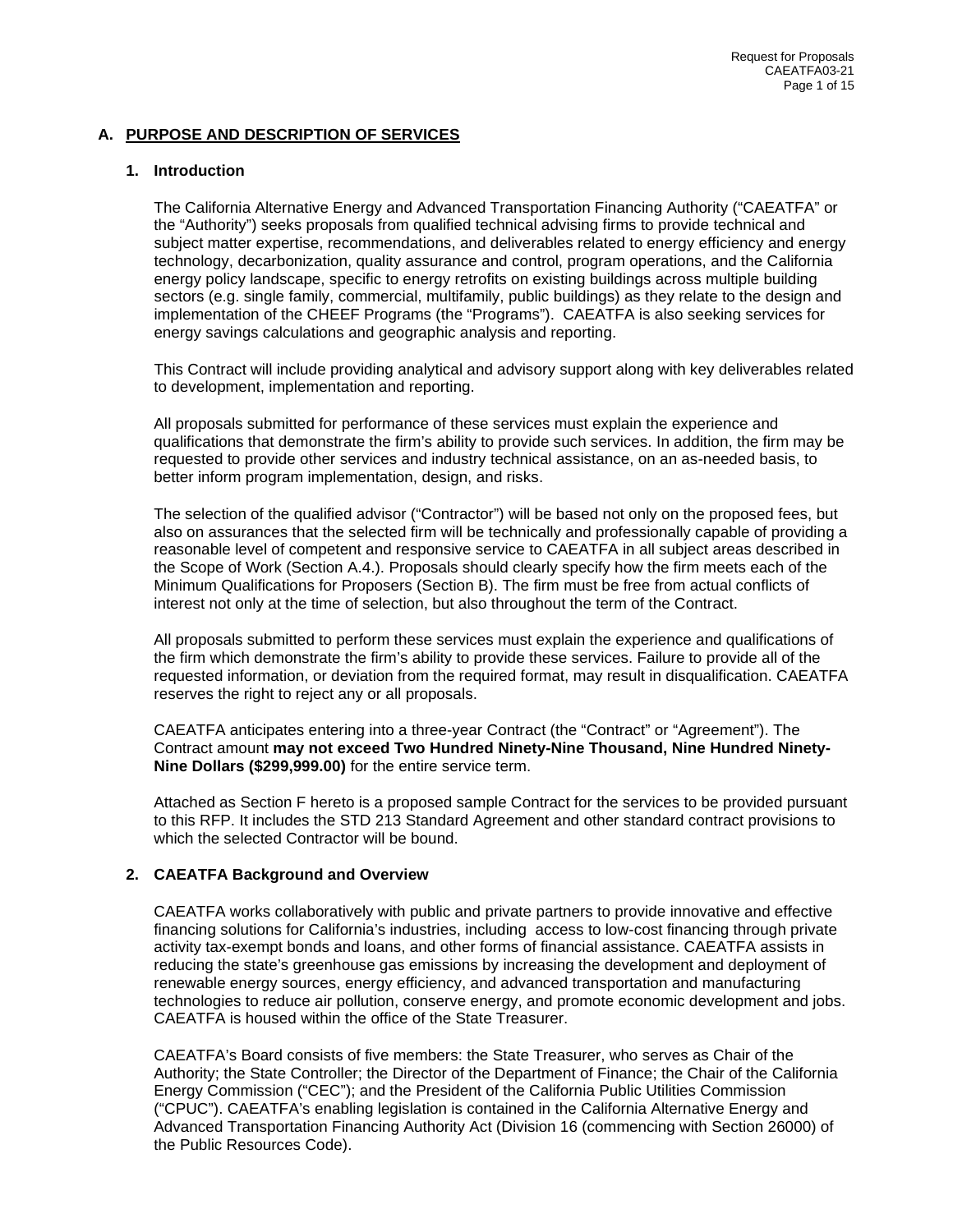## A. PURPOSE AND DESCRIPTION OF SERVICES

### 1. Introduction

The California Alternative Energy and Advanced Transportation Financing Authority ("CAEATFA" or the "Authority") seeks proposals from qualified technical advising firms to provide technical and subject matter expertise, recommendations, and deliverables related to energy efficiency and energy technology, decarbonization, quality assurance and control, program operations, and the California energy policy landscape, specific to energy retrofits on existing buildings across multiple building sectors (e.g. single family, commercial, multifamily, public buildings) as they relate to the design and implementation of the CHEEF Programs (the "Programs"). CAEATFA is also seeking services for energy savings calculations and geographic analysis and reporting.

This Contract will include providing analytical and advisory support along with key deliverables related to development, implementation and reporting.

All proposals submitted for performance of these services must explain the experience and qualifications that demonstrate the firm's ability to provide such services. In addition, the firm may be requested to provide other services and industry technical assistance, on an as-needed basis, to better inform program implementation, design, and risks.

The selection of the qualified advisor ("Contractor") will be based not only on the proposed fees, but also on assurances that the selected firm will be technically and professionally capable of providing a reasonable level of competent and responsive service to CAEATFA in all subject areas described in the Scope of Work (Section A.4.). Proposals should clearly specify how the firm meets each of the Minimum Qualifications for Proposers (Section B). The firm must be free from actual conflicts of interest not only at the time of selection, but also throughout the term of the Contract.

All proposals submitted to perform these services must explain the experience and qualifications of the firm which demonstrate the firm's ability to provide these services. Failure to provide all of the requested information, or deviation from the required format, may result in disqualification. CAEATFA reserves the right to reject any or all proposals.

CAEATFA anticipates entering into a three-year Contract (the "Contract" or "Agreement"). The Contract amount **may not exceed Two Hundred Ninety-Nine Thousand, Nine Hundred Ninety-Nine Dollars ($299,999.00)** for the entire service term.

Attached as Section F hereto is a proposed sample Contract for the services to be provided pursuant to this RFP. It includes the STD 213 Standard Agreement and other standard contract provisions to which the selected Contractor will be bound.

### 2. CAEATFA Background and Overview

CAEATFA works collaboratively with public and private partners to provide innovative and effective financing solutions for California's industries, including access to low-cost financing through private activity tax-exempt bonds and loans, and other forms of financial assistance. CAEATFA assists in reducing the state's greenhouse gas emissions by increasing the development and deployment of renewable energy sources, energy efficiency, and advanced transportation and manufacturing technologies to reduce air pollution, conserve energy, and promote economic development and jobs. CAEATFA is housed within the office of the State Treasurer.

CAEATFA's Board consists of five members: the State Treasurer, who serves as Chair of the Authority; the State Controller; the Director of the Department of Finance; the Chair of the California Energy Commission ("CEC"); and the President of the California Public Utilities Commission ("CPUC"). CAEATFA's enabling legislation is contained in the California Alternative Energy and Advanced Transportation Financing Authority Act (Division 16 (commencing with Section 26000) of the Public Resources Code).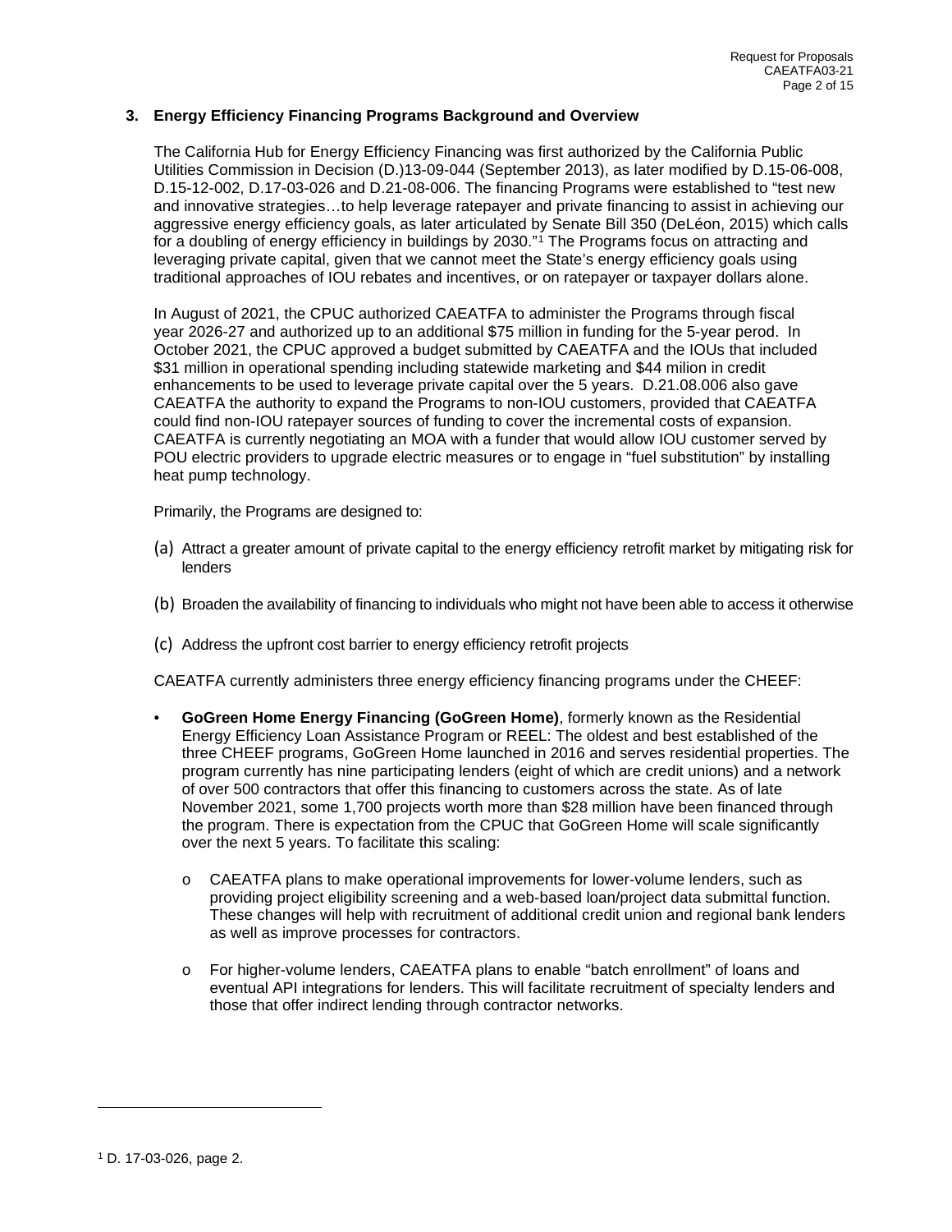### 3. Energy Efficiency Financing Programs Background and Overview

The California Hub for Energy Efficiency Financing was first authorized by the California Public Utilities Commission in Decision (D.)13-09-044 (September 2013), as later modified by D.15-06-008, D.15-12-002, D.17-03-026 and D.21-08-006. The financing Programs were established to "test new and innovative strategies…to help leverage ratepayer and private financing to assist in achieving our aggressive energy efficiency goals, as later articulated by Senate Bill 350 (DeLéon, 2015) which calls for a doubling of energy efficiency in buildings by 2030."[1] The Programs focus on attracting and leveraging private capital, given that we cannot meet the State's energy efficiency goals using traditional approaches of IOU rebates and incentives, or on ratepayer or taxpayer dollars alone.

In August of 2021, the CPUC authorized CAEATFA to administer the Programs through fiscal year 2026-27 and authorized up to an additional $75 million in funding for the 5-year perod. In October 2021, the CPUC approved a budget submitted by CAEATFA and the IOUs that included $31 million in operational spending including statewide marketing and $44 milion in credit enhancements to be used to leverage private capital over the 5 years. D.21.08.006 also gave CAEATFA the authority to expand the Programs to non-IOU customers, provided that CAEATFA could find non-IOU ratepayer sources of funding to cover the incremental costs of expansion. CAEATFA is currently negotiating an MOA with a funder that would allow IOU customer served by POU electric providers to upgrade electric measures or to engage in "fuel substitution" by installing heat pump technology.

Primarily, the Programs are designed to:

(a) Attract a greater amount of private capital to the energy efficiency retrofit market by mitigating risk for lenders

(b) Broaden the availability of financing to individuals who might not have been able to access it otherwise

(c) Address the upfront cost barrier to energy efficiency retrofit projects

CAEATFA currently administers three energy efficiency financing programs under the CHEEF:

- **GoGreen Home Energy Financing (GoGreen Home)**, formerly known as the Residential Energy Efficiency Loan Assistance Program or REEL: The oldest and best established of the three CHEEF programs, GoGreen Home launched in 2016 and serves residential properties. The program currently has nine participating lenders (eight of which are credit unions) and a network of over 500 contractors that offer this financing to customers across the state. As of late November 2021, some 1,700 projects worth more than $28 million have been financed through the program. There is expectation from the CPUC that GoGreen Home will scale significantly over the next 5 years. To facilitate this scaling:
  - CAEATFA plans to make operational improvements for lower-volume lenders, such as providing project eligibility screening and a web-based loan/project data submittal function. These changes will help with recruitment of additional credit union and regional bank lenders as well as improve processes for contractors.
  - For higher-volume lenders, CAEATFA plans to enable "batch enrollment" of loans and eventual API integrations for lenders. This will facilitate recruitment of specialty lenders and those that offer indirect lending through contractor networks.

[1] D. 17-03-026, page 2.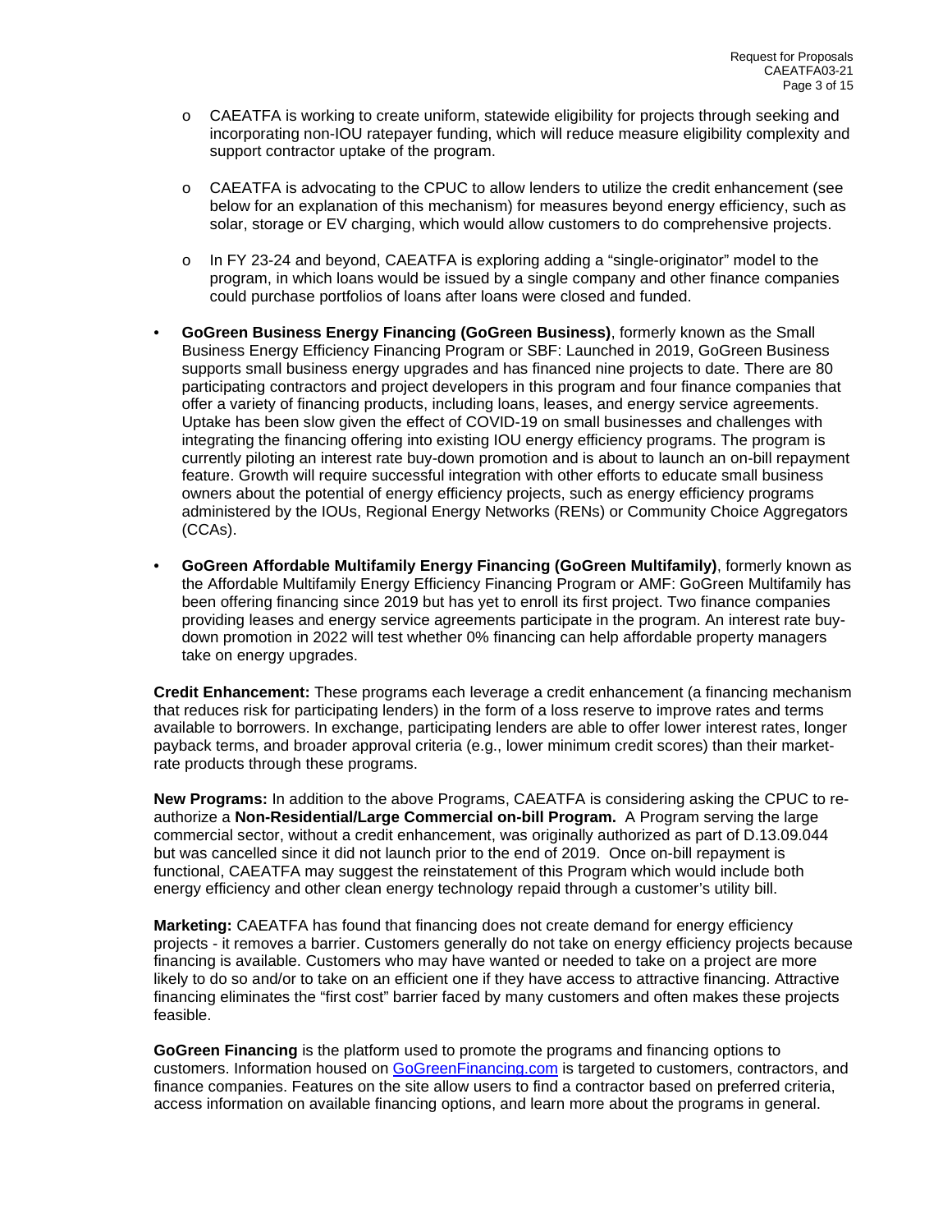- CAEATFA is working to create uniform, statewide eligibility for projects through seeking and incorporating non-IOU ratepayer funding, which will reduce measure eligibility complexity and support contractor uptake of the program.
  - CAEATFA is advocating to the CPUC to allow lenders to utilize the credit enhancement (see below for an explanation of this mechanism) for measures beyond energy efficiency, such as solar, storage or EV charging, which would allow customers to do comprehensive projects.
  - In FY 23-24 and beyond, CAEATFA is exploring adding a "single-originator" model to the program, in which loans would be issued by a single company and other finance companies could purchase portfolios of loans after loans were closed and funded.

- **GoGreen Business Energy Financing (GoGreen Business)**, formerly known as the Small Business Energy Efficiency Financing Program or SBF: Launched in 2019, GoGreen Business supports small business energy upgrades and has financed nine projects to date. There are 80 participating contractors and project developers in this program and four finance companies that offer a variety of financing products, including loans, leases, and energy service agreements. Uptake has been slow given the effect of COVID-19 on small businesses and challenges with integrating the financing offering into existing IOU energy efficiency programs. The program is currently piloting an interest rate buy-down promotion and is about to launch an on-bill repayment feature. Growth will require successful integration with other efforts to educate small business owners about the potential of energy efficiency projects, such as energy efficiency programs administered by the IOUs, Regional Energy Networks (RENs) or Community Choice Aggregators (CCAs).

- **GoGreen Affordable Multifamily Energy Financing (GoGreen Multifamily)**, formerly known as the Affordable Multifamily Energy Efficiency Financing Program or AMF: GoGreen Multifamily has been offering financing since 2019 but has yet to enroll its first project. Two finance companies providing leases and energy service agreements participate in the program. An interest rate buy-down promotion in 2022 will test whether 0% financing can help affordable property managers take on energy upgrades.

**Credit Enhancement:** These programs each leverage a credit enhancement (a financing mechanism that reduces risk for participating lenders) in the form of a loss reserve to improve rates and terms available to borrowers. In exchange, participating lenders are able to offer lower interest rates, longer payback terms, and broader approval criteria (e.g., lower minimum credit scores) than their market-rate products through these programs.

**New Programs:** In addition to the above Programs, CAEATFA is considering asking the CPUC to re-authorize a **Non-Residential/Large Commercial on-bill Program.** A Program serving the large commercial sector, without a credit enhancement, was originally authorized as part of D.13.09.044 but was cancelled since it did not launch prior to the end of 2019. Once on-bill repayment is functional, CAEATFA may suggest the reinstatement of this Program which would include both energy efficiency and other clean energy technology repaid through a customer's utility bill.

**Marketing:** CAEATFA has found that financing does not create demand for energy efficiency projects - it removes a barrier. Customers generally do not take on energy efficiency projects because financing is available. Customers who may have wanted or needed to take on a project are more likely to do so and/or to take on an efficient one if they have access to attractive financing. Attractive financing eliminates the "first cost" barrier faced by many customers and often makes these projects feasible.

**GoGreen Financing** is the platform used to promote the programs and financing options to customers. Information housed on GoGreenFinancing.com is targeted to customers, contractors, and finance companies. Features on the site allow users to find a contractor based on preferred criteria, access information on available financing options, and learn more about the programs in general.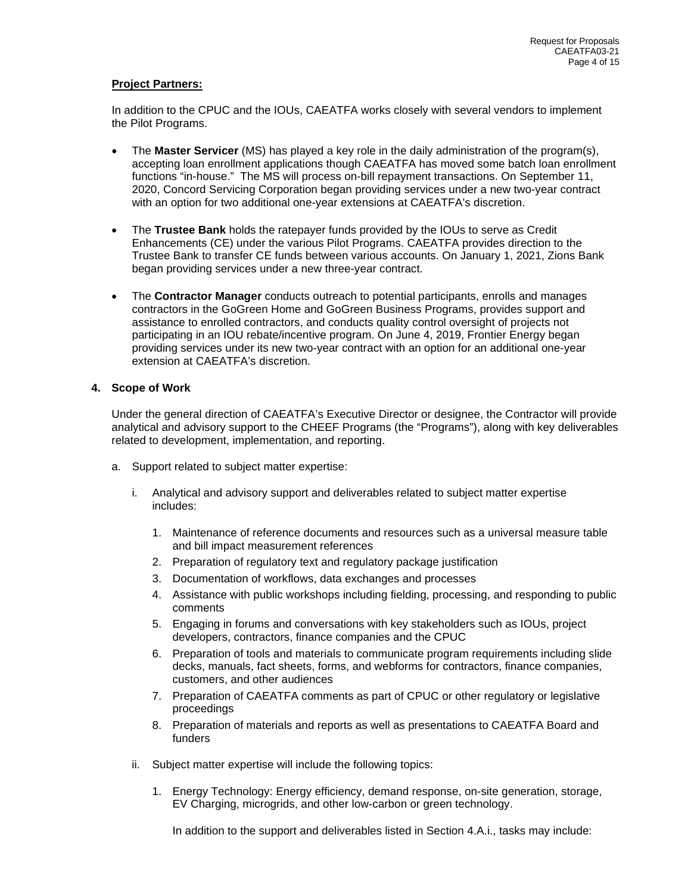**Project Partners:**

In addition to the CPUC and the IOUs, CAEATFA works closely with several vendors to implement the Pilot Programs.

- The **Master Servicer** (MS) has played a key role in the daily administration of the program(s), accepting loan enrollment applications though CAEATFA has moved some batch loan enrollment functions "in-house." The MS will process on-bill repayment transactions. On September 11, 2020, Concord Servicing Corporation began providing services under a new two-year contract with an option for two additional one-year extensions at CAEATFA's discretion.

- The **Trustee Bank** holds the ratepayer funds provided by the IOUs to serve as Credit Enhancements (CE) under the various Pilot Programs. CAEATFA provides direction to the Trustee Bank to transfer CE funds between various accounts. On January 1, 2021, Zions Bank began providing services under a new three-year contract.

- The **Contractor Manager** conducts outreach to potential participants, enrolls and manages contractors in the GoGreen Home and GoGreen Business Programs, provides support and assistance to enrolled contractors, and conducts quality control oversight of projects not participating in an IOU rebate/incentive program. On June 4, 2019, Frontier Energy began providing services under its new two-year contract with an option for an additional one-year extension at CAEATFA's discretion.

## 4. Scope of Work

Under the general direction of CAEATFA's Executive Director or designee, the Contractor will provide analytical and advisory support to the CHEEF Programs (the "Programs"), along with key deliverables related to development, implementation, and reporting.

a. Support related to subject matter expertise:

   i. Analytical and advisory support and deliverables related to subject matter expertise includes:

      1. Maintenance of reference documents and resources such as a universal measure table and bill impact measurement references
      2. Preparation of regulatory text and regulatory package justification
      3. Documentation of workflows, data exchanges and processes
      4. Assistance with public workshops including fielding, processing, and responding to public comments
      5. Engaging in forums and conversations with key stakeholders such as IOUs, project developers, contractors, finance companies and the CPUC
      6. Preparation of tools and materials to communicate program requirements including slide decks, manuals, fact sheets, forms, and webforms for contractors, finance companies, customers, and other audiences
      7. Preparation of CAEATFA comments as part of CPUC or other regulatory or legislative proceedings
      8. Preparation of materials and reports as well as presentations to CAEATFA Board and funders

   ii. Subject matter expertise will include the following topics:

      1. Energy Technology: Energy efficiency, demand response, on-site generation, storage, EV Charging, microgrids, and other low-carbon or green technology.

         In addition to the support and deliverables listed in Section 4.A.i., tasks may include: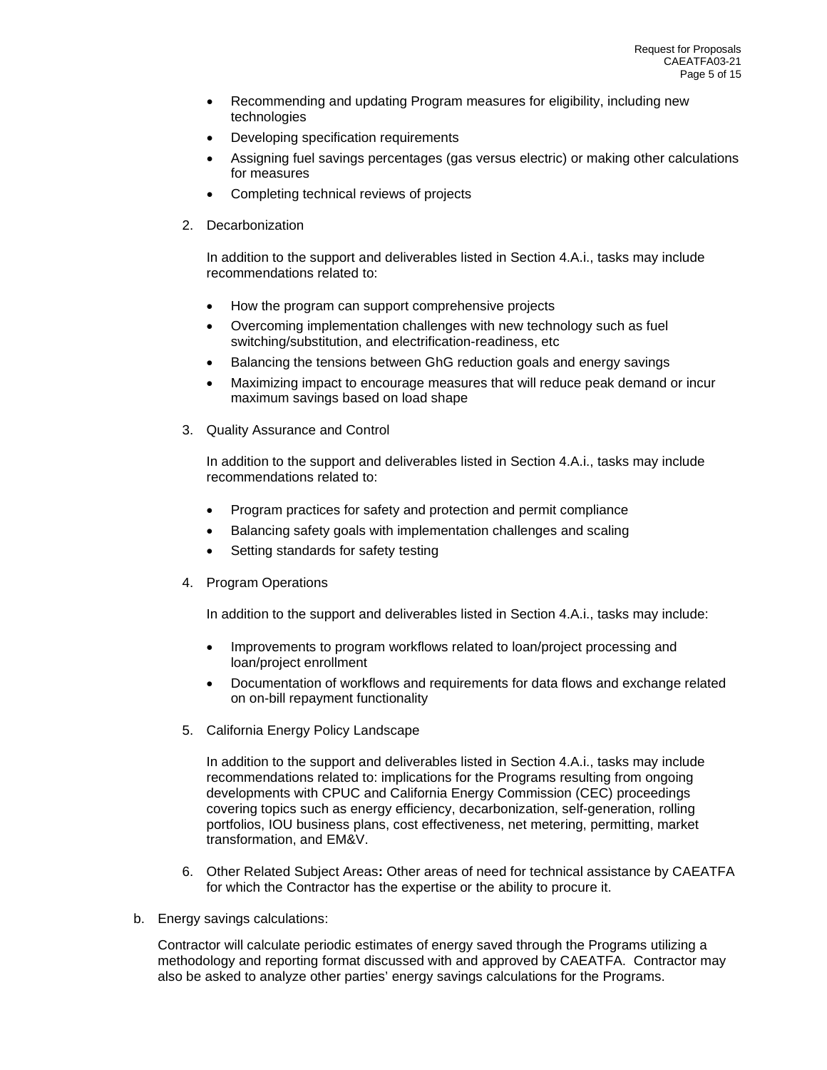- Recommending and updating Program measures for eligibility, including new technologies
- Developing specification requirements
- Assigning fuel savings percentages (gas versus electric) or making other calculations for measures
- Completing technical reviews of projects

2. Decarbonization

   In addition to the support and deliverables listed in Section 4.A.i., tasks may include recommendations related to:

   - How the program can support comprehensive projects
   - Overcoming implementation challenges with new technology such as fuel switching/substitution, and electrification-readiness, etc
   - Balancing the tensions between GhG reduction goals and energy savings
   - Maximizing impact to encourage measures that will reduce peak demand or incur maximum savings based on load shape

3. Quality Assurance and Control

   In addition to the support and deliverables listed in Section 4.A.i., tasks may include recommendations related to:

   - Program practices for safety and protection and permit compliance
   - Balancing safety goals with implementation challenges and scaling
   - Setting standards for safety testing

4. Program Operations

   In addition to the support and deliverables listed in Section 4.A.i., tasks may include:

   - Improvements to program workflows related to loan/project processing and loan/project enrollment
   - Documentation of workflows and requirements for data flows and exchange related on on-bill repayment functionality

5. California Energy Policy Landscape

   In addition to the support and deliverables listed in Section 4.A.i., tasks may include recommendations related to: implications for the Programs resulting from ongoing developments with CPUC and California Energy Commission (CEC) proceedings covering topics such as energy efficiency, decarbonization, self-generation, rolling portfolios, IOU business plans, cost effectiveness, net metering, permitting, market transformation, and EM&V.

6. Other Related Subject Areas**:** Other areas of need for technical assistance by CAEATFA for which the Contractor has the expertise or the ability to procure it.

b. Energy savings calculations:

   Contractor will calculate periodic estimates of energy saved through the Programs utilizing a methodology and reporting format discussed with and approved by CAEATFA. Contractor may also be asked to analyze other parties' energy savings calculations for the Programs.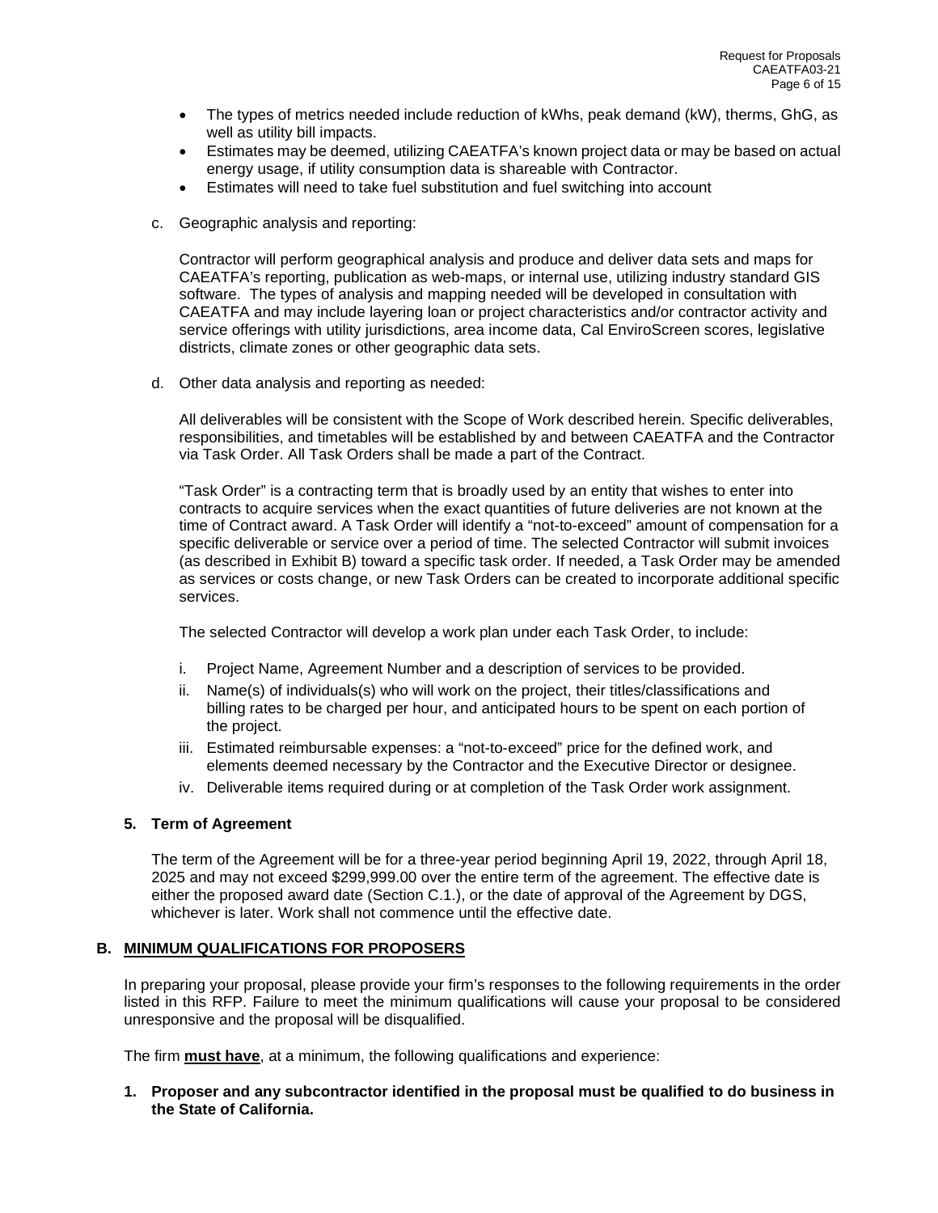- The types of metrics needed include reduction of kWhs, peak demand (kW), therms, GhG, as well as utility bill impacts.
- Estimates may be deemed, utilizing CAEATFA's known project data or may be based on actual energy usage, if utility consumption data is shareable with Contractor.
- Estimates will need to take fuel substitution and fuel switching into account

c. Geographic analysis and reporting:

Contractor will perform geographical analysis and produce and deliver data sets and maps for CAEATFA's reporting, publication as web-maps, or internal use, utilizing industry standard GIS software. The types of analysis and mapping needed will be developed in consultation with CAEATFA and may include layering loan or project characteristics and/or contractor activity and service offerings with utility jurisdictions, area income data, Cal EnviroScreen scores, legislative districts, climate zones or other geographic data sets.

d. Other data analysis and reporting as needed:

All deliverables will be consistent with the Scope of Work described herein. Specific deliverables, responsibilities, and timetables will be established by and between CAEATFA and the Contractor via Task Order. All Task Orders shall be made a part of the Contract.

"Task Order" is a contracting term that is broadly used by an entity that wishes to enter into contracts to acquire services when the exact quantities of future deliveries are not known at the time of Contract award. A Task Order will identify a "not-to-exceed" amount of compensation for a specific deliverable or service over a period of time. The selected Contractor will submit invoices (as described in Exhibit B) toward a specific task order. If needed, a Task Order may be amended as services or costs change, or new Task Orders can be created to incorporate additional specific services.

The selected Contractor will develop a work plan under each Task Order, to include:

i. Project Name, Agreement Number and a description of services to be provided.
ii. Name(s) of individuals(s) who will work on the project, their titles/classifications and billing rates to be charged per hour, and anticipated hours to be spent on each portion of the project.
iii. Estimated reimbursable expenses: a "not-to-exceed" price for the defined work, and elements deemed necessary by the Contractor and the Executive Director or designee.
iv. Deliverable items required during or at completion of the Task Order work assignment.

**5. Term of Agreement**

The term of the Agreement will be for a three-year period beginning April 19, 2022, through April 18, 2025 and may not exceed $299,999.00 over the entire term of the agreement. The effective date is either the proposed award date (Section C.1.), or the date of approval of the Agreement by DGS, whichever is later. Work shall not commence until the effective date.

## B. MINIMUM QUALIFICATIONS FOR PROPOSERS

In preparing your proposal, please provide your firm's responses to the following requirements in the order listed in this RFP. Failure to meet the minimum qualifications will cause your proposal to be considered unresponsive and the proposal will be disqualified.

The firm **must have**, at a minimum, the following qualifications and experience:

**1. Proposer and any subcontractor identified in the proposal must be qualified to do business in the State of California.**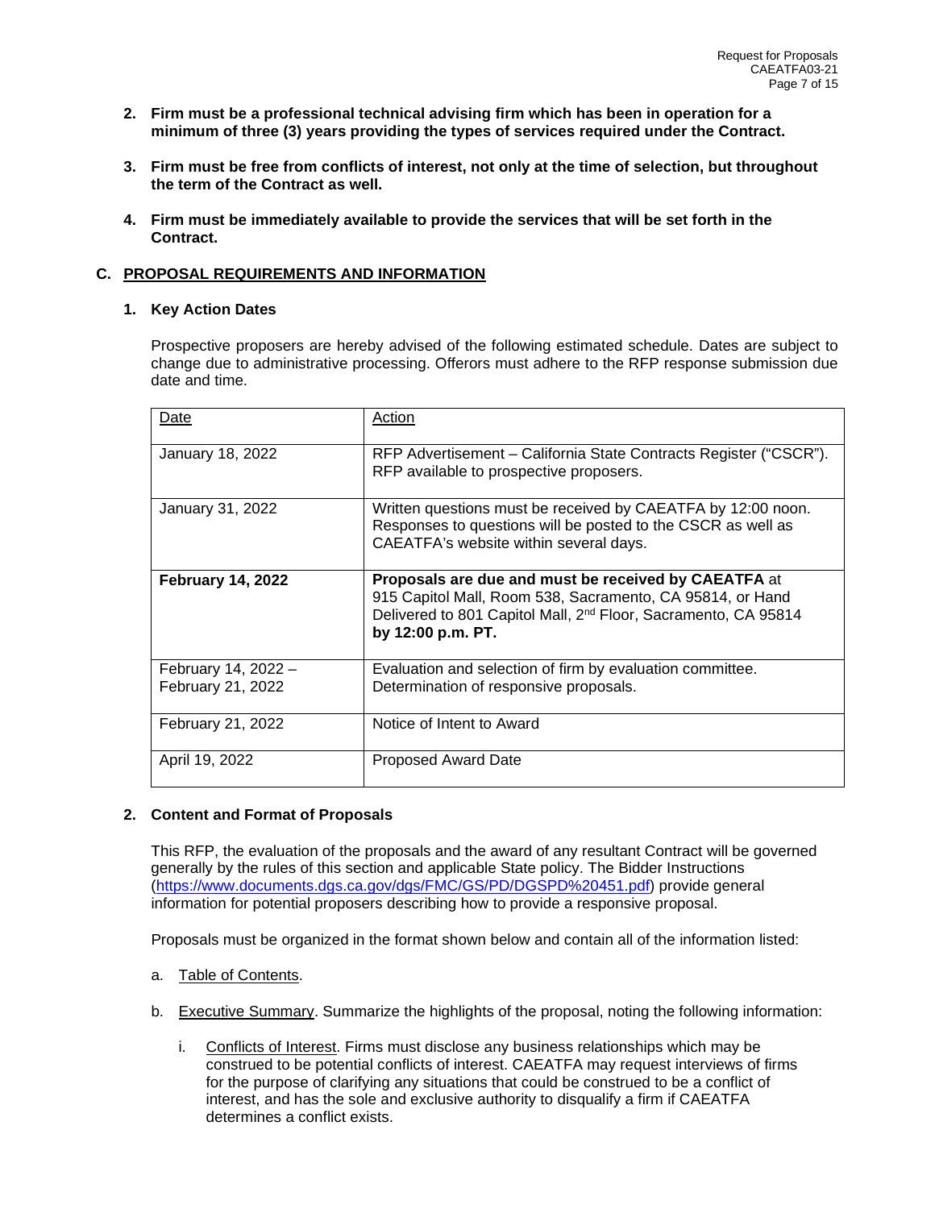2. **Firm must be a professional technical advising firm which has been in operation for a minimum of three (3) years providing the types of services required under the Contract.**

3. **Firm must be free from conflicts of interest, not only at the time of selection, but throughout the term of the Contract as well.**

4. **Firm must be immediately available to provide the services that will be set forth in the Contract.**

## C. PROPOSAL REQUIREMENTS AND INFORMATION

### 1. Key Action Dates

Prospective proposers are hereby advised of the following estimated schedule. Dates are subject to change due to administrative processing. Offerors must adhere to the RFP response submission due date and time.

| Date | Action |
|---|---|
| January 18, 2022 | RFP Advertisement – California State Contracts Register ("CSCR"). RFP available to prospective proposers. |
| January 31, 2022 | Written questions must be received by CAEATFA by 12:00 noon. Responses to questions will be posted to the CSCR as well as CAEATFA's website within several days. |
| **February 14, 2022** | **Proposals are due and must be received by CAEATFA** at 915 Capitol Mall, Room 538, Sacramento, CA 95814, or Hand Delivered to 801 Capitol Mall, 2nd Floor, Sacramento, CA 95814 **by 12:00 p.m. PT.** |
| February 14, 2022 – February 21, 2022 | Evaluation and selection of firm by evaluation committee. Determination of responsive proposals. |
| February 21, 2022 | Notice of Intent to Award |
| April 19, 2022 | Proposed Award Date |

### 2. Content and Format of Proposals

This RFP, the evaluation of the proposals and the award of any resultant Contract will be governed generally by the rules of this section and applicable State policy. The Bidder Instructions (https://www.documents.dgs.ca.gov/dgs/FMC/GS/PD/DGSPD%20451.pdf) provide general information for potential proposers describing how to provide a responsive proposal.

Proposals must be organized in the format shown below and contain all of the information listed:

a. Table of Contents.

b. Executive Summary. Summarize the highlights of the proposal, noting the following information:

   i. Conflicts of Interest. Firms must disclose any business relationships which may be construed to be potential conflicts of interest. CAEATFA may request interviews of firms for the purpose of clarifying any situations that could be construed to be a conflict of interest, and has the sole and exclusive authority to disqualify a firm if CAEATFA determines a conflict exists.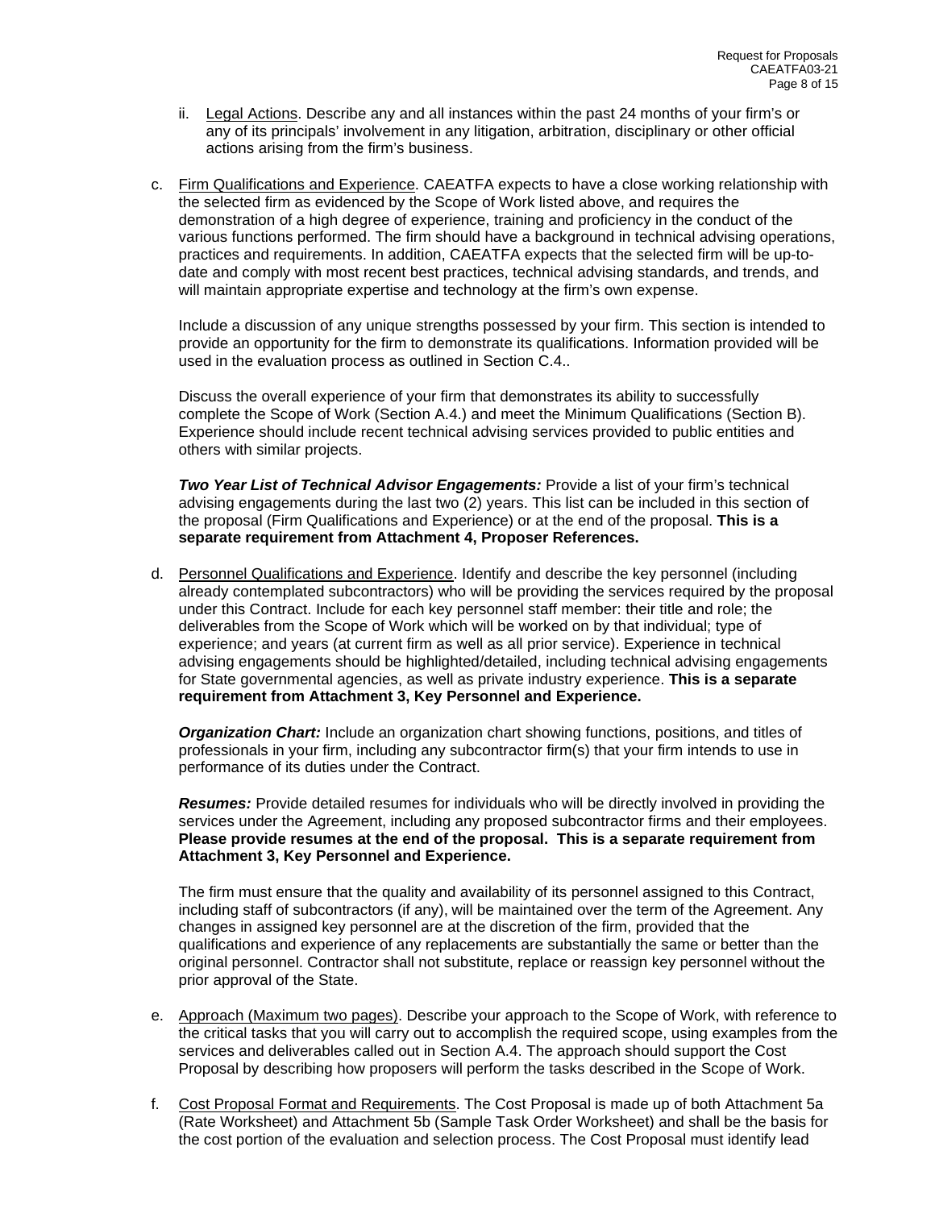ii. <u>Legal Actions</u>. Describe any and all instances within the past 24 months of your firm's or any of its principals' involvement in any litigation, arbitration, disciplinary or other official actions arising from the firm's business.

c. <u>Firm Qualifications and Experience</u>. CAEATFA expects to have a close working relationship with the selected firm as evidenced by the Scope of Work listed above, and requires the demonstration of a high degree of experience, training and proficiency in the conduct of the various functions performed. The firm should have a background in technical advising operations, practices and requirements. In addition, CAEATFA expects that the selected firm will be up-to-date and comply with most recent best practices, technical advising standards, and trends, and will maintain appropriate expertise and technology at the firm's own expense.

   Include a discussion of any unique strengths possessed by your firm. This section is intended to provide an opportunity for the firm to demonstrate its qualifications. Information provided will be used in the evaluation process as outlined in Section C.4..

   Discuss the overall experience of your firm that demonstrates its ability to successfully complete the Scope of Work (Section A.4.) and meet the Minimum Qualifications (Section B). Experience should include recent technical advising services provided to public entities and others with similar projects.

   ***Two Year List of Technical Advisor Engagements:*** Provide a list of your firm's technical advising engagements during the last two (2) years. This list can be included in this section of the proposal (Firm Qualifications and Experience) or at the end of the proposal. **This is a separate requirement from Attachment 4, Proposer References.**

d. <u>Personnel Qualifications and Experience</u>. Identify and describe the key personnel (including already contemplated subcontractors) who will be providing the services required by the proposal under this Contract. Include for each key personnel staff member: their title and role; the deliverables from the Scope of Work which will be worked on by that individual; type of experience; and years (at current firm as well as all prior service). Experience in technical advising engagements should be highlighted/detailed, including technical advising engagements for State governmental agencies, as well as private industry experience. **This is a separate requirement from Attachment 3, Key Personnel and Experience.**

   ***Organization Chart:*** Include an organization chart showing functions, positions, and titles of professionals in your firm, including any subcontractor firm(s) that your firm intends to use in performance of its duties under the Contract.

   ***Resumes:*** Provide detailed resumes for individuals who will be directly involved in providing the services under the Agreement, including any proposed subcontractor firms and their employees. **Please provide resumes at the end of the proposal. This is a separate requirement from Attachment 3, Key Personnel and Experience.**

   The firm must ensure that the quality and availability of its personnel assigned to this Contract, including staff of subcontractors (if any), will be maintained over the term of the Agreement. Any changes in assigned key personnel are at the discretion of the firm, provided that the qualifications and experience of any replacements are substantially the same or better than the original personnel. Contractor shall not substitute, replace or reassign key personnel without the prior approval of the State.

e. <u>Approach (Maximum two pages)</u>. Describe your approach to the Scope of Work, with reference to the critical tasks that you will carry out to accomplish the required scope, using examples from the services and deliverables called out in Section A.4. The approach should support the Cost Proposal by describing how proposers will perform the tasks described in the Scope of Work.

f. <u>Cost Proposal Format and Requirements</u>. The Cost Proposal is made up of both Attachment 5a (Rate Worksheet) and Attachment 5b (Sample Task Order Worksheet) and shall be the basis for the cost portion of the evaluation and selection process. The Cost Proposal must identify lead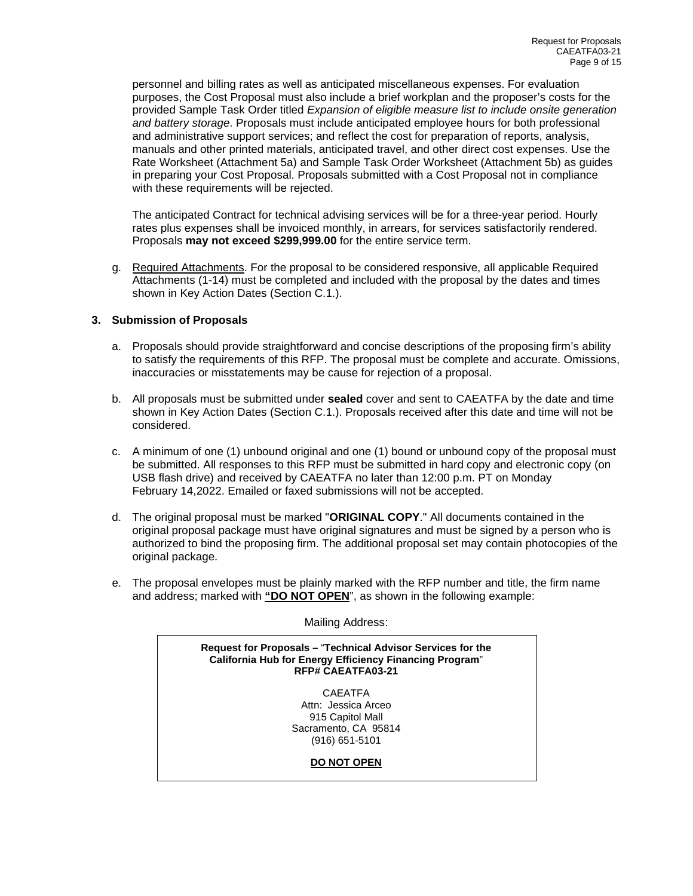personnel and billing rates as well as anticipated miscellaneous expenses. For evaluation purposes, the Cost Proposal must also include a brief workplan and the proposer's costs for the provided Sample Task Order titled *Expansion of eligible measure list to include onsite generation and battery storage*. Proposals must include anticipated employee hours for both professional and administrative support services; and reflect the cost for preparation of reports, analysis, manuals and other printed materials, anticipated travel, and other direct cost expenses. Use the Rate Worksheet (Attachment 5a) and Sample Task Order Worksheet (Attachment 5b) as guides in preparing your Cost Proposal. Proposals submitted with a Cost Proposal not in compliance with these requirements will be rejected.

The anticipated Contract for technical advising services will be for a three-year period. Hourly rates plus expenses shall be invoiced monthly, in arrears, for services satisfactorily rendered. Proposals **may not exceed $299,999.00** for the entire service term.

g. Required Attachments. For the proposal to be considered responsive, all applicable Required Attachments (1-14) must be completed and included with the proposal by the dates and times shown in Key Action Dates (Section C.1.).

### 3. Submission of Proposals

a. Proposals should provide straightforward and concise descriptions of the proposing firm's ability to satisfy the requirements of this RFP. The proposal must be complete and accurate. Omissions, inaccuracies or misstatements may be cause for rejection of a proposal.

b. All proposals must be submitted under **sealed** cover and sent to CAEATFA by the date and time shown in Key Action Dates (Section C.1.). Proposals received after this date and time will not be considered.

c. A minimum of one (1) unbound original and one (1) bound or unbound copy of the proposal must be submitted. All responses to this RFP must be submitted in hard copy and electronic copy (on USB flash drive) and received by CAEATFA no later than 12:00 p.m. PT on Monday February 14,2022. Emailed or faxed submissions will not be accepted.

d. The original proposal must be marked "**ORIGINAL COPY**." All documents contained in the original proposal package must have original signatures and must be signed by a person who is authorized to bind the proposing firm. The additional proposal set may contain photocopies of the original package.

e. The proposal envelopes must be plainly marked with the RFP number and title, the firm name and address; marked with **"DO NOT OPEN"**, as shown in the following example:

Mailing Address:

**Request for Proposals –** "**Technical Advisor Services for the California Hub for Energy Efficiency Financing Program**"
**RFP# CAEATFA03-21**

CAEATFA
Attn: Jessica Arceo
915 Capitol Mall
Sacramento, CA 95814
(916) 651-5101

**DO NOT OPEN**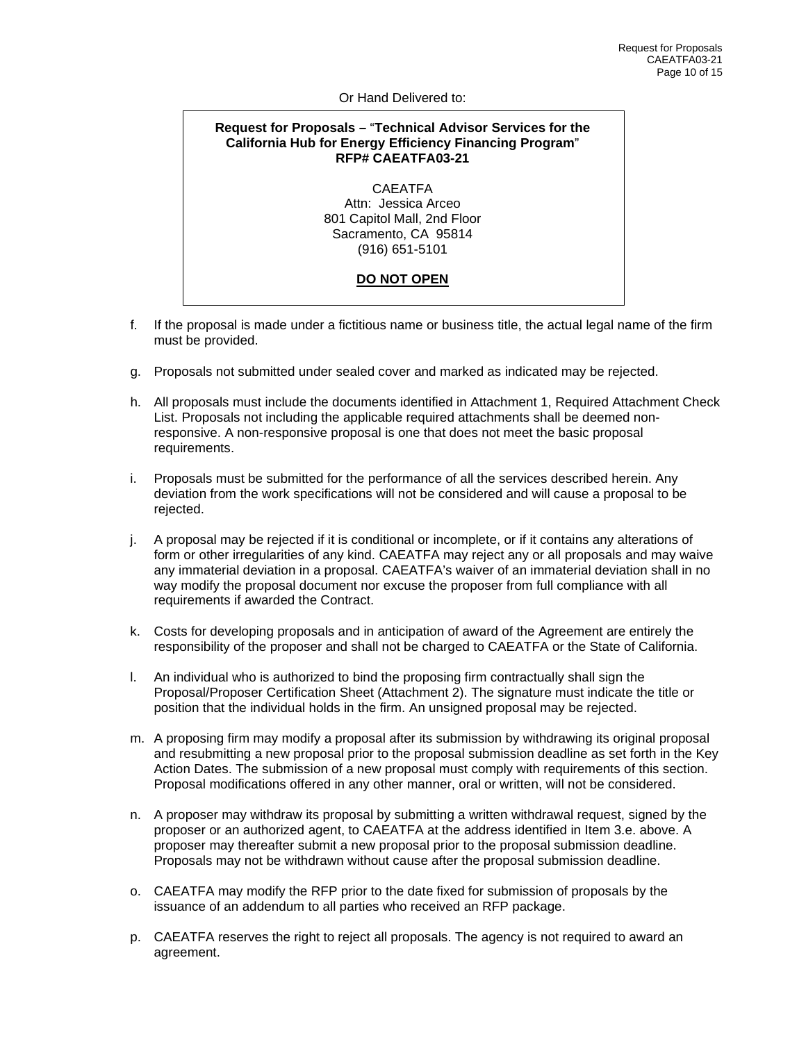Or Hand Delivered to:

> **Request for Proposals –** "**Technical Advisor Services for the California Hub for Energy Efficiency Financing Program**"
> **RFP# CAEATFA03-21**
>
> CAEATFA
> Attn: Jessica Arceo
> 801 Capitol Mall, 2nd Floor
> Sacramento, CA 95814
> (916) 651-5101
>
> **DO NOT OPEN**

f. If the proposal is made under a fictitious name or business title, the actual legal name of the firm must be provided.

g. Proposals not submitted under sealed cover and marked as indicated may be rejected.

h. All proposals must include the documents identified in Attachment 1, Required Attachment Check List. Proposals not including the applicable required attachments shall be deemed non-responsive. A non-responsive proposal is one that does not meet the basic proposal requirements.

i. Proposals must be submitted for the performance of all the services described herein. Any deviation from the work specifications will not be considered and will cause a proposal to be rejected.

j. A proposal may be rejected if it is conditional or incomplete, or if it contains any alterations of form or other irregularities of any kind. CAEATFA may reject any or all proposals and may waive any immaterial deviation in a proposal. CAEATFA's waiver of an immaterial deviation shall in no way modify the proposal document nor excuse the proposer from full compliance with all requirements if awarded the Contract.

k. Costs for developing proposals and in anticipation of award of the Agreement are entirely the responsibility of the proposer and shall not be charged to CAEATFA or the State of California.

l. An individual who is authorized to bind the proposing firm contractually shall sign the Proposal/Proposer Certification Sheet (Attachment 2). The signature must indicate the title or position that the individual holds in the firm. An unsigned proposal may be rejected.

m. A proposing firm may modify a proposal after its submission by withdrawing its original proposal and resubmitting a new proposal prior to the proposal submission deadline as set forth in the Key Action Dates. The submission of a new proposal must comply with requirements of this section. Proposal modifications offered in any other manner, oral or written, will not be considered.

n. A proposer may withdraw its proposal by submitting a written withdrawal request, signed by the proposer or an authorized agent, to CAEATFA at the address identified in Item 3.e. above. A proposer may thereafter submit a new proposal prior to the proposal submission deadline. Proposals may not be withdrawn without cause after the proposal submission deadline.

o. CAEATFA may modify the RFP prior to the date fixed for submission of proposals by the issuance of an addendum to all parties who received an RFP package.

p. CAEATFA reserves the right to reject all proposals. The agency is not required to award an agreement.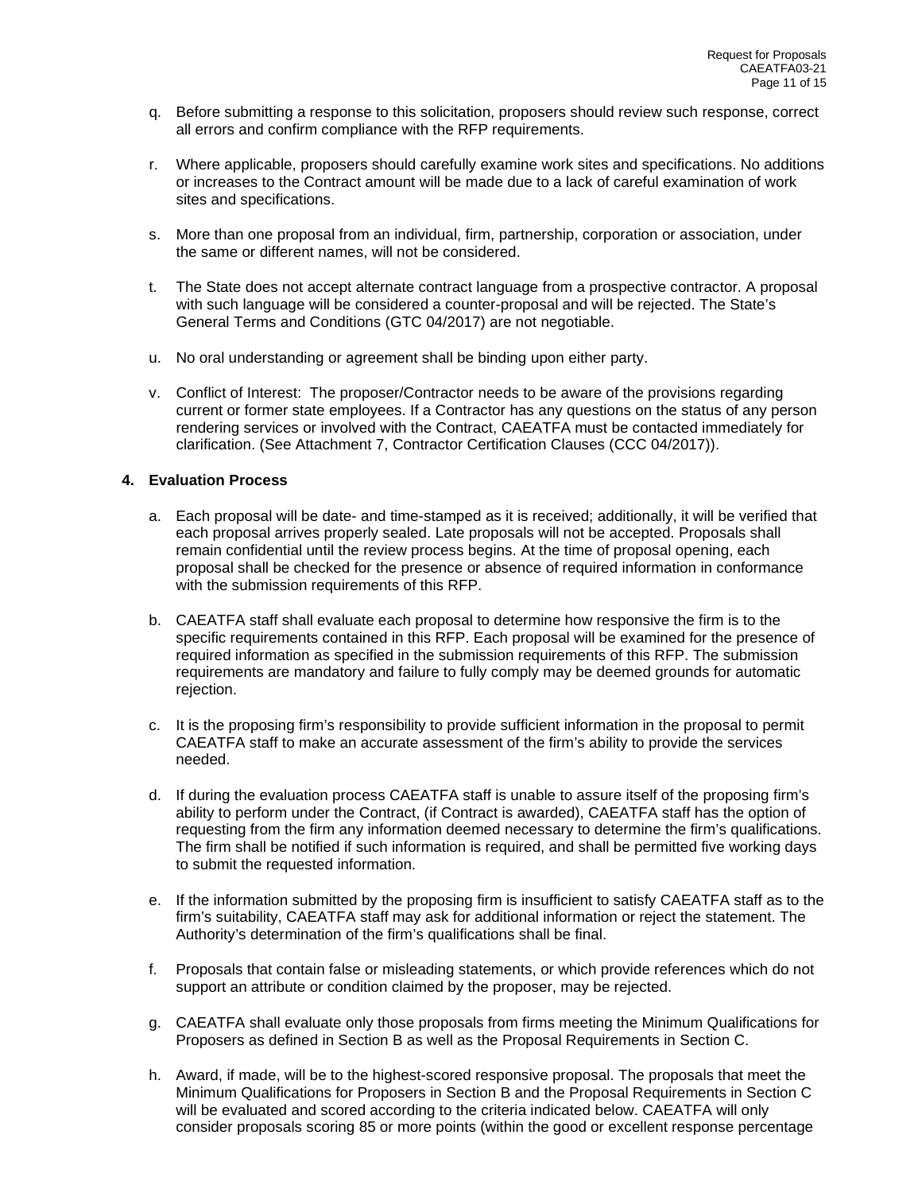q. Before submitting a response to this solicitation, proposers should review such response, correct all errors and confirm compliance with the RFP requirements.

r. Where applicable, proposers should carefully examine work sites and specifications. No additions or increases to the Contract amount will be made due to a lack of careful examination of work sites and specifications.

s. More than one proposal from an individual, firm, partnership, corporation or association, under the same or different names, will not be considered.

t. The State does not accept alternate contract language from a prospective contractor. A proposal with such language will be considered a counter-proposal and will be rejected. The State's General Terms and Conditions (GTC 04/2017) are not negotiable.

u. No oral understanding or agreement shall be binding upon either party.

v. Conflict of Interest: The proposer/Contractor needs to be aware of the provisions regarding current or former state employees. If a Contractor has any questions on the status of any person rendering services or involved with the Contract, CAEATFA must be contacted immediately for clarification. (See Attachment 7, Contractor Certification Clauses (CCC 04/2017)).

**4. Evaluation Process**

a. Each proposal will be date- and time-stamped as it is received; additionally, it will be verified that each proposal arrives properly sealed. Late proposals will not be accepted. Proposals shall remain confidential until the review process begins. At the time of proposal opening, each proposal shall be checked for the presence or absence of required information in conformance with the submission requirements of this RFP.

b. CAEATFA staff shall evaluate each proposal to determine how responsive the firm is to the specific requirements contained in this RFP. Each proposal will be examined for the presence of required information as specified in the submission requirements of this RFP. The submission requirements are mandatory and failure to fully comply may be deemed grounds for automatic rejection.

c. It is the proposing firm's responsibility to provide sufficient information in the proposal to permit CAEATFA staff to make an accurate assessment of the firm's ability to provide the services needed.

d. If during the evaluation process CAEATFA staff is unable to assure itself of the proposing firm's ability to perform under the Contract, (if Contract is awarded), CAEATFA staff has the option of requesting from the firm any information deemed necessary to determine the firm's qualifications. The firm shall be notified if such information is required, and shall be permitted five working days to submit the requested information.

e. If the information submitted by the proposing firm is insufficient to satisfy CAEATFA staff as to the firm's suitability, CAEATFA staff may ask for additional information or reject the statement. The Authority's determination of the firm's qualifications shall be final.

f. Proposals that contain false or misleading statements, or which provide references which do not support an attribute or condition claimed by the proposer, may be rejected.

g. CAEATFA shall evaluate only those proposals from firms meeting the Minimum Qualifications for Proposers as defined in Section B as well as the Proposal Requirements in Section C.

h. Award, if made, will be to the highest-scored responsive proposal. The proposals that meet the Minimum Qualifications for Proposers in Section B and the Proposal Requirements in Section C will be evaluated and scored according to the criteria indicated below. CAEATFA will only consider proposals scoring 85 or more points (within the good or excellent response percentage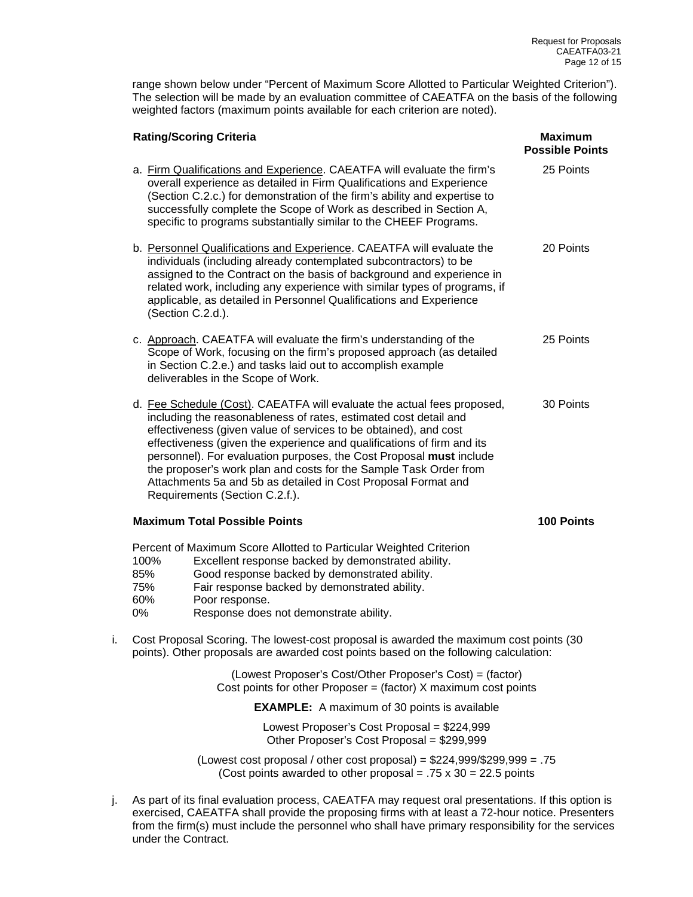range shown below under "Percent of Maximum Score Allotted to Particular Weighted Criterion"). The selection will be made by an evaluation committee of CAEATFA on the basis of the following weighted factors (maximum points available for each criterion are noted).

| Rating/Scoring Criteria | Maximum Possible Points |
|---|---|
| a. Firm Qualifications and Experience. CAEATFA will evaluate the firm's overall experience as detailed in Firm Qualifications and Experience (Section C.2.c.) for demonstration of the firm's ability and expertise to successfully complete the Scope of Work as described in Section A, specific to programs substantially similar to the CHEEF Programs. | 25 Points |
| b. Personnel Qualifications and Experience. CAEATFA will evaluate the individuals (including already contemplated subcontractors) to be assigned to the Contract on the basis of background and experience in related work, including any experience with similar types of programs, if applicable, as detailed in Personnel Qualifications and Experience (Section C.2.d.). | 20 Points |
| c. Approach. CAEATFA will evaluate the firm's understanding of the Scope of Work, focusing on the firm's proposed approach (as detailed in Section C.2.e.) and tasks laid out to accomplish example deliverables in the Scope of Work. | 25 Points |
| d. Fee Schedule (Cost). CAEATFA will evaluate the actual fees proposed, including the reasonableness of rates, estimated cost detail and effectiveness (given value of services to be obtained), and cost effectiveness (given the experience and qualifications of firm and its personnel). For evaluation purposes, the Cost Proposal **must** include the proposer's work plan and costs for the Sample Task Order from Attachments 5a and 5b as detailed in Cost Proposal Format and Requirements (Section C.2.f.). | 30 Points |
| **Maximum Total Possible Points** | **100 Points** |

Percent of Maximum Score Allotted to Particular Weighted Criterion

| | |
|---|---|
| 100% | Excellent response backed by demonstrated ability. |
| 85% | Good response backed by demonstrated ability. |
| 75% | Fair response backed by demonstrated ability. |
| 60% | Poor response. |
| 0% | Response does not demonstrate ability. |

i. Cost Proposal Scoring. The lowest-cost proposal is awarded the maximum cost points (30 points). Other proposals are awarded cost points based on the following calculation:

(Lowest Proposer's Cost/Other Proposer's Cost) = (factor)
Cost points for other Proposer = (factor) X maximum cost points

**EXAMPLE:** A maximum of 30 points is available

Lowest Proposer's Cost Proposal = $224,999
Other Proposer's Cost Proposal = $299,999

(Lowest cost proposal / other cost proposal) = $224,999/$299,999 = .75
(Cost points awarded to other proposal = .75 x 30 = 22.5 points

j. As part of its final evaluation process, CAEATFA may request oral presentations. If this option is exercised, CAEATFA shall provide the proposing firms with at least a 72-hour notice. Presenters from the firm(s) must include the personnel who shall have primary responsibility for the services under the Contract.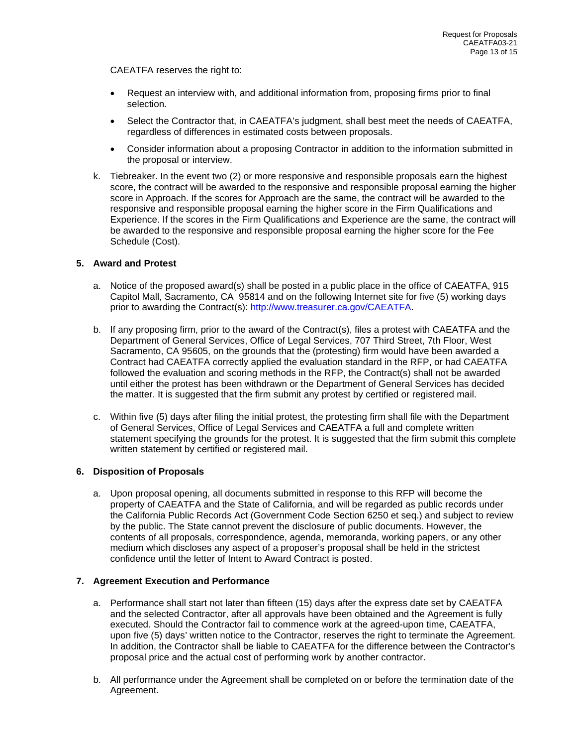CAEATFA reserves the right to:

- Request an interview with, and additional information from, proposing firms prior to final selection.
- Select the Contractor that, in CAEATFA's judgment, shall best meet the needs of CAEATFA, regardless of differences in estimated costs between proposals.
- Consider information about a proposing Contractor in addition to the information submitted in the proposal or interview.

k. Tiebreaker. In the event two (2) or more responsive and responsible proposals earn the highest score, the contract will be awarded to the responsive and responsible proposal earning the higher score in Approach. If the scores for Approach are the same, the contract will be awarded to the responsive and responsible proposal earning the higher score in the Firm Qualifications and Experience. If the scores in the Firm Qualifications and Experience are the same, the contract will be awarded to the responsive and responsible proposal earning the higher score for the Fee Schedule (Cost).

### 5. Award and Protest

a. Notice of the proposed award(s) shall be posted in a public place in the office of CAEATFA, 915 Capitol Mall, Sacramento, CA 95814 and on the following Internet site for five (5) working days prior to awarding the Contract(s): http://www.treasurer.ca.gov/CAEATFA.

b. If any proposing firm, prior to the award of the Contract(s), files a protest with CAEATFA and the Department of General Services, Office of Legal Services, 707 Third Street, 7th Floor, West Sacramento, CA 95605, on the grounds that the (protesting) firm would have been awarded a Contract had CAEATFA correctly applied the evaluation standard in the RFP, or had CAEATFA followed the evaluation and scoring methods in the RFP, the Contract(s) shall not be awarded until either the protest has been withdrawn or the Department of General Services has decided the matter. It is suggested that the firm submit any protest by certified or registered mail.

c. Within five (5) days after filing the initial protest, the protesting firm shall file with the Department of General Services, Office of Legal Services and CAEATFA a full and complete written statement specifying the grounds for the protest. It is suggested that the firm submit this complete written statement by certified or registered mail.

### 6. Disposition of Proposals

a. Upon proposal opening, all documents submitted in response to this RFP will become the property of CAEATFA and the State of California, and will be regarded as public records under the California Public Records Act (Government Code Section 6250 et seq.) and subject to review by the public. The State cannot prevent the disclosure of public documents. However, the contents of all proposals, correspondence, agenda, memoranda, working papers, or any other medium which discloses any aspect of a proposer's proposal shall be held in the strictest confidence until the letter of Intent to Award Contract is posted.

### 7. Agreement Execution and Performance

a. Performance shall start not later than fifteen (15) days after the express date set by CAEATFA and the selected Contractor, after all approvals have been obtained and the Agreement is fully executed. Should the Contractor fail to commence work at the agreed-upon time, CAEATFA, upon five (5) days' written notice to the Contractor, reserves the right to terminate the Agreement. In addition, the Contractor shall be liable to CAEATFA for the difference between the Contractor's proposal price and the actual cost of performing work by another contractor.

b. All performance under the Agreement shall be completed on or before the termination date of the Agreement.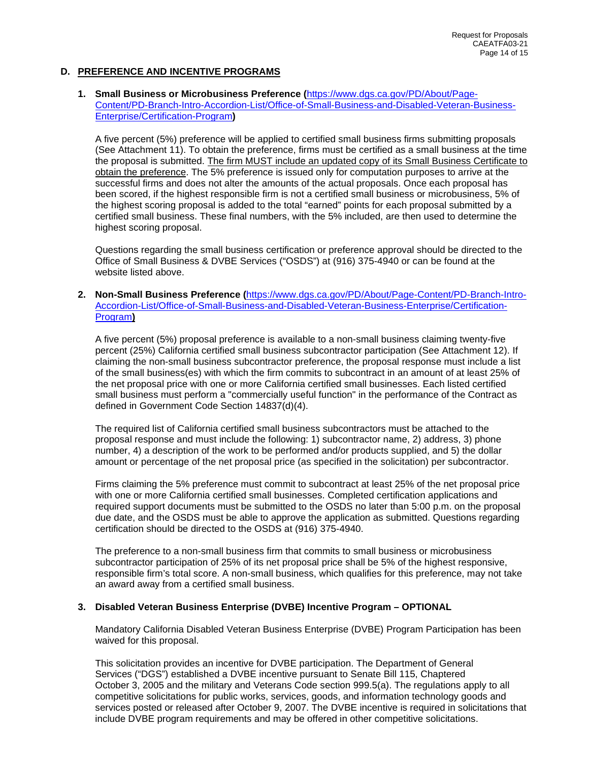## D. PREFERENCE AND INCENTIVE PROGRAMS

1. **Small Business or Microbusiness Preference (**[https://www.dgs.ca.gov/PD/About/Page-Content/PD-Branch-Intro-Accordion-List/Office-of-Small-Business-and-Disabled-Veteran-Business-Enterprise/Certification-Program](https://www.dgs.ca.gov/PD/About/Page-Content/PD-Branch-Intro-Accordion-List/Office-of-Small-Business-and-Disabled-Veteran-Business-Enterprise/Certification-Program)**)**

   A five percent (5%) preference will be applied to certified small business firms submitting proposals (See Attachment 11). To obtain the preference, firms must be certified as a small business at the time the proposal is submitted. <u>The firm MUST include an updated copy of its Small Business Certificate to obtain the preference</u>. The 5% preference is issued only for computation purposes to arrive at the successful firms and does not alter the amounts of the actual proposals. Once each proposal has been scored, if the highest responsible firm is not a certified small business or microbusiness, 5% of the highest scoring proposal is added to the total "earned" points for each proposal submitted by a certified small business. These final numbers, with the 5% included, are then used to determine the highest scoring proposal.

   Questions regarding the small business certification or preference approval should be directed to the Office of Small Business & DVBE Services ("OSDS") at (916) 375-4940 or can be found at the website listed above.

2. **Non-Small Business Preference (**[https://www.dgs.ca.gov/PD/About/Page-Content/PD-Branch-Intro-Accordion-List/Office-of-Small-Business-and-Disabled-Veteran-Business-Enterprise/Certification-Program](https://www.dgs.ca.gov/PD/About/Page-Content/PD-Branch-Intro-Accordion-List/Office-of-Small-Business-and-Disabled-Veteran-Business-Enterprise/Certification-Program)**)**

   A five percent (5%) proposal preference is available to a non-small business claiming twenty-five percent (25%) California certified small business subcontractor participation (See Attachment 12). If claiming the non-small business subcontractor preference, the proposal response must include a list of the small business(es) with which the firm commits to subcontract in an amount of at least 25% of the net proposal price with one or more California certified small businesses. Each listed certified small business must perform a "commercially useful function" in the performance of the Contract as defined in Government Code Section 14837(d)(4).

   The required list of California certified small business subcontractors must be attached to the proposal response and must include the following: 1) subcontractor name, 2) address, 3) phone number, 4) a description of the work to be performed and/or products supplied, and 5) the dollar amount or percentage of the net proposal price (as specified in the solicitation) per subcontractor.

   Firms claiming the 5% preference must commit to subcontract at least 25% of the net proposal price with one or more California certified small businesses. Completed certification applications and required support documents must be submitted to the OSDS no later than 5:00 p.m. on the proposal due date, and the OSDS must be able to approve the application as submitted. Questions regarding certification should be directed to the OSDS at (916) 375-4940.

   The preference to a non-small business firm that commits to small business or microbusiness subcontractor participation of 25% of its net proposal price shall be 5% of the highest responsive, responsible firm's total score. A non-small business, which qualifies for this preference, may not take an award away from a certified small business.

3. **Disabled Veteran Business Enterprise (DVBE) Incentive Program – OPTIONAL**

   Mandatory California Disabled Veteran Business Enterprise (DVBE) Program Participation has been waived for this proposal.

   This solicitation provides an incentive for DVBE participation. The Department of General Services ("DGS") established a DVBE incentive pursuant to Senate Bill 115, Chaptered October 3, 2005 and the military and Veterans Code section 999.5(a). The regulations apply to all competitive solicitations for public works, services, goods, and information technology goods and services posted or released after October 9, 2007. The DVBE incentive is required in solicitations that include DVBE program requirements and may be offered in other competitive solicitations.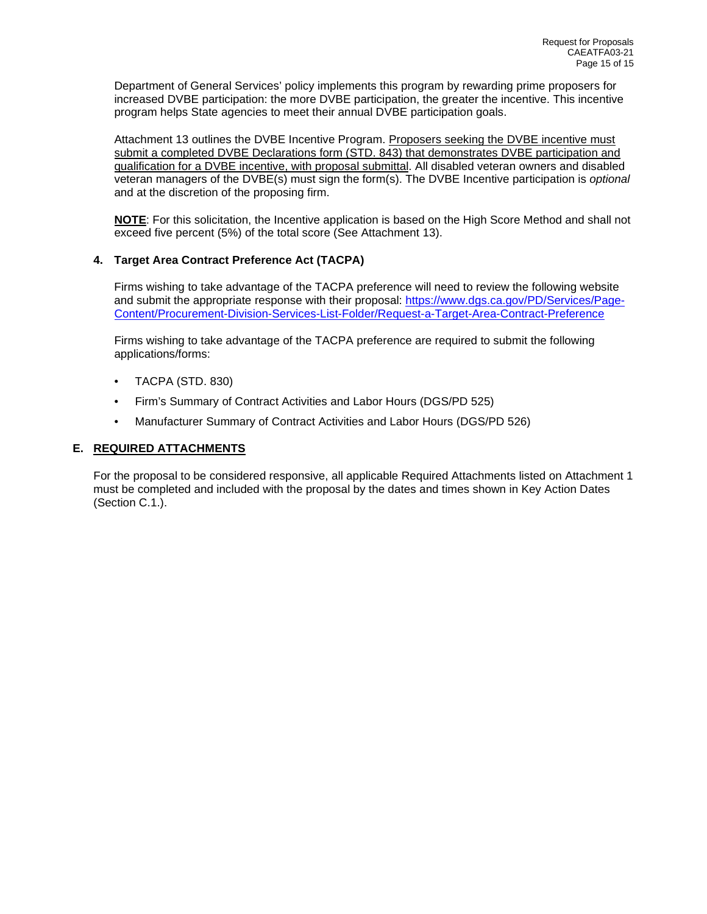Department of General Services' policy implements this program by rewarding prime proposers for increased DVBE participation: the more DVBE participation, the greater the incentive. This incentive program helps State agencies to meet their annual DVBE participation goals.

Attachment 13 outlines the DVBE Incentive Program. <u>Proposers seeking the DVBE incentive must submit a completed DVBE Declarations form (STD. 843) that demonstrates DVBE participation and qualification for a DVBE incentive, with proposal submittal</u>. All disabled veteran owners and disabled veteran managers of the DVBE(s) must sign the form(s). The DVBE Incentive participation is *optional* and at the discretion of the proposing firm.

**<u>NOTE</u>**: For this solicitation, the Incentive application is based on the High Score Method and shall not exceed five percent (5%) of the total score (See Attachment 13).

### 4. Target Area Contract Preference Act (TACPA)

Firms wishing to take advantage of the TACPA preference will need to review the following website and submit the appropriate response with their proposal: https://www.dgs.ca.gov/PD/Services/Page-Content/Procurement-Division-Services-List-Folder/Request-a-Target-Area-Contract-Preference

Firms wishing to take advantage of the TACPA preference are required to submit the following applications/forms:

- TACPA (STD. 830)
- Firm's Summary of Contract Activities and Labor Hours (DGS/PD 525)
- Manufacturer Summary of Contract Activities and Labor Hours (DGS/PD 526)

## E. <u>REQUIRED ATTACHMENTS</u>

For the proposal to be considered responsive, all applicable Required Attachments listed on Attachment 1 must be completed and included with the proposal by the dates and times shown in Key Action Dates (Section C.1.).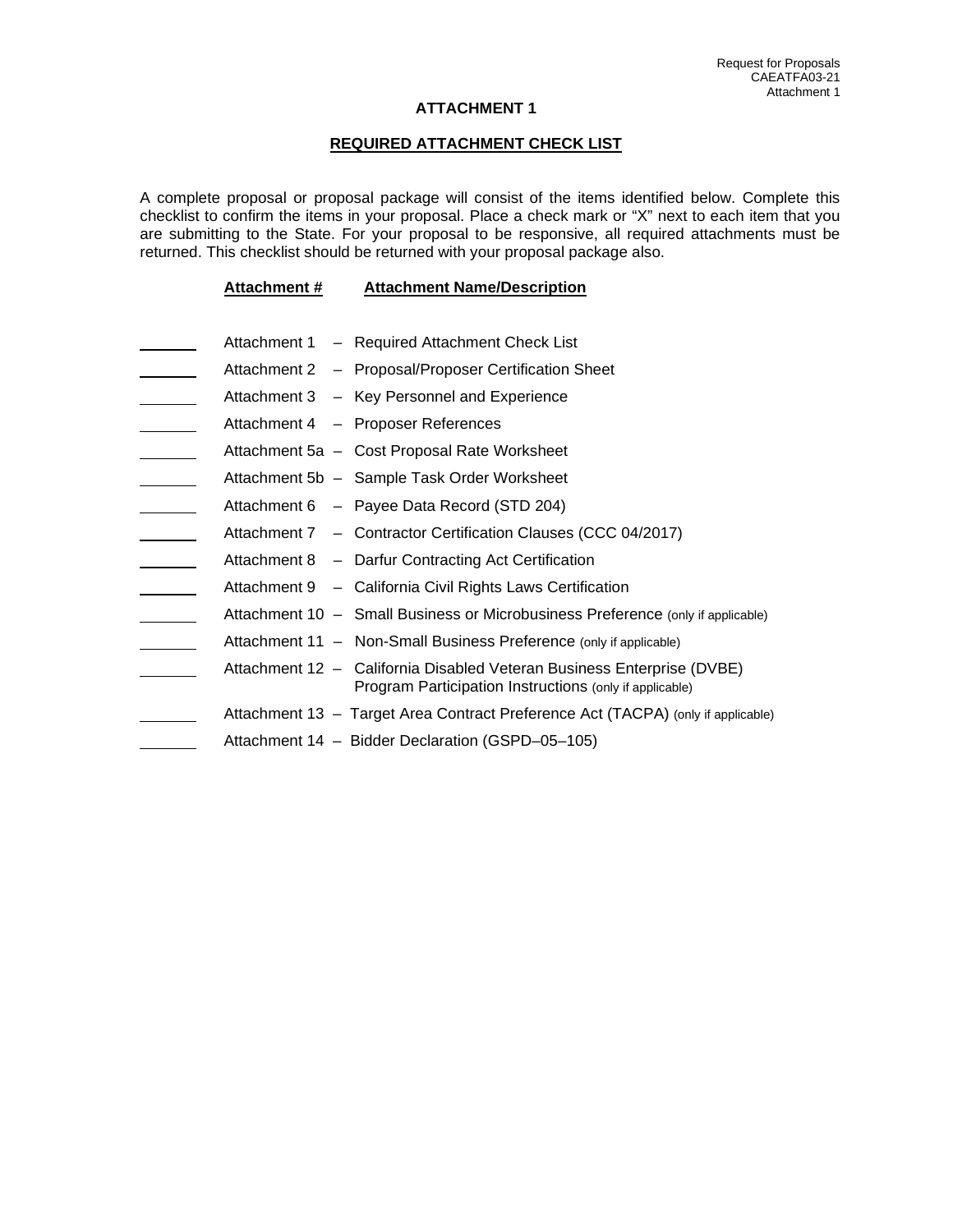# ATTACHMENT 1

## REQUIRED ATTACHMENT CHECK LIST

A complete proposal or proposal package will consist of the items identified below. Complete this checklist to confirm the items in your proposal. Place a check mark or "X" next to each item that you are submitting to the State. For your proposal to be responsive, all required attachments must be returned. This checklist should be returned with your proposal package also.

| | Attachment # | Attachment Name/Description |
|---|---|---|
| _______ | Attachment 1 | – Required Attachment Check List |
| _______ | Attachment 2 | – Proposal/Proposer Certification Sheet |
| _______ | Attachment 3 | – Key Personnel and Experience |
| _______ | Attachment 4 | – Proposer References |
| _______ | Attachment 5a | – Cost Proposal Rate Worksheet |
| _______ | Attachment 5b | – Sample Task Order Worksheet |
| _______ | Attachment 6 | – Payee Data Record (STD 204) |
| _______ | Attachment 7 | – Contractor Certification Clauses (CCC 04/2017) |
| _______ | Attachment 8 | – Darfur Contracting Act Certification |
| _______ | Attachment 9 | – California Civil Rights Laws Certification |
| _______ | Attachment 10 | – Small Business or Microbusiness Preference (only if applicable) |
| _______ | Attachment 11 | – Non-Small Business Preference (only if applicable) |
| _______ | Attachment 12 | – California Disabled Veteran Business Enterprise (DVBE) Program Participation Instructions (only if applicable) |
| _______ | Attachment 13 | – Target Area Contract Preference Act (TACPA) (only if applicable) |
| _______ | Attachment 14 | – Bidder Declaration (GSPD–05–105) |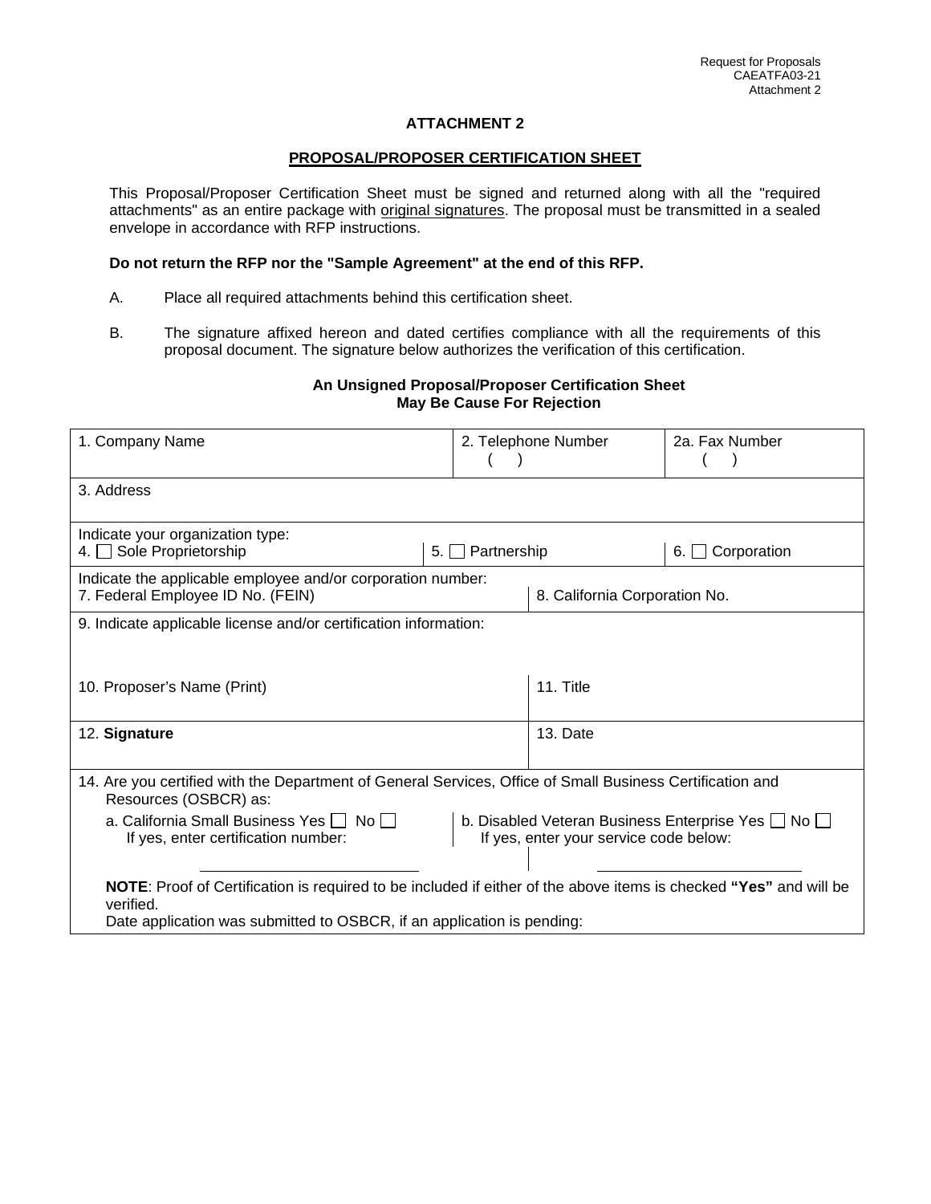Request for Proposals
CAEATFA03-21
Attachment 2

# ATTACHMENT 2

## PROPOSAL/PROPOSER CERTIFICATION SHEET

This Proposal/Proposer Certification Sheet must be signed and returned along with all the "required attachments" as an entire package with original signatures. The proposal must be transmitted in a sealed envelope in accordance with RFP instructions.

**Do not return the RFP nor the "Sample Agreement" at the end of this RFP.**

A. Place all required attachments behind this certification sheet.

B. The signature affixed hereon and dated certifies compliance with all the requirements of this proposal document. The signature below authorizes the verification of this certification.

**An Unsigned Proposal/Proposer Certification Sheet May Be Cause For Rejection**

| 1. Company Name | 2. Telephone Number ( ) | 2a. Fax Number ( ) |
|---|---|---|
| 3. Address | | |
| Indicate your organization type: 4. ☐ Sole Proprietorship | 5. ☐ Partnership | 6. ☐ Corporation |
| Indicate the applicable employee and/or corporation number: 7. Federal Employee ID No. (FEIN) | 8. California Corporation No. | |
| 9. Indicate applicable license and/or certification information: | | |
| 10. Proposer's Name (Print) | 11. Title | |
| 12. **Signature** | 13. Date | |
| 14. Are you certified with the Department of General Services, Office of Small Business Certification and Resources (OSBCR) as: | | |
| a. California Small Business Yes ☐ No ☐ If yes, enter certification number: ____________ | b. Disabled Veteran Business Enterprise Yes ☐ No ☐ If yes, enter your service code below: ____________ | |
| **NOTE**: Proof of Certification is required to be included if either of the above items is checked **"Yes"** and will be verified. Date application was submitted to OSBCR, if an application is pending: | | |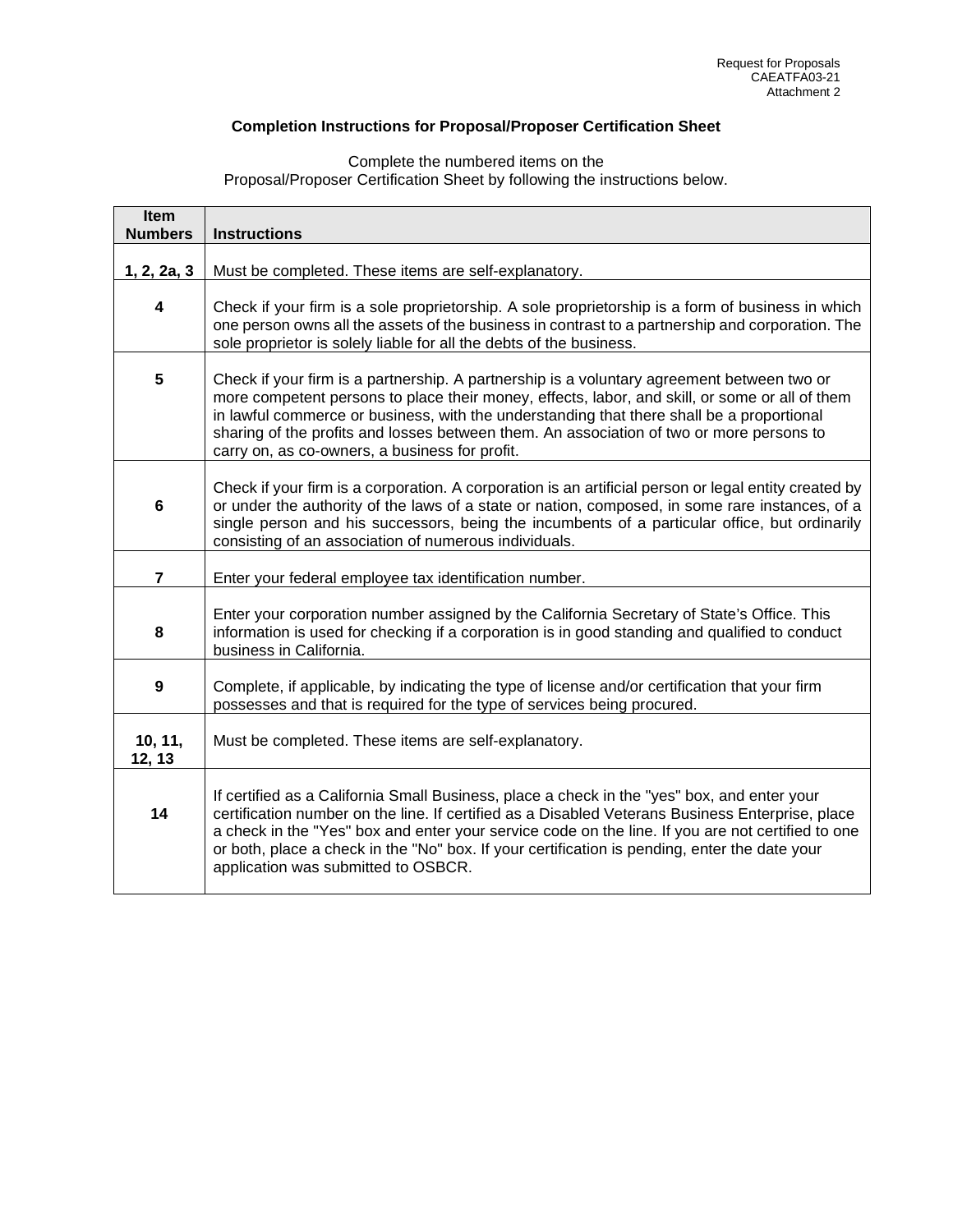# Completion Instructions for Proposal/Proposer Certification Sheet

Complete the numbered items on the
Proposal/Proposer Certification Sheet by following the instructions below.

| Item Numbers | Instructions |
|---|---|
| **1, 2, 2a, 3** | Must be completed. These items are self-explanatory. |
| **4** | Check if your firm is a sole proprietorship. A sole proprietorship is a form of business in which one person owns all the assets of the business in contrast to a partnership and corporation. The sole proprietor is solely liable for all the debts of the business. |
| **5** | Check if your firm is a partnership. A partnership is a voluntary agreement between two or more competent persons to place their money, effects, labor, and skill, or some or all of them in lawful commerce or business, with the understanding that there shall be a proportional sharing of the profits and losses between them. An association of two or more persons to carry on, as co-owners, a business for profit. |
| **6** | Check if your firm is a corporation. A corporation is an artificial person or legal entity created by or under the authority of the laws of a state or nation, composed, in some rare instances, of a single person and his successors, being the incumbents of a particular office, but ordinarily consisting of an association of numerous individuals. |
| **7** | Enter your federal employee tax identification number. |
| **8** | Enter your corporation number assigned by the California Secretary of State's Office. This information is used for checking if a corporation is in good standing and qualified to conduct business in California. |
| **9** | Complete, if applicable, by indicating the type of license and/or certification that your firm possesses and that is required for the type of services being procured. |
| **10, 11, 12, 13** | Must be completed. These items are self-explanatory. |
| **14** | If certified as a California Small Business, place a check in the "yes" box, and enter your certification number on the line. If certified as a Disabled Veterans Business Enterprise, place a check in the "Yes" box and enter your service code on the line. If you are not certified to one or both, place a check in the "No" box. If your certification is pending, enter the date your application was submitted to OSBCR. |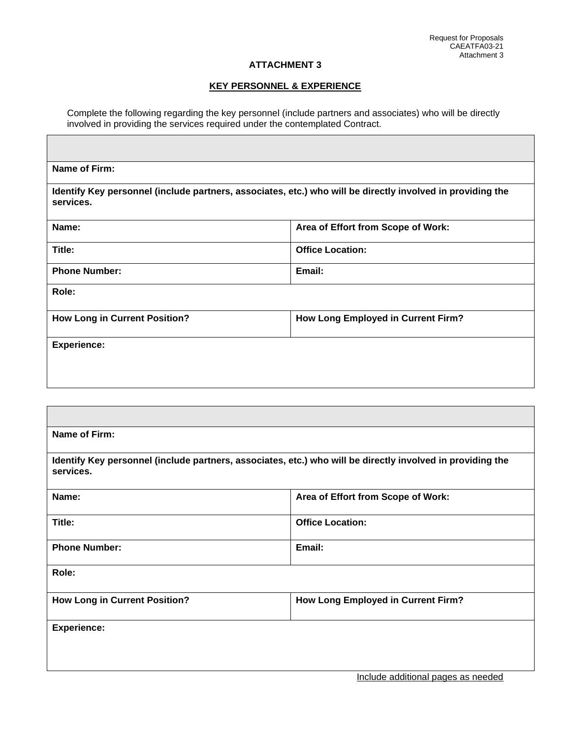Request for Proposals
CAEATFA03-21
Attachment 3

## ATTACHMENT 3

## KEY PERSONNEL & EXPERIENCE

Complete the following regarding the key personnel (include partners and associates) who will be directly involved in providing the services required under the contemplated Contract.

| | |
|---|---|
| **Name of Firm:** | |
| **Identify Key personnel (include partners, associates, etc.) who will be directly involved in providing the services.** | |
| **Name:** | **Area of Effort from Scope of Work:** |
| **Title:** | **Office Location:** |
| **Phone Number:** | **Email:** |
| **Role:** | |
| **How Long in Current Position?** | **How Long Employed in Current Firm?** |
| **Experience:** | |

| | |
|---|---|
| **Name of Firm:** | |
| **Identify Key personnel (include partners, associates, etc.) who will be directly involved in providing the services.** | |
| **Name:** | **Area of Effort from Scope of Work:** |
| **Title:** | **Office Location:** |
| **Phone Number:** | **Email:** |
| **Role:** | |
| **How Long in Current Position?** | **How Long Employed in Current Firm?** |
| **Experience:** | |

Include additional pages as needed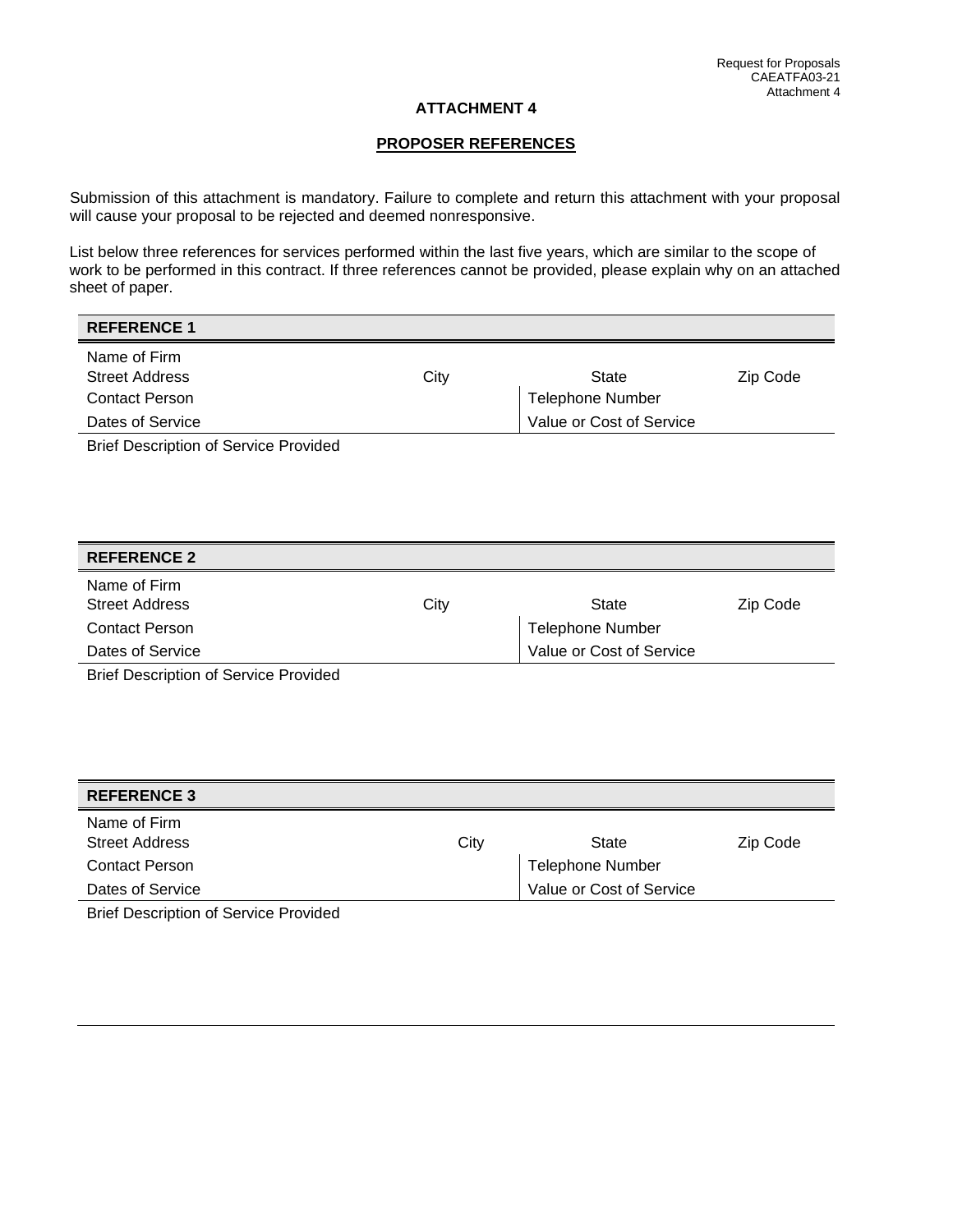Request for Proposals
CAEATFA03-21
Attachment 4

## ATTACHMENT 4

## PROPOSER REFERENCES

Submission of this attachment is mandatory. Failure to complete and return this attachment with your proposal will cause your proposal to be rejected and deemed nonresponsive.

List below three references for services performed within the last five years, which are similar to the scope of work to be performed in this contract. If three references cannot be provided, please explain why on an attached sheet of paper.

**REFERENCE 1**

| Name of Firm | | | |
|---|---|---|---|
| Street Address | City | State | Zip Code |
| Contact Person | | Telephone Number | |
| Dates of Service | | Value or Cost of Service | |

Brief Description of Service Provided

**REFERENCE 2**

| Name of Firm | | | |
|---|---|---|---|
| Street Address | City | State | Zip Code |
| Contact Person | | Telephone Number | |
| Dates of Service | | Value or Cost of Service | |

Brief Description of Service Provided

**REFERENCE 3**

| Name of Firm | | | |
|---|---|---|---|
| Street Address | City | State | Zip Code |
| Contact Person | | Telephone Number | |
| Dates of Service | | Value or Cost of Service | |

Brief Description of Service Provided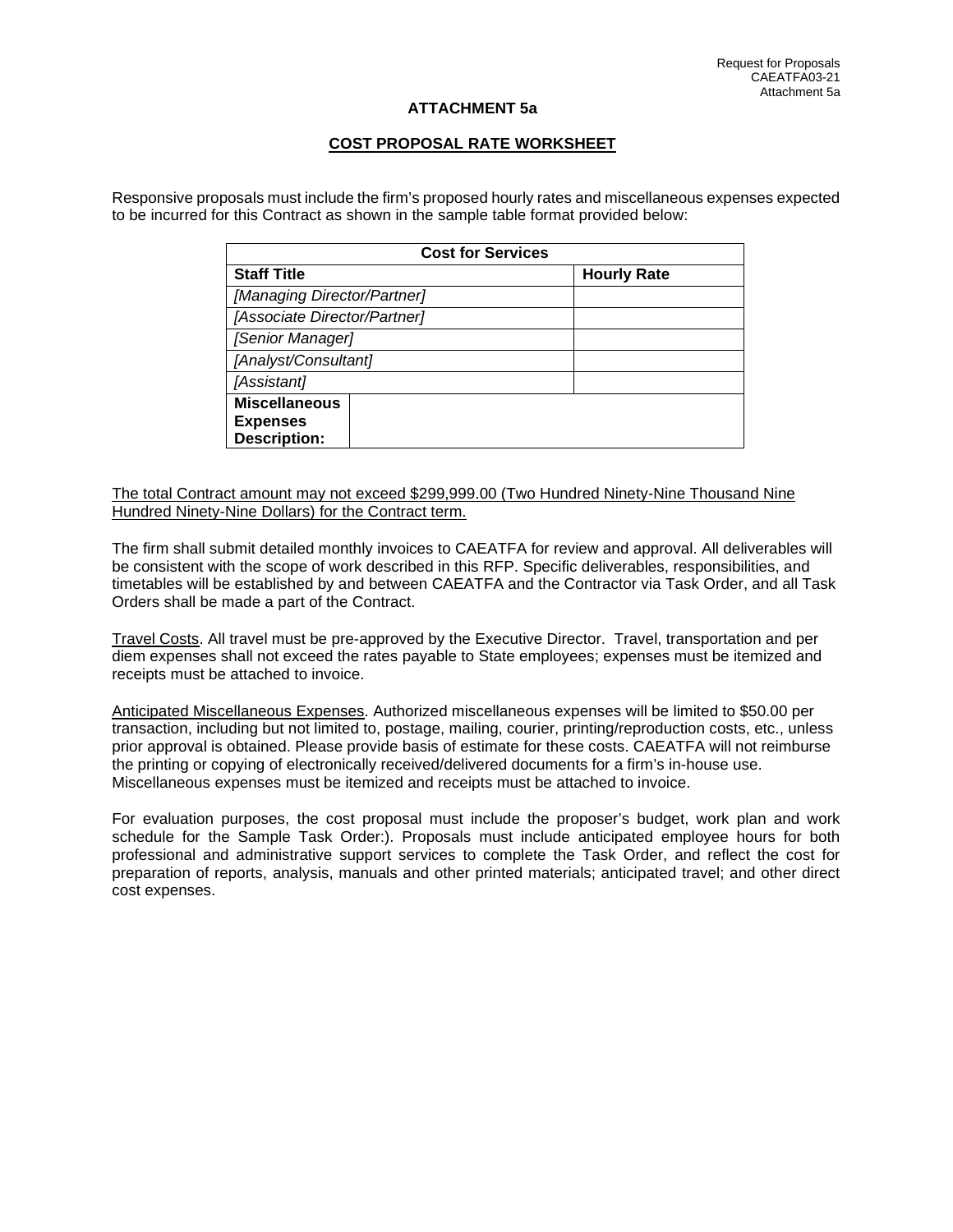## ATTACHMENT 5a

### COST PROPOSAL RATE WORKSHEET

Responsive proposals must include the firm's proposed hourly rates and miscellaneous expenses expected to be incurred for this Contract as shown in the sample table format provided below:

| **Cost for Services** | | |
|---|---|---|
| **Staff Title** | | **Hourly Rate** |
| *[Managing Director/Partner]* | | |
| *[Associate Director/Partner]* | | |
| *[Senior Manager]* | | |
| *[Analyst/Consultant]* | | |
| *[Assistant]* | | |
| **Miscellaneous Expenses Description:** | | |

<u>The total Contract amount may not exceed $299,999.00 (Two Hundred Ninety-Nine Thousand Nine Hundred Ninety-Nine Dollars) for the Contract term.</u>

The firm shall submit detailed monthly invoices to CAEATFA for review and approval. All deliverables will be consistent with the scope of work described in this RFP. Specific deliverables, responsibilities, and timetables will be established by and between CAEATFA and the Contractor via Task Order, and all Task Orders shall be made a part of the Contract.

<u>Travel Costs</u>. All travel must be pre-approved by the Executive Director. Travel, transportation and per diem expenses shall not exceed the rates payable to State employees; expenses must be itemized and receipts must be attached to invoice.

<u>Anticipated Miscellaneous Expenses</u>. Authorized miscellaneous expenses will be limited to $50.00 per transaction, including but not limited to, postage, mailing, courier, printing/reproduction costs, etc., unless prior approval is obtained. Please provide basis of estimate for these costs. CAEATFA will not reimburse the printing or copying of electronically received/delivered documents for a firm's in-house use. Miscellaneous expenses must be itemized and receipts must be attached to invoice.

For evaluation purposes, the cost proposal must include the proposer's budget, work plan and work schedule for the Sample Task Order:). Proposals must include anticipated employee hours for both professional and administrative support services to complete the Task Order, and reflect the cost for preparation of reports, analysis, manuals and other printed materials; anticipated travel; and other direct cost expenses.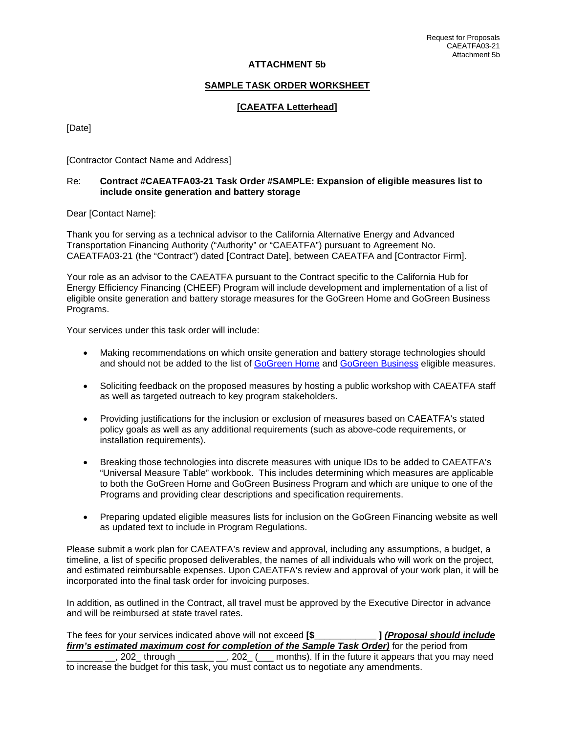# ATTACHMENT 5b

## SAMPLE TASK ORDER WORKSHEET

### [CAEATFA Letterhead]

[Date]

[Contractor Contact Name and Address]

Re: **Contract #CAEATFA03-21 Task Order #SAMPLE: Expansion of eligible measures list to include onsite generation and battery storage**

Dear [Contact Name]:

Thank you for serving as a technical advisor to the California Alternative Energy and Advanced Transportation Financing Authority ("Authority" or "CAEATFA") pursuant to Agreement No. CAEATFA03-21 (the "Contract") dated [Contract Date], between CAEATFA and [Contractor Firm].

Your role as an advisor to the CAEATFA pursuant to the Contract specific to the California Hub for Energy Efficiency Financing (CHEEF) Program will include development and implementation of a list of eligible onsite generation and battery storage measures for the GoGreen Home and GoGreen Business Programs.

Your services under this task order will include:

- Making recommendations on which onsite generation and battery storage technologies should and should not be added to the list of GoGreen Home and GoGreen Business eligible measures.
- Soliciting feedback on the proposed measures by hosting a public workshop with CAEATFA staff as well as targeted outreach to key program stakeholders.
- Providing justifications for the inclusion or exclusion of measures based on CAEATFA's stated policy goals as well as any additional requirements (such as above-code requirements, or installation requirements).
- Breaking those technologies into discrete measures with unique IDs to be added to CAEATFA's "Universal Measure Table" workbook. This includes determining which measures are applicable to both the GoGreen Home and GoGreen Business Program and which are unique to one of the Programs and providing clear descriptions and specification requirements.
- Preparing updated eligible measures lists for inclusion on the GoGreen Financing website as well as updated text to include in Program Regulations.

Please submit a work plan for CAEATFA's review and approval, including any assumptions, a budget, a timeline, a list of specific proposed deliverables, the names of all individuals who will work on the project, and estimated reimbursable expenses. Upon CAEATFA's review and approval of your work plan, it will be incorporated into the final task order for invoicing purposes.

In addition, as outlined in the Contract, all travel must be approved by the Executive Director in advance and will be reimbursed at state travel rates.

The fees for your services indicated above will not exceed **[$____________ ]** ***(Proposal should include firm's estimated maximum cost for completion of the Sample Task Order)*** for the period from _______ __, 202_ through _______ __, 202_ (___ months). If in the future it appears that you may need to increase the budget for this task, you must contact us to negotiate any amendments.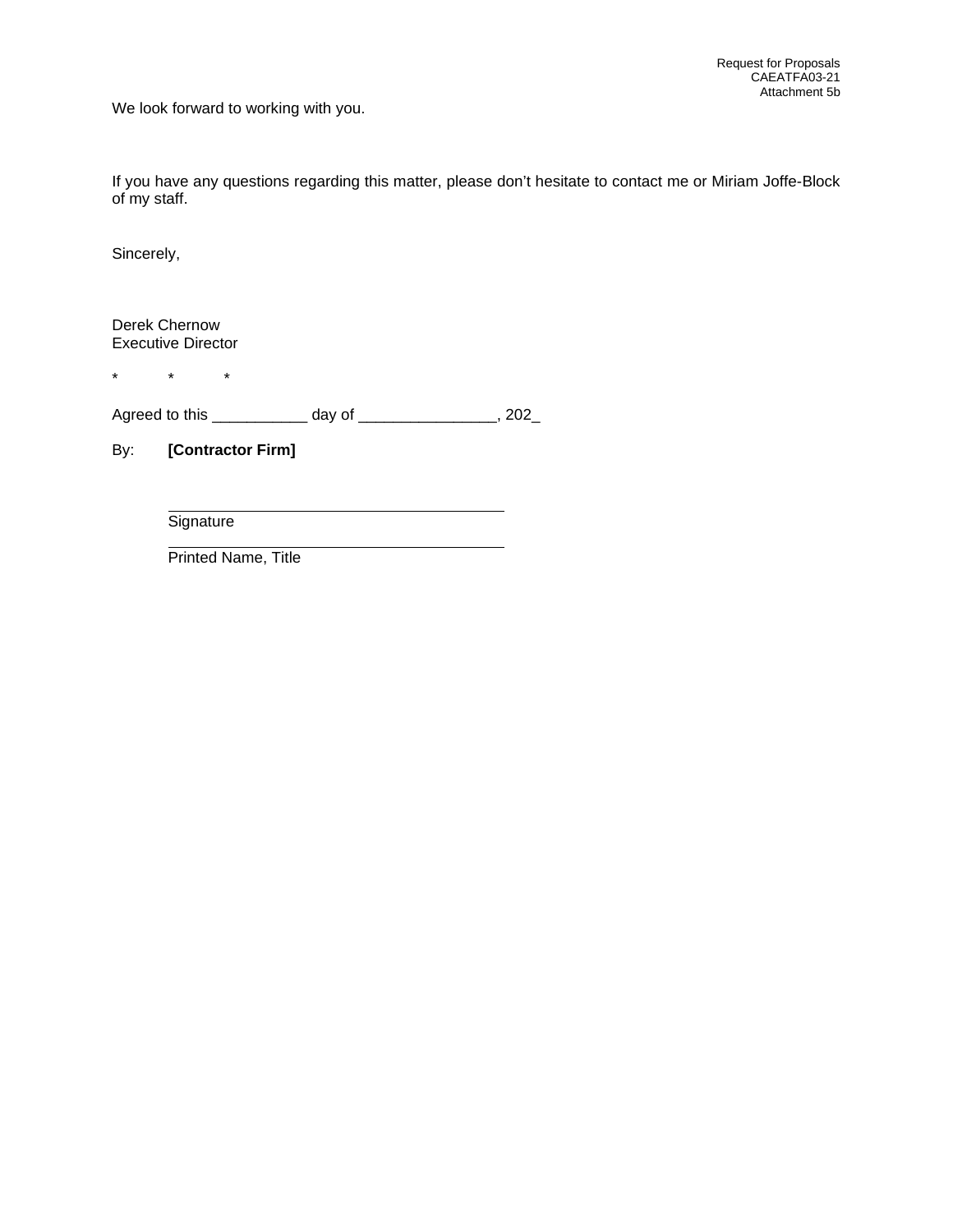We look forward to working with you.

If you have any questions regarding this matter, please don’t hesitate to contact me or Miriam Joffe-Block of my staff.

Sincerely,

Derek Chernow
Executive Director

\*           \*           \*

Agreed to this ___________ day of ________________, 202_

By: **[Contractor Firm]**

\_\_\_\_\_\_\_\_\_\_\_\_\_\_\_\_\_\_\_\_\_\_\_\_\_\_\_\_\_\_\_\_\_\_\_\_\_\_\_\_
Signature

\_\_\_\_\_\_\_\_\_\_\_\_\_\_\_\_\_\_\_\_\_\_\_\_\_\_\_\_\_\_\_\_\_\_\_\_\_\_\_\_
Printed Name, Title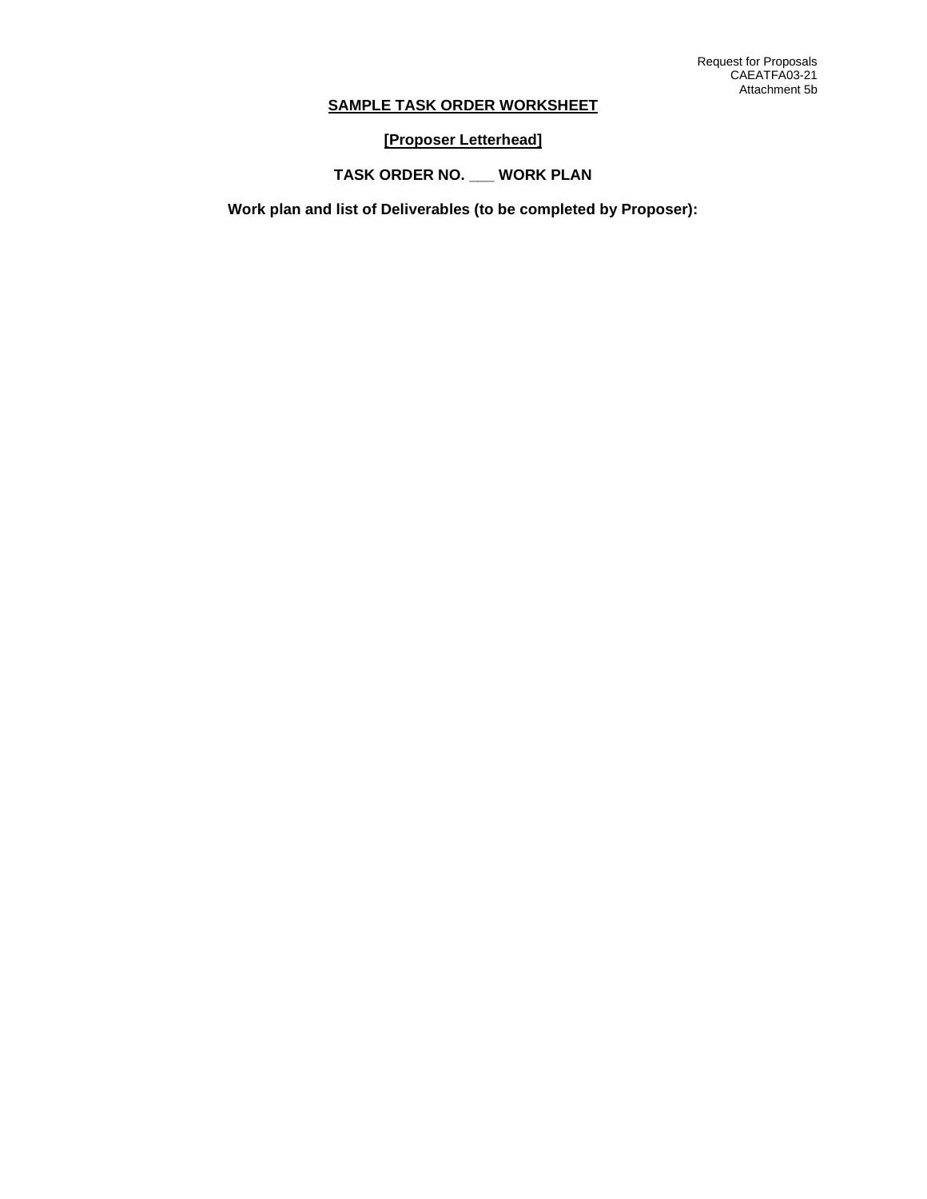Request for Proposals
CAEATFA03-21
Attachment 5b

# SAMPLE TASK ORDER WORKSHEET

**[Proposer Letterhead]**

**TASK ORDER NO. ___ WORK PLAN**

**Work plan and list of Deliverables (to be completed by Proposer):**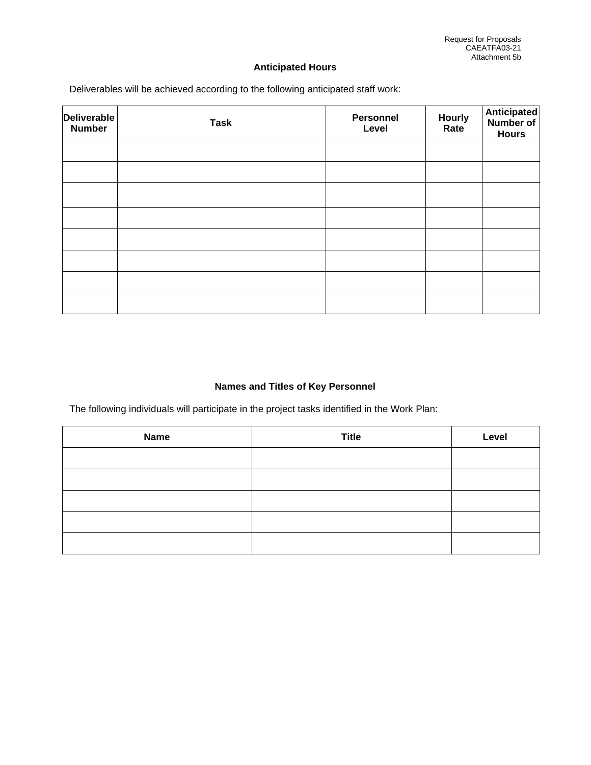Request for Proposals
CAEATFA03-21
Attachment 5b

## Anticipated Hours

Deliverables will be achieved according to the following anticipated staff work:

| Deliverable Number | Task | Personnel Level | Hourly Rate | Anticipated Number of Hours |
|---|---|---|---|---|
| | | | | |
| | | | | |
| | | | | |
| | | | | |
| | | | | |
| | | | | |
| | | | | |
| | | | | |

## Names and Titles of Key Personnel

The following individuals will participate in the project tasks identified in the Work Plan:

| Name | Title | Level |
|---|---|---|
| | | |
| | | |
| | | |
| | | |
| | | |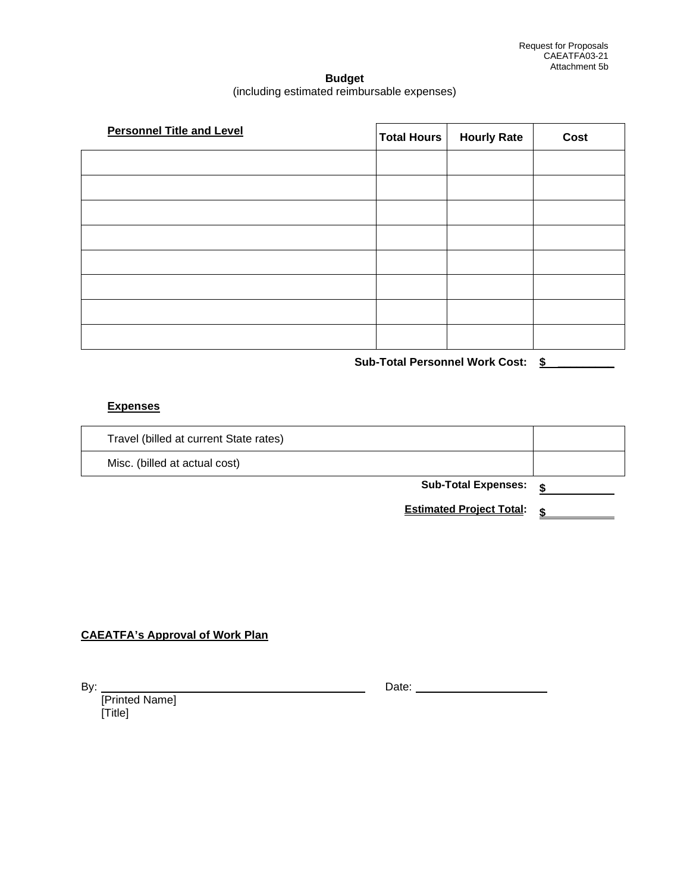Request for Proposals
CAEATFA03-21
Attachment 5b

## Budget

(including estimated reimbursable expenses)

| **Personnel Title and Level** | **Total Hours** | **Hourly Rate** | **Cost** |
|---|---|---|---|
| | | | |
| | | | |
| | | | |
| | | | |
| | | | |
| | | | |
| | | | |
| | | | |

**Sub-Total Personnel Work Cost: $ _________**

**Expenses**

| | |
|---|---|
| Travel (billed at current State rates) | |
| Misc. (billed at actual cost) | |

**Sub-Total Expenses: $ _________**

**Estimated Project Total: $ _________**

**CAEATFA's Approval of Work Plan**

By: ______________________________ Date: ________________

[Printed Name]
[Title]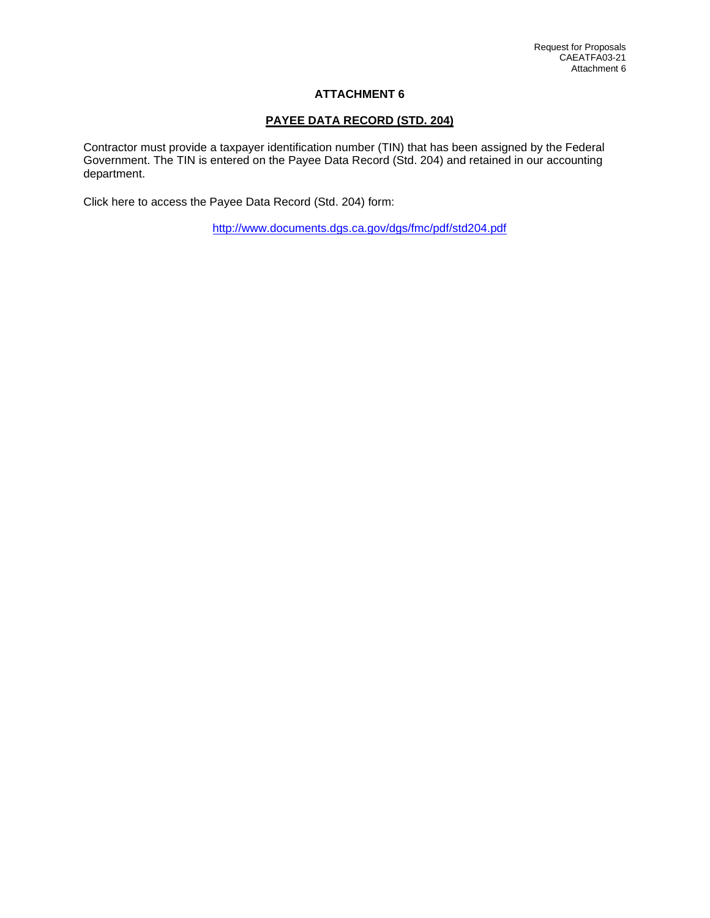# ATTACHMENT 6

## PAYEE DATA RECORD (STD. 204)

Contractor must provide a taxpayer identification number (TIN) that has been assigned by the Federal Government. The TIN is entered on the Payee Data Record (Std. 204) and retained in our accounting department.

Click here to access the Payee Data Record (Std. 204) form:

http://www.documents.dgs.ca.gov/dgs/fmc/pdf/std204.pdf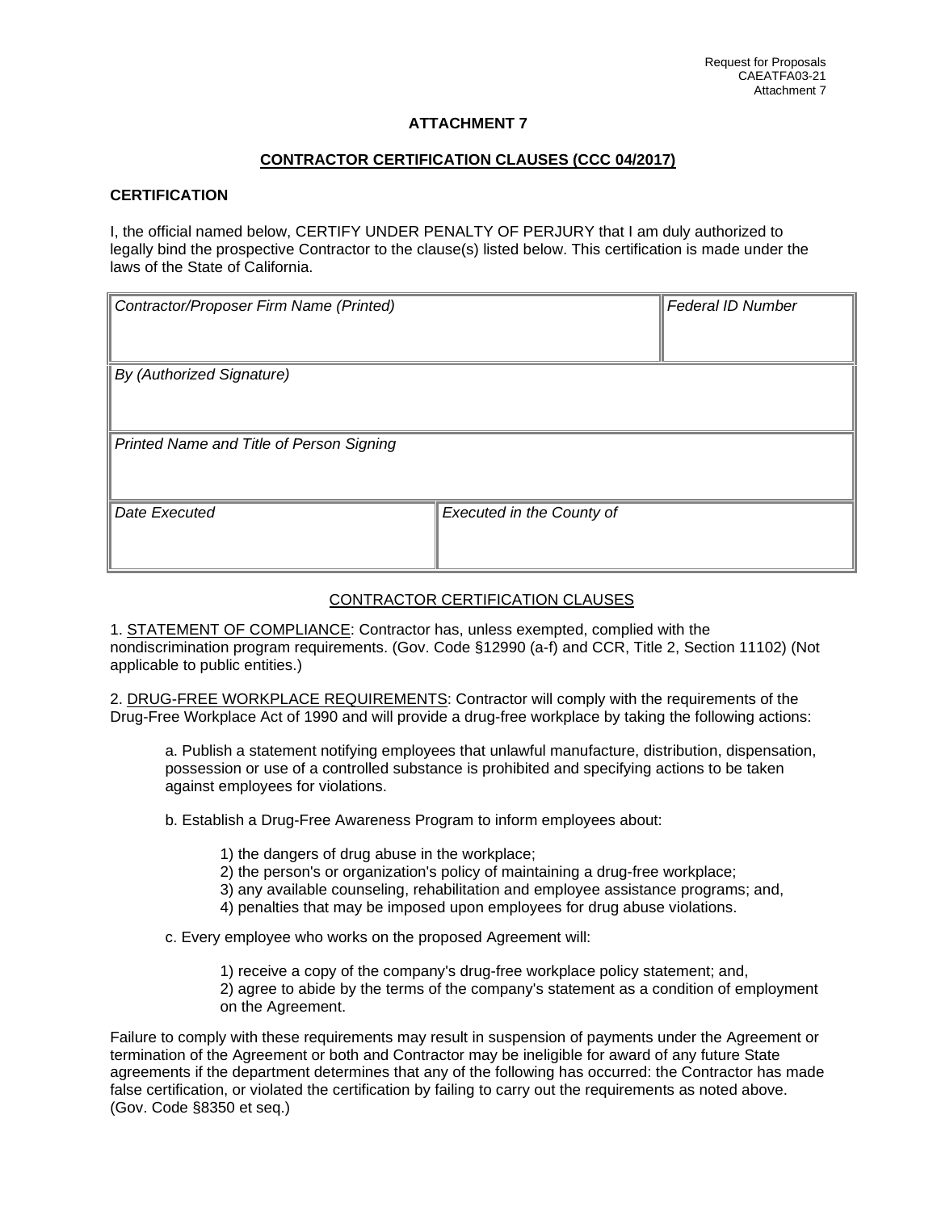Request for Proposals
CAEATFA03-21
Attachment 7

## ATTACHMENT 7

### CONTRACTOR CERTIFICATION CLAUSES (CCC 04/2017)

**CERTIFICATION**

I, the official named below, CERTIFY UNDER PENALTY OF PERJURY that I am duly authorized to legally bind the prospective Contractor to the clause(s) listed below. This certification is made under the laws of the State of California.

| *Contractor/Proposer Firm Name (Printed)* | | *Federal ID Number* |
|---|---|---|
| *By (Authorized Signature)* | | |
| *Printed Name and Title of Person Signing* | | |
| *Date Executed* | *Executed in the County of* | |

CONTRACTOR CERTIFICATION CLAUSES

1. STATEMENT OF COMPLIANCE: Contractor has, unless exempted, complied with the nondiscrimination program requirements. (Gov. Code §12990 (a-f) and CCR, Title 2, Section 11102) (Not applicable to public entities.)

2. DRUG-FREE WORKPLACE REQUIREMENTS: Contractor will comply with the requirements of the Drug-Free Workplace Act of 1990 and will provide a drug-free workplace by taking the following actions:

a. Publish a statement notifying employees that unlawful manufacture, distribution, dispensation, possession or use of a controlled substance is prohibited and specifying actions to be taken against employees for violations.

b. Establish a Drug-Free Awareness Program to inform employees about:

1) the dangers of drug abuse in the workplace;
2) the person's or organization's policy of maintaining a drug-free workplace;
3) any available counseling, rehabilitation and employee assistance programs; and,
4) penalties that may be imposed upon employees for drug abuse violations.

c. Every employee who works on the proposed Agreement will:

1) receive a copy of the company's drug-free workplace policy statement; and,
2) agree to abide by the terms of the company's statement as a condition of employment on the Agreement.

Failure to comply with these requirements may result in suspension of payments under the Agreement or termination of the Agreement or both and Contractor may be ineligible for award of any future State agreements if the department determines that any of the following has occurred: the Contractor has made false certification, or violated the certification by failing to carry out the requirements as noted above. (Gov. Code §8350 et seq.)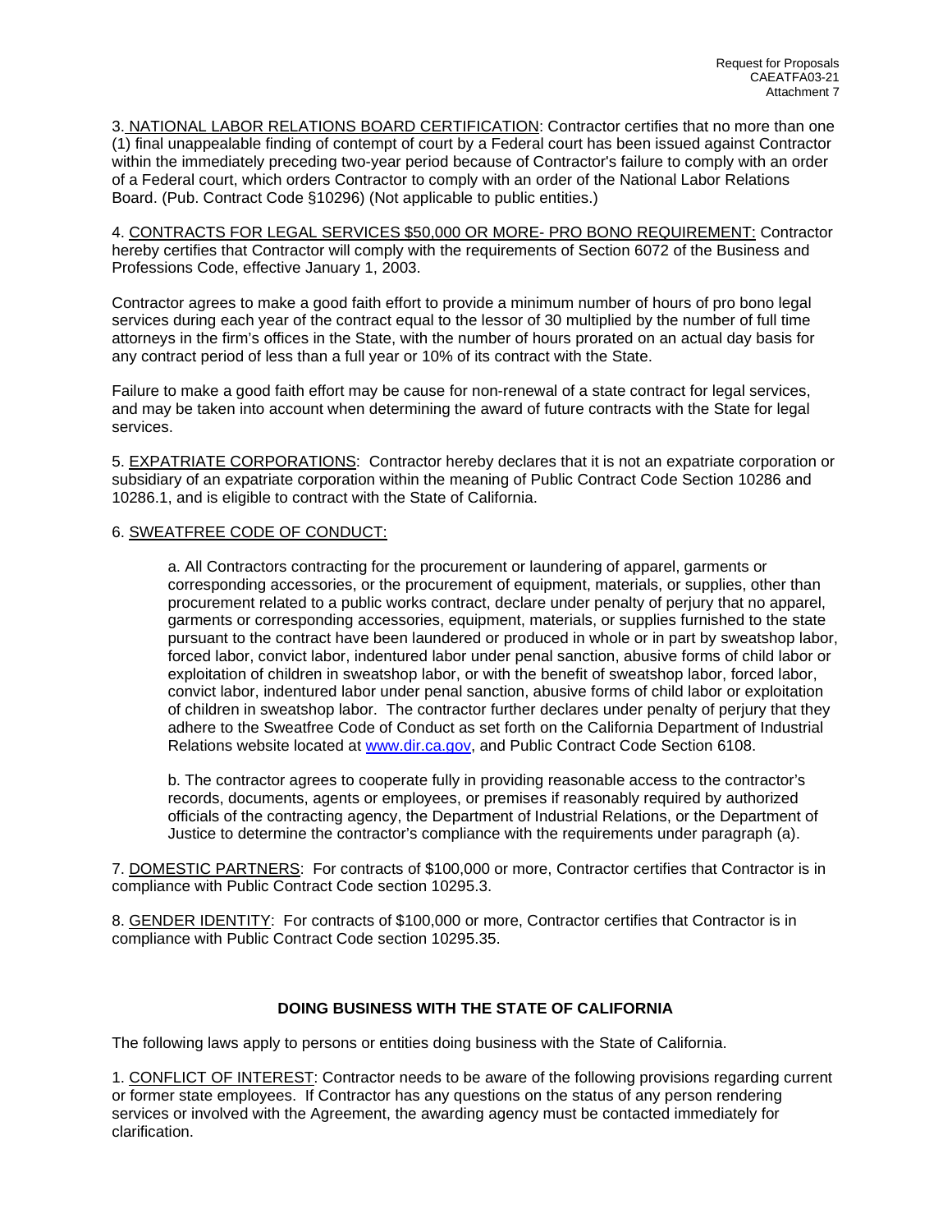3. NATIONAL LABOR RELATIONS BOARD CERTIFICATION: Contractor certifies that no more than one (1) final unappealable finding of contempt of court by a Federal court has been issued against Contractor within the immediately preceding two-year period because of Contractor's failure to comply with an order of a Federal court, which orders Contractor to comply with an order of the National Labor Relations Board. (Pub. Contract Code §10296) (Not applicable to public entities.)

4. CONTRACTS FOR LEGAL SERVICES $50,000 OR MORE- PRO BONO REQUIREMENT: Contractor hereby certifies that Contractor will comply with the requirements of Section 6072 of the Business and Professions Code, effective January 1, 2003.

Contractor agrees to make a good faith effort to provide a minimum number of hours of pro bono legal services during each year of the contract equal to the lessor of 30 multiplied by the number of full time attorneys in the firm's offices in the State, with the number of hours prorated on an actual day basis for any contract period of less than a full year or 10% of its contract with the State.

Failure to make a good faith effort may be cause for non-renewal of a state contract for legal services, and may be taken into account when determining the award of future contracts with the State for legal services.

5. EXPATRIATE CORPORATIONS: Contractor hereby declares that it is not an expatriate corporation or subsidiary of an expatriate corporation within the meaning of Public Contract Code Section 10286 and 10286.1, and is eligible to contract with the State of California.

6. SWEATFREE CODE OF CONDUCT:

a. All Contractors contracting for the procurement or laundering of apparel, garments or corresponding accessories, or the procurement of equipment, materials, or supplies, other than procurement related to a public works contract, declare under penalty of perjury that no apparel, garments or corresponding accessories, equipment, materials, or supplies furnished to the state pursuant to the contract have been laundered or produced in whole or in part by sweatshop labor, forced labor, convict labor, indentured labor under penal sanction, abusive forms of child labor or exploitation of children in sweatshop labor, or with the benefit of sweatshop labor, forced labor, convict labor, indentured labor under penal sanction, abusive forms of child labor or exploitation of children in sweatshop labor. The contractor further declares under penalty of perjury that they adhere to the Sweatfree Code of Conduct as set forth on the California Department of Industrial Relations website located at www.dir.ca.gov, and Public Contract Code Section 6108.

b. The contractor agrees to cooperate fully in providing reasonable access to the contractor's records, documents, agents or employees, or premises if reasonably required by authorized officials of the contracting agency, the Department of Industrial Relations, or the Department of Justice to determine the contractor's compliance with the requirements under paragraph (a).

7. DOMESTIC PARTNERS: For contracts of $100,000 or more, Contractor certifies that Contractor is in compliance with Public Contract Code section 10295.3.

8. GENDER IDENTITY: For contracts of $100,000 or more, Contractor certifies that Contractor is in compliance with Public Contract Code section 10295.35.

## DOING BUSINESS WITH THE STATE OF CALIFORNIA

The following laws apply to persons or entities doing business with the State of California.

1. CONFLICT OF INTEREST: Contractor needs to be aware of the following provisions regarding current or former state employees. If Contractor has any questions on the status of any person rendering services or involved with the Agreement, the awarding agency must be contacted immediately for clarification.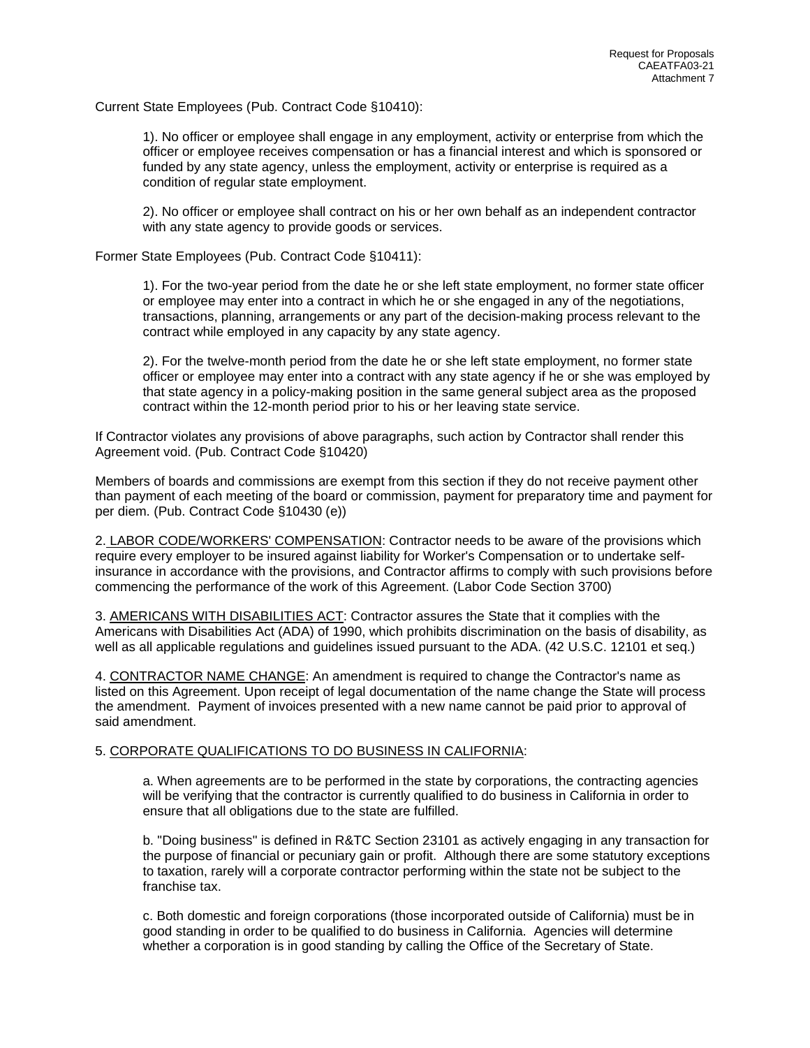Current State Employees (Pub. Contract Code §10410):

> 1). No officer or employee shall engage in any employment, activity or enterprise from which the officer or employee receives compensation or has a financial interest and which is sponsored or funded by any state agency, unless the employment, activity or enterprise is required as a condition of regular state employment.
>
> 2). No officer or employee shall contract on his or her own behalf as an independent contractor with any state agency to provide goods or services.

Former State Employees (Pub. Contract Code §10411):

> 1). For the two-year period from the date he or she left state employment, no former state officer or employee may enter into a contract in which he or she engaged in any of the negotiations, transactions, planning, arrangements or any part of the decision-making process relevant to the contract while employed in any capacity by any state agency.
>
> 2). For the twelve-month period from the date he or she left state employment, no former state officer or employee may enter into a contract with any state agency if he or she was employed by that state agency in a policy-making position in the same general subject area as the proposed contract within the 12-month period prior to his or her leaving state service.

If Contractor violates any provisions of above paragraphs, such action by Contractor shall render this Agreement void. (Pub. Contract Code §10420)

Members of boards and commissions are exempt from this section if they do not receive payment other than payment of each meeting of the board or commission, payment for preparatory time and payment for per diem. (Pub. Contract Code §10430 (e))

2. <u>LABOR CODE/WORKERS' COMPENSATION</u>: Contractor needs to be aware of the provisions which require every employer to be insured against liability for Worker's Compensation or to undertake self-insurance in accordance with the provisions, and Contractor affirms to comply with such provisions before commencing the performance of the work of this Agreement. (Labor Code Section 3700)

3. <u>AMERICANS WITH DISABILITIES ACT</u>: Contractor assures the State that it complies with the Americans with Disabilities Act (ADA) of 1990, which prohibits discrimination on the basis of disability, as well as all applicable regulations and guidelines issued pursuant to the ADA. (42 U.S.C. 12101 et seq.)

4. <u>CONTRACTOR NAME CHANGE</u>: An amendment is required to change the Contractor's name as listed on this Agreement. Upon receipt of legal documentation of the name change the State will process the amendment. Payment of invoices presented with a new name cannot be paid prior to approval of said amendment.

5. <u>CORPORATE QUALIFICATIONS TO DO BUSINESS IN CALIFORNIA</u>:

> a. When agreements are to be performed in the state by corporations, the contracting agencies will be verifying that the contractor is currently qualified to do business in California in order to ensure that all obligations due to the state are fulfilled.
>
> b. "Doing business" is defined in R&TC Section 23101 as actively engaging in any transaction for the purpose of financial or pecuniary gain or profit. Although there are some statutory exceptions to taxation, rarely will a corporate contractor performing within the state not be subject to the franchise tax.
>
> c. Both domestic and foreign corporations (those incorporated outside of California) must be in good standing in order to be qualified to do business in California. Agencies will determine whether a corporation is in good standing by calling the Office of the Secretary of State.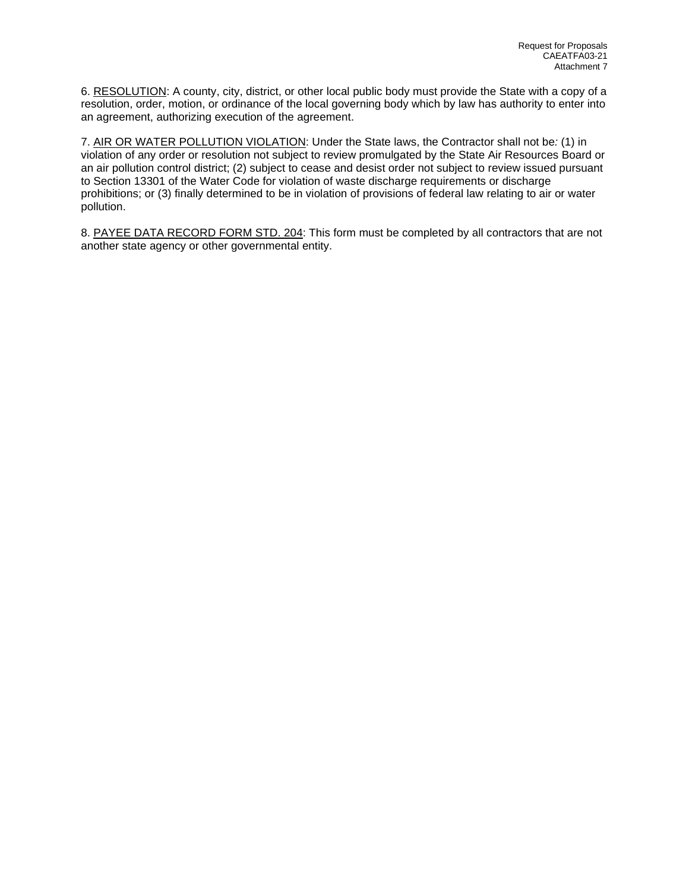6. RESOLUTION: A county, city, district, or other local public body must provide the State with a copy of a resolution, order, motion, or ordinance of the local governing body which by law has authority to enter into an agreement, authorizing execution of the agreement.

7. AIR OR WATER POLLUTION VIOLATION: Under the State laws, the Contractor shall not be*:* (1) in violation of any order or resolution not subject to review promulgated by the State Air Resources Board or an air pollution control district; (2) subject to cease and desist order not subject to review issued pursuant to Section 13301 of the Water Code for violation of waste discharge requirements or discharge prohibitions; or (3) finally determined to be in violation of provisions of federal law relating to air or water pollution.

8. PAYEE DATA RECORD FORM STD. 204: This form must be completed by all contractors that are not another state agency or other governmental entity.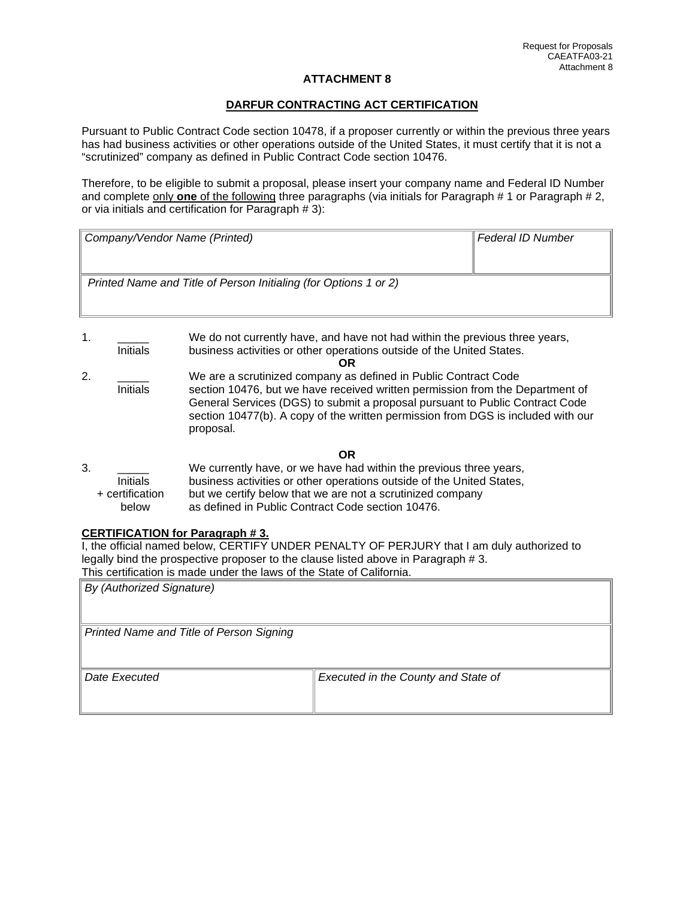# ATTACHMENT 8

## DARFUR CONTRACTING ACT CERTIFICATION

Pursuant to Public Contract Code section 10478, if a proposer currently or within the previous three years has had business activities or other operations outside of the United States, it must certify that it is not a "scrutinized" company as defined in Public Contract Code section 10476.

Therefore, to be eligible to submit a proposal, please insert your company name and Federal ID Number and complete only **one** of the following three paragraphs (via initials for Paragraph # 1 or Paragraph # 2, or via initials and certification for Paragraph # 3):

| *Company/Vendor Name (Printed)* | *Federal ID Number* |
|---|---|
| *Printed Name and Title of Person Initialing (for Options 1 or 2)* | |

1. _____ Initials — We do not currently have, and have not had within the previous three years, business activities or other operations outside of the United States.

**OR**

2. _____ Initials — We are a scrutinized company as defined in Public Contract Code section 10476, but we have received written permission from the Department of General Services (DGS) to submit a proposal pursuant to Public Contract Code section 10477(b). A copy of the written permission from DGS is included with our proposal.

**OR**

3. _____ Initials + certification below — We currently have, or we have had within the previous three years, business activities or other operations outside of the United States, but we certify below that we are not a scrutinized company as defined in Public Contract Code section 10476.

**CERTIFICATION for Paragraph # 3.**

I, the official named below, CERTIFY UNDER PENALTY OF PERJURY that I am duly authorized to legally bind the prospective proposer to the clause listed above in Paragraph # 3.
This certification is made under the laws of the State of California.

| *By (Authorized Signature)* | |
|---|---|
| *Printed Name and Title of Person Signing* | |
| *Date Executed* | *Executed in the County and State of* |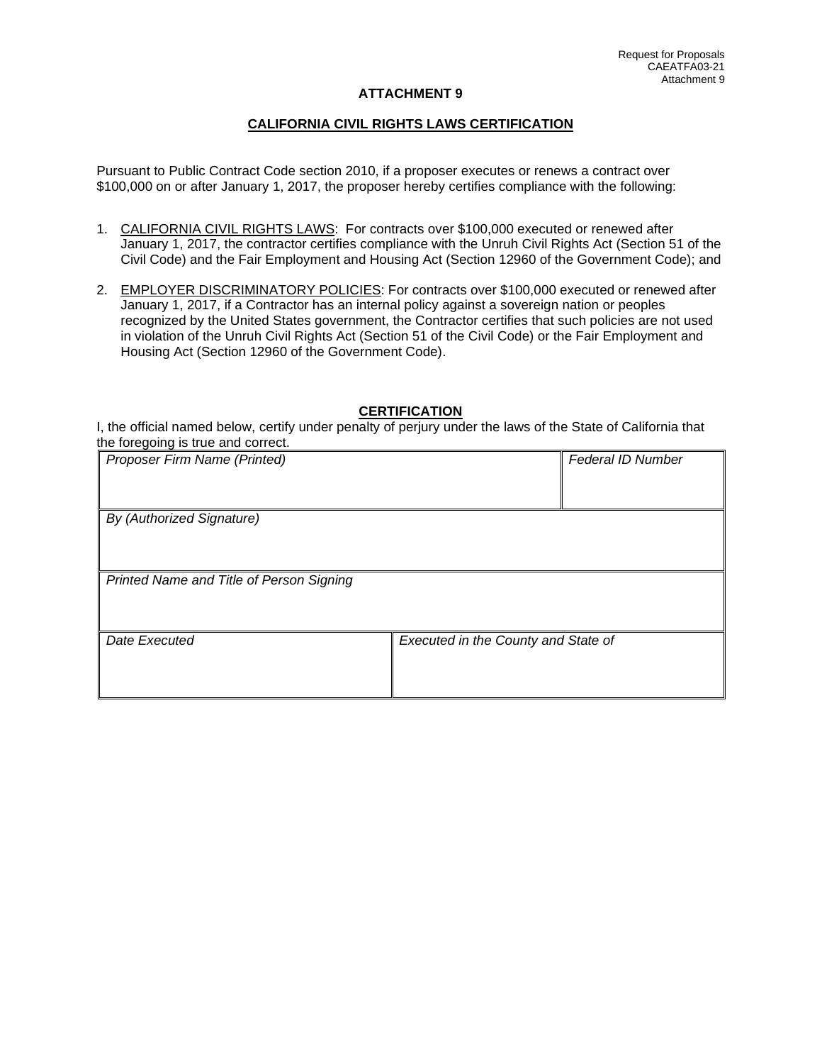Request for Proposals
CAEATFA03-21
Attachment 9

# ATTACHMENT 9

## CALIFORNIA CIVIL RIGHTS LAWS CERTIFICATION

Pursuant to Public Contract Code section 2010, if a proposer executes or renews a contract over $100,000 on or after January 1, 2017, the proposer hereby certifies compliance with the following:

1. CALIFORNIA CIVIL RIGHTS LAWS: For contracts over $100,000 executed or renewed after January 1, 2017, the contractor certifies compliance with the Unruh Civil Rights Act (Section 51 of the Civil Code) and the Fair Employment and Housing Act (Section 12960 of the Government Code); and

2. EMPLOYER DISCRIMINATORY POLICIES: For contracts over $100,000 executed or renewed after January 1, 2017, if a Contractor has an internal policy against a sovereign nation or peoples recognized by the United States government, the Contractor certifies that such policies are not used in violation of the Unruh Civil Rights Act (Section 51 of the Civil Code) or the Fair Employment and Housing Act (Section 12960 of the Government Code).

## CERTIFICATION

I, the official named below, certify under penalty of perjury under the laws of the State of California that the foregoing is true and correct.

| *Proposer Firm Name (Printed)* | *Federal ID Number* |
|---|---|
| *By (Authorized Signature)* | |
| *Printed Name and Title of Person Signing* | |
| *Date Executed* | *Executed in the County and State of* |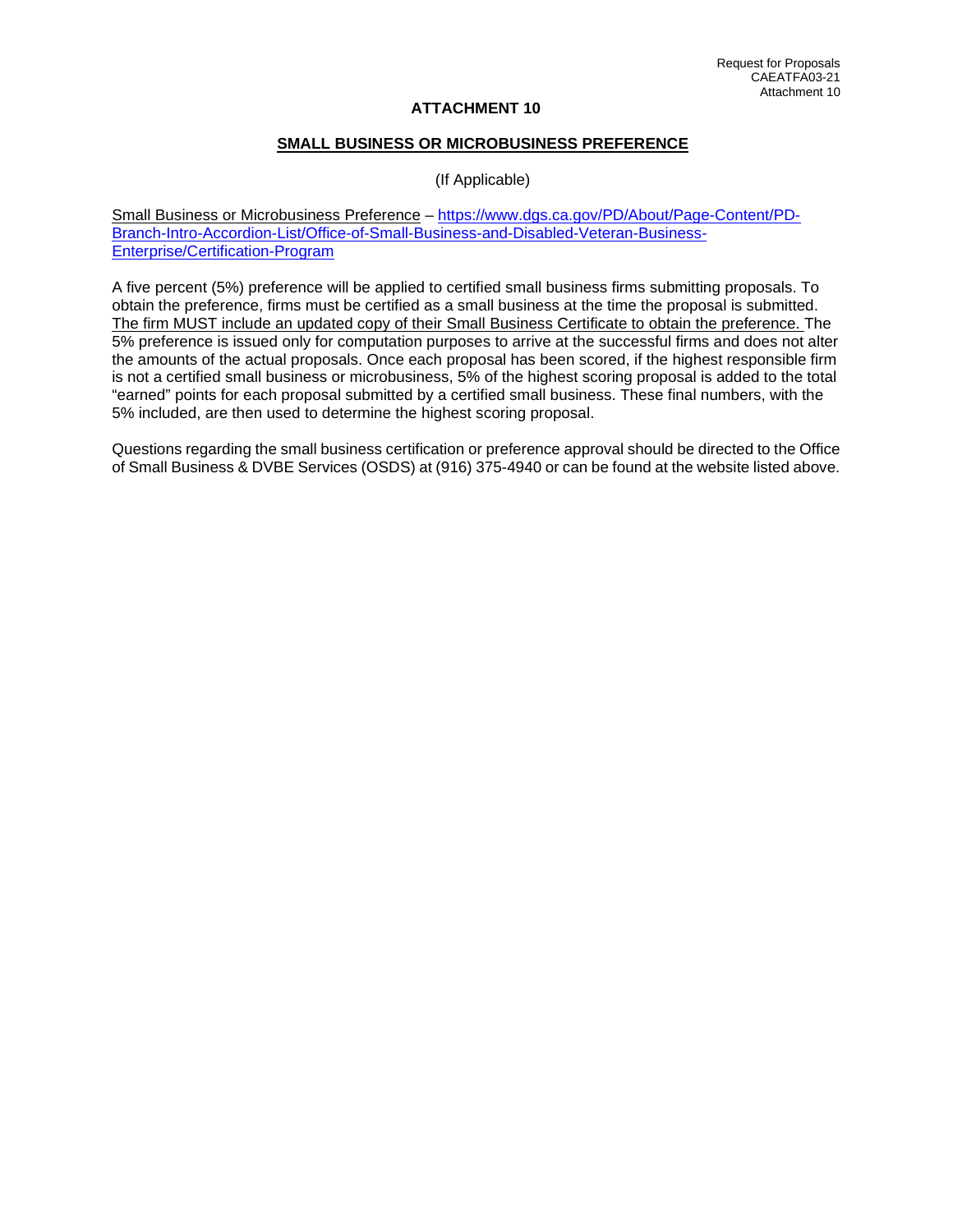# ATTACHMENT 10

## SMALL BUSINESS OR MICROBUSINESS PREFERENCE

(If Applicable)

Small Business or Microbusiness Preference – https://www.dgs.ca.gov/PD/About/Page-Content/PD-Branch-Intro-Accordion-List/Office-of-Small-Business-and-Disabled-Veteran-Business-Enterprise/Certification-Program

A five percent (5%) preference will be applied to certified small business firms submitting proposals. To obtain the preference, firms must be certified as a small business at the time the proposal is submitted. The firm MUST include an updated copy of their Small Business Certificate to obtain the preference. The 5% preference is issued only for computation purposes to arrive at the successful firms and does not alter the amounts of the actual proposals. Once each proposal has been scored, if the highest responsible firm is not a certified small business or microbusiness, 5% of the highest scoring proposal is added to the total "earned" points for each proposal submitted by a certified small business. These final numbers, with the 5% included, are then used to determine the highest scoring proposal.

Questions regarding the small business certification or preference approval should be directed to the Office of Small Business & DVBE Services (OSDS) at (916) 375-4940 or can be found at the website listed above.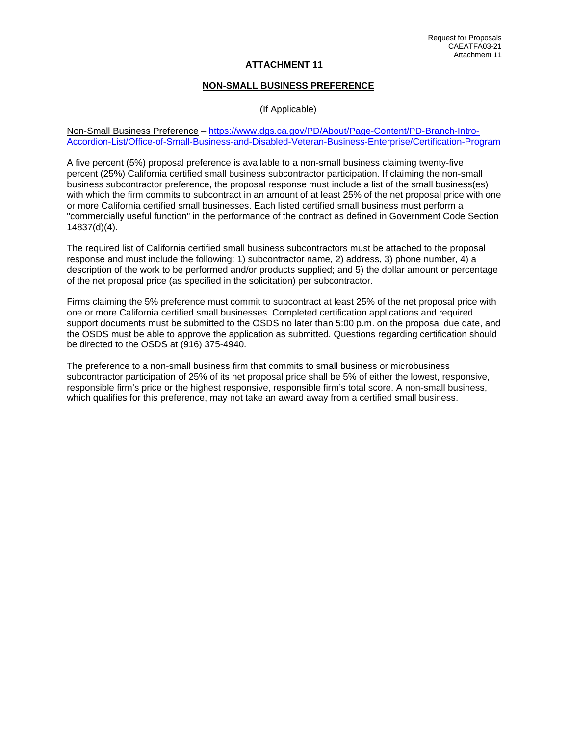# ATTACHMENT 11

## NON-SMALL BUSINESS PREFERENCE

(If Applicable)

Non-Small Business Preference – https://www.dgs.ca.gov/PD/About/Page-Content/PD-Branch-Intro-Accordion-List/Office-of-Small-Business-and-Disabled-Veteran-Business-Enterprise/Certification-Program

A five percent (5%) proposal preference is available to a non-small business claiming twenty-five percent (25%) California certified small business subcontractor participation. If claiming the non-small business subcontractor preference, the proposal response must include a list of the small business(es) with which the firm commits to subcontract in an amount of at least 25% of the net proposal price with one or more California certified small businesses. Each listed certified small business must perform a "commercially useful function" in the performance of the contract as defined in Government Code Section 14837(d)(4).

The required list of California certified small business subcontractors must be attached to the proposal response and must include the following: 1) subcontractor name, 2) address, 3) phone number, 4) a description of the work to be performed and/or products supplied; and 5) the dollar amount or percentage of the net proposal price (as specified in the solicitation) per subcontractor.

Firms claiming the 5% preference must commit to subcontract at least 25% of the net proposal price with one or more California certified small businesses. Completed certification applications and required support documents must be submitted to the OSDS no later than 5:00 p.m. on the proposal due date, and the OSDS must be able to approve the application as submitted. Questions regarding certification should be directed to the OSDS at (916) 375-4940.

The preference to a non-small business firm that commits to small business or microbusiness subcontractor participation of 25% of its net proposal price shall be 5% of either the lowest, responsive, responsible firm's price or the highest responsive, responsible firm's total score. A non-small business, which qualifies for this preference, may not take an award away from a certified small business.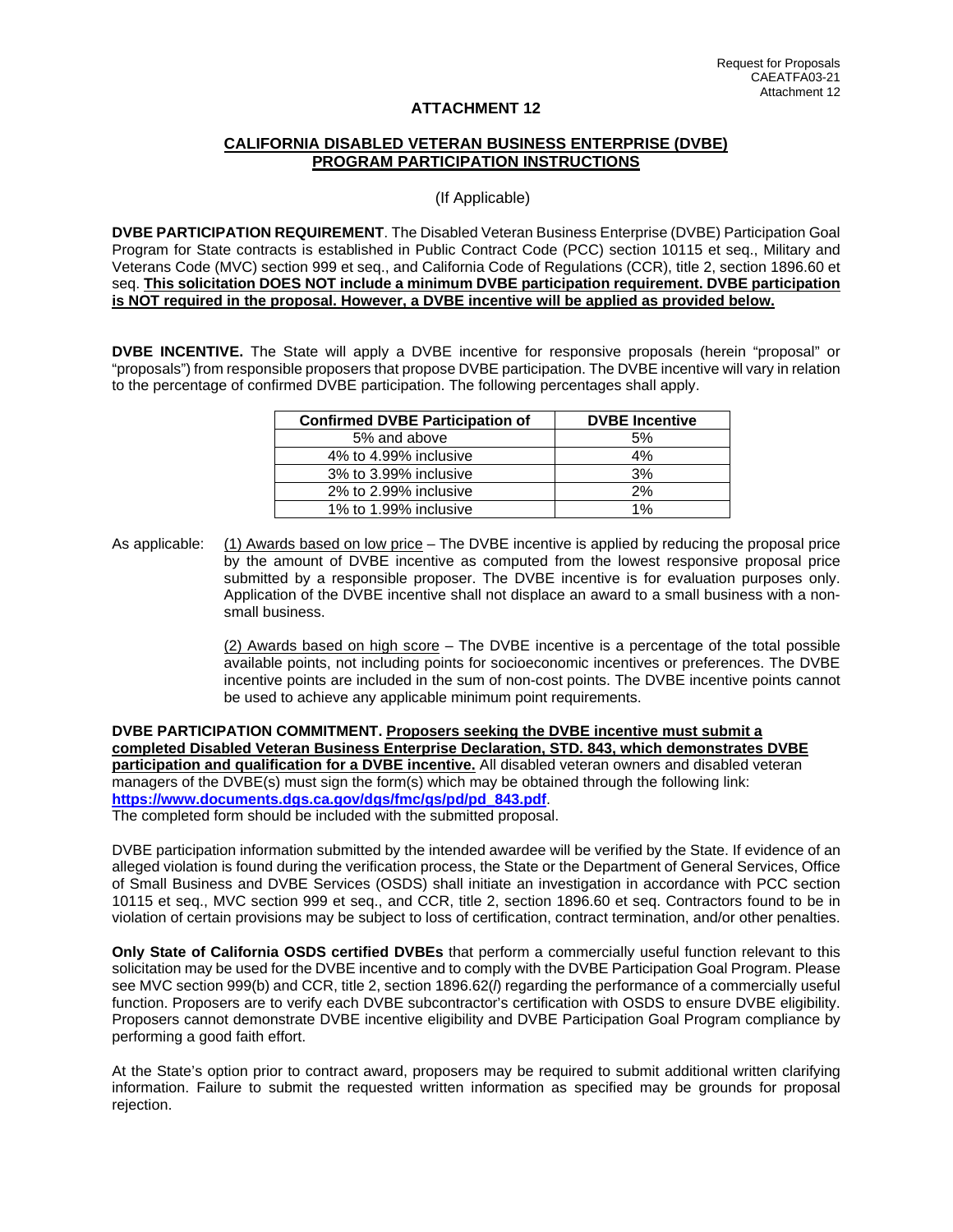# ATTACHMENT 12

## CALIFORNIA DISABLED VETERAN BUSINESS ENTERPRISE (DVBE) PROGRAM PARTICIPATION INSTRUCTIONS

(If Applicable)

**DVBE PARTICIPATION REQUIREMENT**. The Disabled Veteran Business Enterprise (DVBE) Participation Goal Program for State contracts is established in Public Contract Code (PCC) section 10115 et seq., Military and Veterans Code (MVC) section 999 et seq., and California Code of Regulations (CCR), title 2, section 1896.60 et seq. **This solicitation DOES NOT include a minimum DVBE participation requirement. DVBE participation is NOT required in the proposal. However, a DVBE incentive will be applied as provided below.**

**DVBE INCENTIVE.** The State will apply a DVBE incentive for responsive proposals (herein "proposal" or "proposals") from responsible proposers that propose DVBE participation. The DVBE incentive will vary in relation to the percentage of confirmed DVBE participation. The following percentages shall apply.

| Confirmed DVBE Participation of | DVBE Incentive |
|---|---|
| 5% and above | 5% |
| 4% to 4.99% inclusive | 4% |
| 3% to 3.99% inclusive | 3% |
| 2% to 2.99% inclusive | 2% |
| 1% to 1.99% inclusive | 1% |

As applicable: (1) Awards based on low price – The DVBE incentive is applied by reducing the proposal price by the amount of DVBE incentive as computed from the lowest responsive proposal price submitted by a responsible proposer. The DVBE incentive is for evaluation purposes only. Application of the DVBE incentive shall not displace an award to a small business with a non-small business.

(2) Awards based on high score – The DVBE incentive is a percentage of the total possible available points, not including points for socioeconomic incentives or preferences. The DVBE incentive points are included in the sum of non-cost points. The DVBE incentive points cannot be used to achieve any applicable minimum point requirements.

**DVBE PARTICIPATION COMMITMENT. Proposers seeking the DVBE incentive must submit a completed Disabled Veteran Business Enterprise Declaration, STD. 843, which demonstrates DVBE participation and qualification for a DVBE incentive.** All disabled veteran owners and disabled veteran managers of the DVBE(s) must sign the form(s) which may be obtained through the following link: **https://www.documents.dgs.ca.gov/dgs/fmc/gs/pd/pd_843.pdf**.
The completed form should be included with the submitted proposal.

DVBE participation information submitted by the intended awardee will be verified by the State. If evidence of an alleged violation is found during the verification process, the State or the Department of General Services, Office of Small Business and DVBE Services (OSDS) shall initiate an investigation in accordance with PCC section 10115 et seq., MVC section 999 et seq., and CCR, title 2, section 1896.60 et seq. Contractors found to be in violation of certain provisions may be subject to loss of certification, contract termination, and/or other penalties.

**Only State of California OSDS certified DVBEs** that perform a commercially useful function relevant to this solicitation may be used for the DVBE incentive and to comply with the DVBE Participation Goal Program. Please see MVC section 999(b) and CCR, title 2, section 1896.62(*l*) regarding the performance of a commercially useful function. Proposers are to verify each DVBE subcontractor's certification with OSDS to ensure DVBE eligibility. Proposers cannot demonstrate DVBE incentive eligibility and DVBE Participation Goal Program compliance by performing a good faith effort.

At the State's option prior to contract award, proposers may be required to submit additional written clarifying information. Failure to submit the requested written information as specified may be grounds for proposal rejection.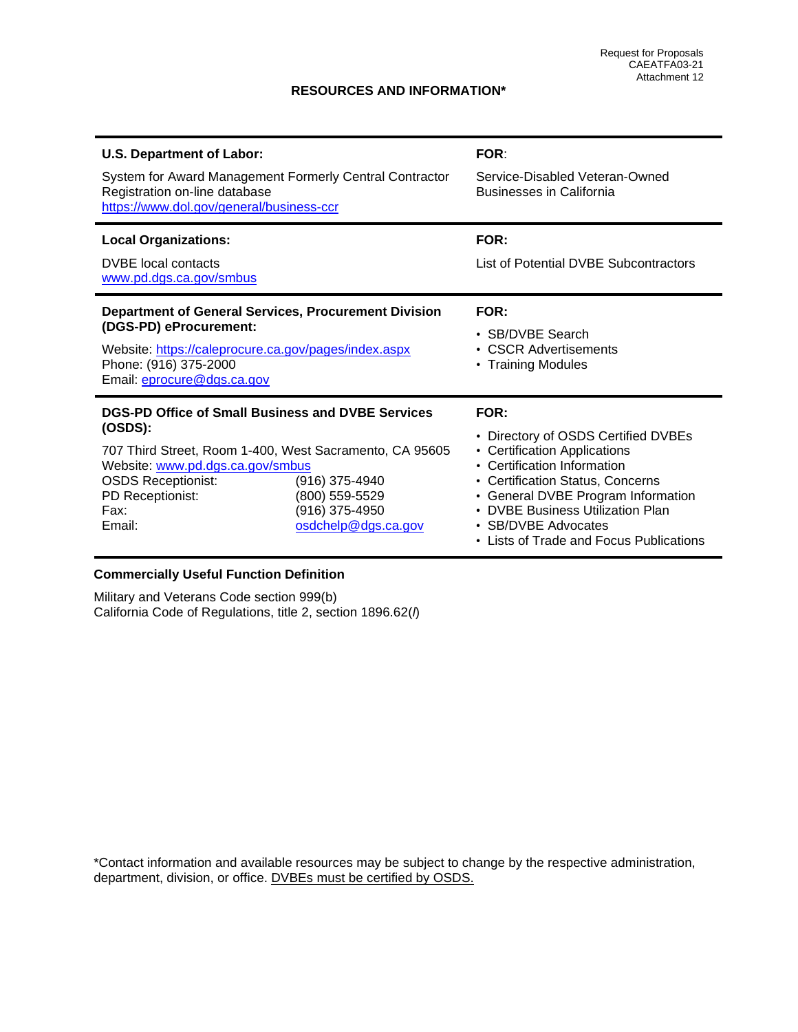Request for Proposals
CAEATFA03-21
Attachment 12

## RESOURCES AND INFORMATION*

| **U.S. Department of Labor:** | **FOR**: |
|---|---|
| System for Award Management Formerly Central Contractor Registration on-line database<br>https://www.dol.gov/general/business-ccr | Service-Disabled Veteran-Owned Businesses in California |
| **Local Organizations:** | **FOR:** |
| DVBE local contacts<br>www.pd.dgs.ca.gov/smbus | List of Potential DVBE Subcontractors |
| **Department of General Services, Procurement Division (DGS-PD) eProcurement:** | **FOR:** |
| Website: https://caleprocure.ca.gov/pages/index.aspx<br>Phone: (916) 375-2000<br>Email: eprocure@dgs.ca.gov | • SB/DVBE Search<br>• CSCR Advertisements<br>• Training Modules |
| **DGS-PD Office of Small Business and DVBE Services (OSDS):** | **FOR:** |
| 707 Third Street, Room 1-400, West Sacramento, CA 95605<br>Website: www.pd.dgs.ca.gov/smbus<br>OSDS Receptionist: (916) 375-4940<br>PD Receptionist: (800) 559-5529<br>Fax: (916) 375-4950<br>Email: osdchelp@dgs.ca.gov | • Directory of OSDS Certified DVBEs<br>• Certification Applications<br>• Certification Information<br>• Certification Status, Concerns<br>• General DVBE Program Information<br>• DVBE Business Utilization Plan<br>• SB/DVBE Advocates<br>• Lists of Trade and Focus Publications |

**Commercially Useful Function Definition**

Military and Veterans Code section 999(b)
California Code of Regulations, title 2, section 1896.62(*l*)

*Contact information and available resources may be subject to change by the respective administration, department, division, or office. DVBEs must be certified by OSDS.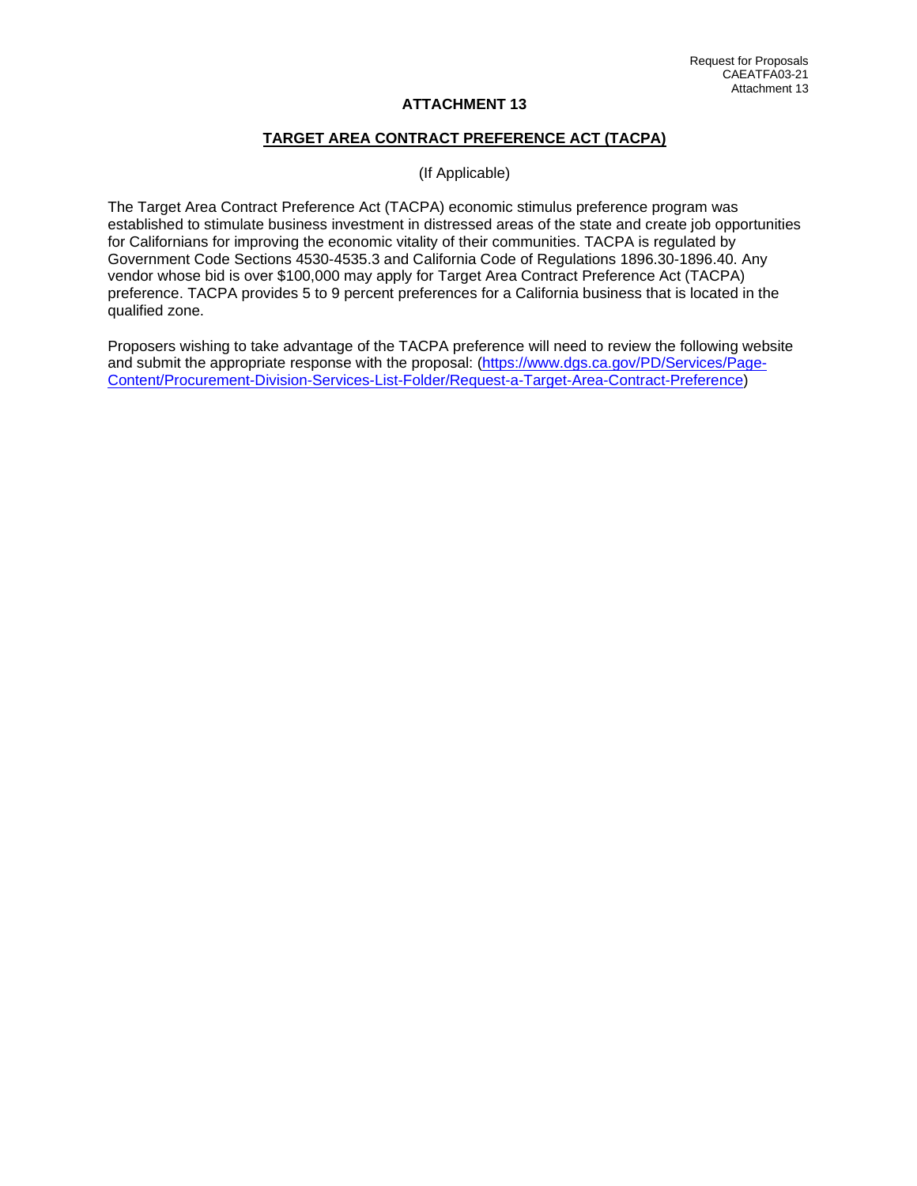# ATTACHMENT 13

## TARGET AREA CONTRACT PREFERENCE ACT (TACPA)

(If Applicable)

The Target Area Contract Preference Act (TACPA) economic stimulus preference program was established to stimulate business investment in distressed areas of the state and create job opportunities for Californians for improving the economic vitality of their communities. TACPA is regulated by Government Code Sections 4530-4535.3 and California Code of Regulations 1896.30-1896.40. Any vendor whose bid is over $100,000 may apply for Target Area Contract Preference Act (TACPA) preference. TACPA provides 5 to 9 percent preferences for a California business that is located in the qualified zone.

Proposers wishing to take advantage of the TACPA preference will need to review the following website and submit the appropriate response with the proposal: (https://www.dgs.ca.gov/PD/Services/Page-Content/Procurement-Division-Services-List-Folder/Request-a-Target-Area-Contract-Preference)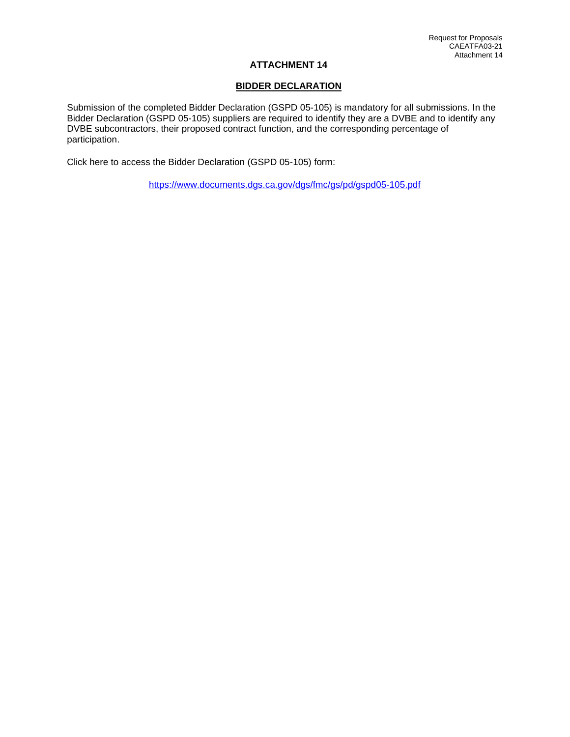# ATTACHMENT 14

## BIDDER DECLARATION

Submission of the completed Bidder Declaration (GSPD 05-105) is mandatory for all submissions. In the Bidder Declaration (GSPD 05-105) suppliers are required to identify they are a DVBE and to identify any DVBE subcontractors, their proposed contract function, and the corresponding percentage of participation.

Click here to access the Bidder Declaration (GSPD 05-105) form:

https://www.documents.dgs.ca.gov/dgs/fmc/gs/pd/gspd05-105.pdf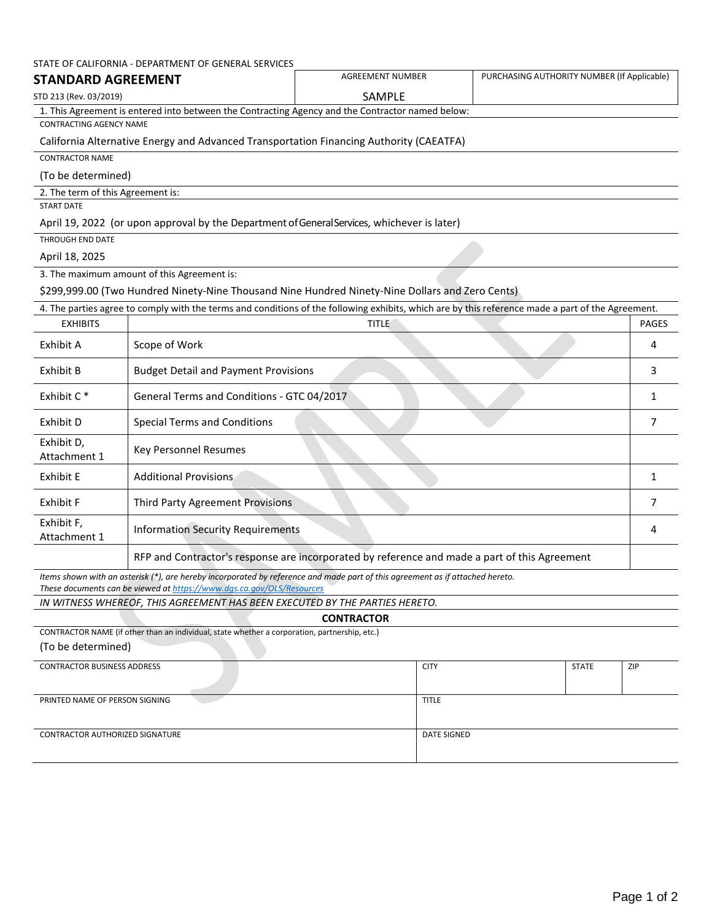STATE OF CALIFORNIA - DEPARTMENT OF GENERAL SERVICES

## STANDARD AGREEMENT

STD 213 (Rev. 03/2019)

| AGREEMENT NUMBER | PURCHASING AUTHORITY NUMBER (If Applicable) |
|---|---|
| SAMPLE | |

1. This Agreement is entered into between the Contracting Agency and the Contractor named below:

CONTRACTING AGENCY NAME

California Alternative Energy and Advanced Transportation Financing Authority (CAEATFA)

CONTRACTOR NAME

(To be determined)

2. The term of this Agreement is:

START DATE

April 19, 2022 (or upon approval by the Department of General Services, whichever is later)

THROUGH END DATE

April 18, 2025

3. The maximum amount of this Agreement is:

$299,999.00 (Two Hundred Ninety-Nine Thousand Nine Hundred Ninety-Nine Dollars and Zero Cents)

4. The parties agree to comply with the terms and conditions of the following exhibits, which are by this reference made a part of the Agreement.

| EXHIBITS | TITLE | PAGES |
|---|---|---|
| Exhibit A | Scope of Work | 4 |
| Exhibit B | Budget Detail and Payment Provisions | 3 |
| Exhibit C * | General Terms and Conditions - GTC 04/2017 | 1 |
| Exhibit D | Special Terms and Conditions | 7 |
| Exhibit D, Attachment 1 | Key Personnel Resumes | |
| Exhibit E | Additional Provisions | 1 |
| Exhibit F | Third Party Agreement Provisions | 7 |
| Exhibit F, Attachment 1 | Information Security Requirements | 4 |
| | RFP and Contractor's response are incorporated by reference and made a part of this Agreement | |

*Items shown with an asterisk (*), are hereby incorporated by reference and made part of this agreement as if attached hereto.*
*These documents can be viewed at https://www.dgs.ca.gov/OLS/Resources*

*IN WITNESS WHEREOF, THIS AGREEMENT HAS BEEN EXECUTED BY THE PARTIES HERETO.*

**CONTRACTOR**

CONTRACTOR NAME (if other than an individual, state whether a corporation, partnership, etc.)

(To be determined)

| CONTRACTOR BUSINESS ADDRESS | CITY | STATE | ZIP |
|---|---|---|---|
| | | | |

| PRINTED NAME OF PERSON SIGNING | TITLE |
|---|---|
| | |

| CONTRACTOR AUTHORIZED SIGNATURE | DATE SIGNED |
|---|---|
| | |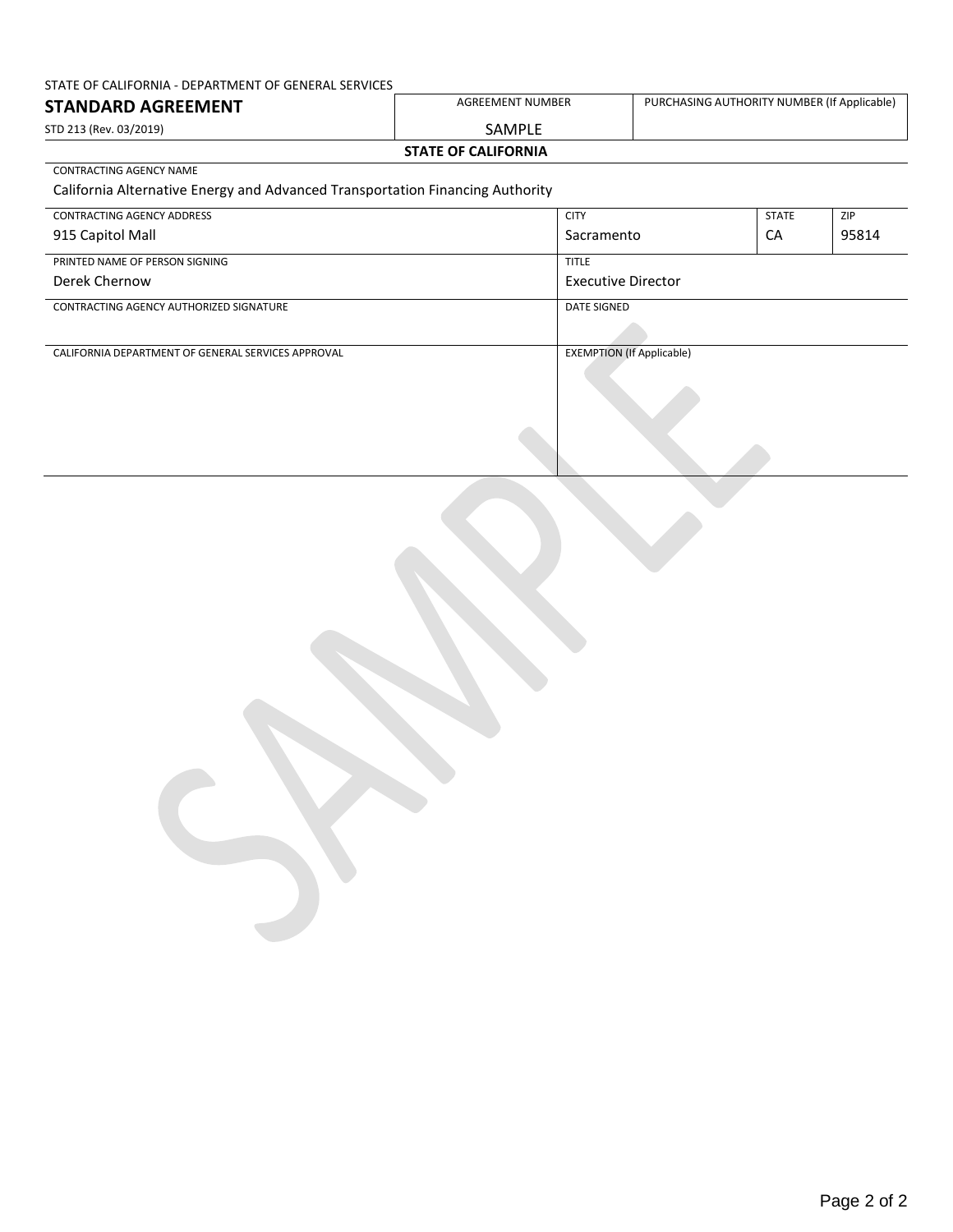STATE OF CALIFORNIA - DEPARTMENT OF GENERAL SERVICES

**STANDARD AGREEMENT**

STD 213 (Rev. 03/2019)

| AGREEMENT NUMBER | PURCHASING AUTHORITY NUMBER (If Applicable) |
| --- | --- |
| SAMPLE | |

**STATE OF CALIFORNIA**

| CONTRACTING AGENCY NAME | | | |
| --- | --- | --- | --- |
| California Alternative Energy and Advanced Transportation Financing Authority | | | |
| **CONTRACTING AGENCY ADDRESS** | **CITY** | **STATE** | **ZIP** |
| 915 Capitol Mall | Sacramento | CA | 95814 |
| **PRINTED NAME OF PERSON SIGNING** | **TITLE** | | |
| Derek Chernow | Executive Director | | |
| **CONTRACTING AGENCY AUTHORIZED SIGNATURE** | **DATE SIGNED** | | |
| | | | |
| **CALIFORNIA DEPARTMENT OF GENERAL SERVICES APPROVAL** | **EXEMPTION (If Applicable)** | | |
| | | | |

SAMPLE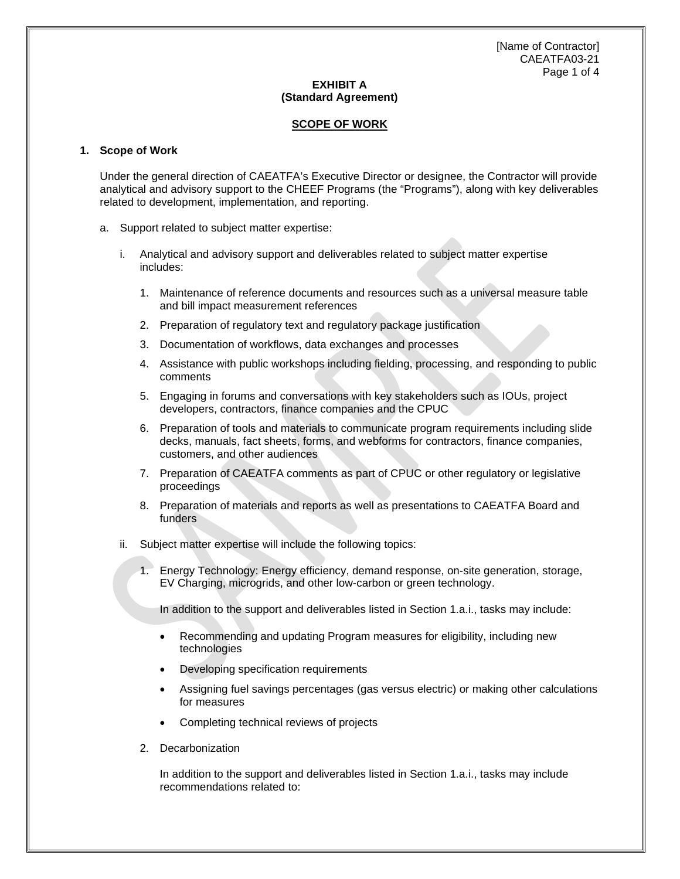**EXHIBIT A**
**(Standard Agreement)**

**SCOPE OF WORK**

**1. Scope of Work**

Under the general direction of CAEATFA's Executive Director or designee, the Contractor will provide analytical and advisory support to the CHEEF Programs (the "Programs"), along with key deliverables related to development, implementation, and reporting.

a. Support related to subject matter expertise:

   i. Analytical and advisory support and deliverables related to subject matter expertise includes:

      1. Maintenance of reference documents and resources such as a universal measure table and bill impact measurement references
      2. Preparation of regulatory text and regulatory package justification
      3. Documentation of workflows, data exchanges and processes
      4. Assistance with public workshops including fielding, processing, and responding to public comments
      5. Engaging in forums and conversations with key stakeholders such as IOUs, project developers, contractors, finance companies and the CPUC
      6. Preparation of tools and materials to communicate program requirements including slide decks, manuals, fact sheets, forms, and webforms for contractors, finance companies, customers, and other audiences
      7. Preparation of CAEATFA comments as part of CPUC or other regulatory or legislative proceedings
      8. Preparation of materials and reports as well as presentations to CAEATFA Board and funders

   ii. Subject matter expertise will include the following topics:

      1. Energy Technology: Energy efficiency, demand response, on-site generation, storage, EV Charging, microgrids, and other low-carbon or green technology.

         In addition to the support and deliverables listed in Section 1.a.i., tasks may include:

         - Recommending and updating Program measures for eligibility, including new technologies
         - Developing specification requirements
         - Assigning fuel savings percentages (gas versus electric) or making other calculations for measures
         - Completing technical reviews of projects

      2. Decarbonization

         In addition to the support and deliverables listed in Section 1.a.i., tasks may include recommendations related to: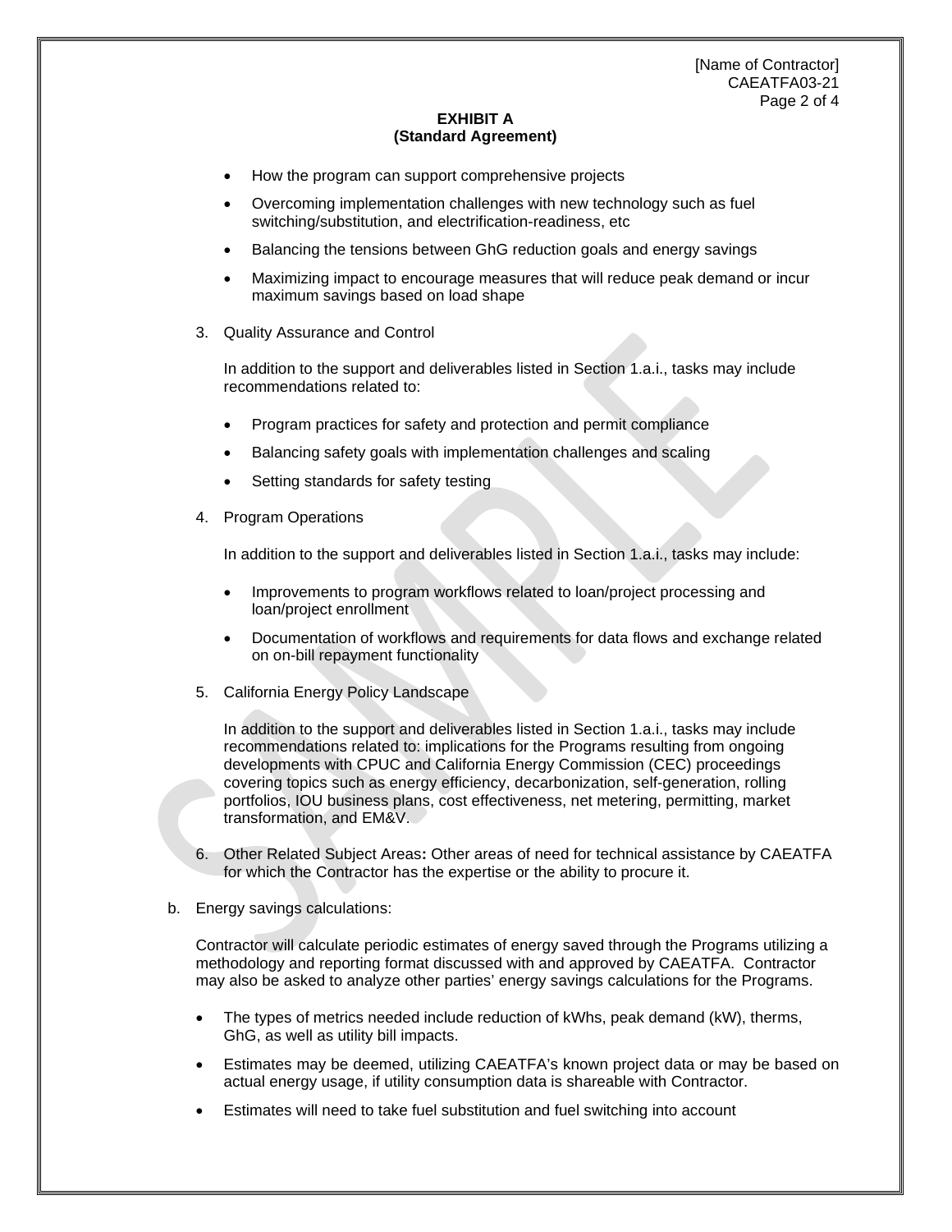**EXHIBIT A**
**(Standard Agreement)**

- How the program can support comprehensive projects
- Overcoming implementation challenges with new technology such as fuel switching/substitution, and electrification-readiness, etc
- Balancing the tensions between GhG reduction goals and energy savings
- Maximizing impact to encourage measures that will reduce peak demand or incur maximum savings based on load shape

3. Quality Assurance and Control

   In addition to the support and deliverables listed in Section 1.a.i., tasks may include recommendations related to:

   - Program practices for safety and protection and permit compliance
   - Balancing safety goals with implementation challenges and scaling
   - Setting standards for safety testing

4. Program Operations

   In addition to the support and deliverables listed in Section 1.a.i., tasks may include:

   - Improvements to program workflows related to loan/project processing and loan/project enrollment
   - Documentation of workflows and requirements for data flows and exchange related on on-bill repayment functionality

5. California Energy Policy Landscape

   In addition to the support and deliverables listed in Section 1.a.i., tasks may include recommendations related to: implications for the Programs resulting from ongoing developments with CPUC and California Energy Commission (CEC) proceedings covering topics such as energy efficiency, decarbonization, self-generation, rolling portfolios, IOU business plans, cost effectiveness, net metering, permitting, market transformation, and EM&V.

6. Other Related Subject Areas**:** Other areas of need for technical assistance by CAEATFA for which the Contractor has the expertise or the ability to procure it.

b. Energy savings calculations:

   Contractor will calculate periodic estimates of energy saved through the Programs utilizing a methodology and reporting format discussed with and approved by CAEATFA. Contractor may also be asked to analyze other parties' energy savings calculations for the Programs.

   - The types of metrics needed include reduction of kWhs, peak demand (kW), therms, GhG, as well as utility bill impacts.
   - Estimates may be deemed, utilizing CAEATFA's known project data or may be based on actual energy usage, if utility consumption data is shareable with Contractor.
   - Estimates will need to take fuel substitution and fuel switching into account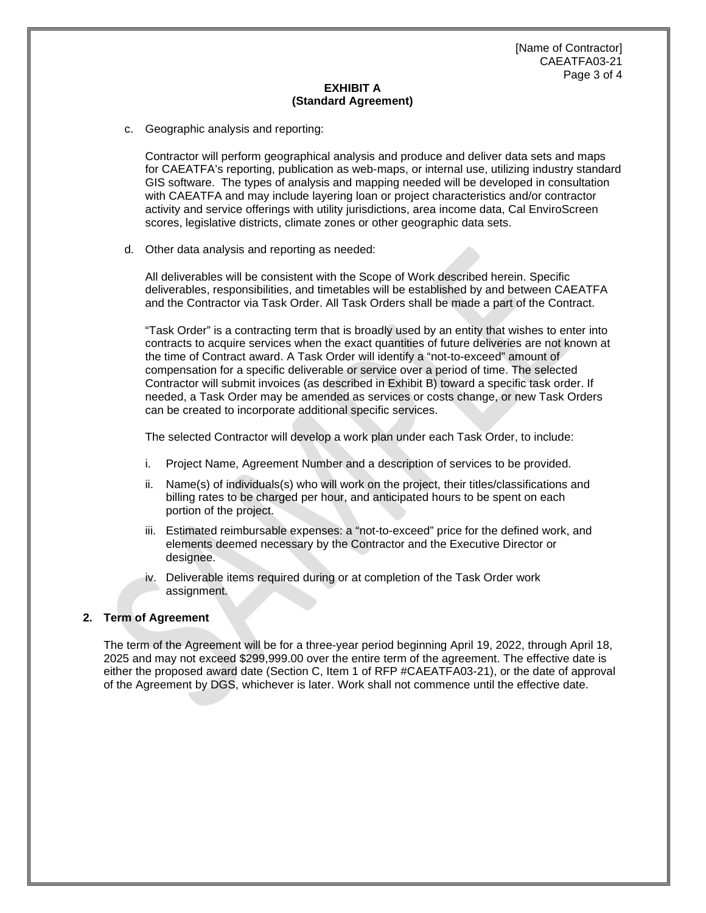**EXHIBIT A**
**(Standard Agreement)**

c. Geographic analysis and reporting:

   Contractor will perform geographical analysis and produce and deliver data sets and maps for CAEATFA's reporting, publication as web-maps, or internal use, utilizing industry standard GIS software. The types of analysis and mapping needed will be developed in consultation with CAEATFA and may include layering loan or project characteristics and/or contractor activity and service offerings with utility jurisdictions, area income data, Cal EnviroScreen scores, legislative districts, climate zones or other geographic data sets.

d. Other data analysis and reporting as needed:

   All deliverables will be consistent with the Scope of Work described herein. Specific deliverables, responsibilities, and timetables will be established by and between CAEATFA and the Contractor via Task Order. All Task Orders shall be made a part of the Contract.

   "Task Order" is a contracting term that is broadly used by an entity that wishes to enter into contracts to acquire services when the exact quantities of future deliveries are not known at the time of Contract award. A Task Order will identify a "not-to-exceed" amount of compensation for a specific deliverable or service over a period of time. The selected Contractor will submit invoices (as described in Exhibit B) toward a specific task order. If needed, a Task Order may be amended as services or costs change, or new Task Orders can be created to incorporate additional specific services.

   The selected Contractor will develop a work plan under each Task Order, to include:

   i. Project Name, Agreement Number and a description of services to be provided.
   ii. Name(s) of individuals(s) who will work on the project, their titles/classifications and billing rates to be charged per hour, and anticipated hours to be spent on each portion of the project.
   iii. Estimated reimbursable expenses: a "not-to-exceed" price for the defined work, and elements deemed necessary by the Contractor and the Executive Director or designee.
   iv. Deliverable items required during or at completion of the Task Order work assignment.

**2. Term of Agreement**

The term of the Agreement will be for a three-year period beginning April 19, 2022, through April 18, 2025 and may not exceed $299,999.00 over the entire term of the agreement. The effective date is either the proposed award date (Section C, Item 1 of RFP #CAEATFA03-21), or the date of approval of the Agreement by DGS, whichever is later. Work shall not commence until the effective date.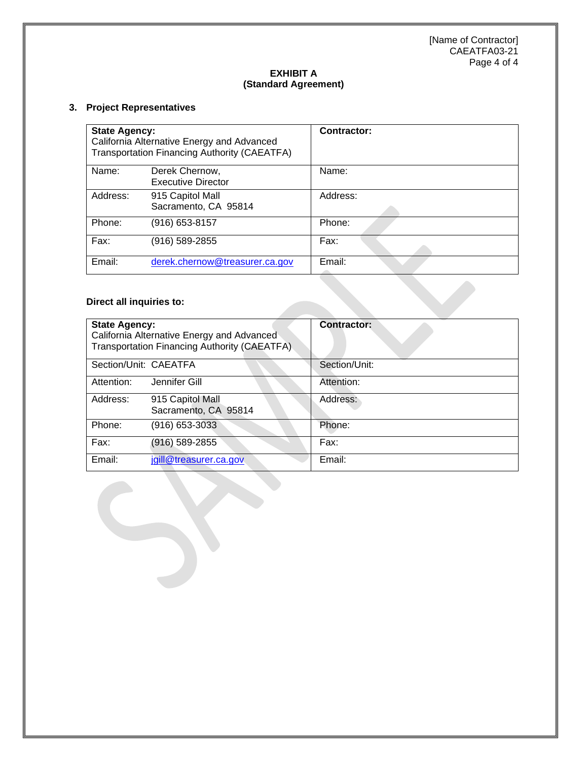**EXHIBIT A**
**(Standard Agreement)**

## 3. Project Representatives

| **State Agency:** California Alternative Energy and Advanced Transportation Financing Authority (CAEATFA) | | **Contractor:** |
|---|---|---|
| Name: | Derek Chernow, Executive Director | Name: |
| Address: | 915 Capitol Mall Sacramento, CA 95814 | Address: |
| Phone: | (916) 653-8157 | Phone: |
| Fax: | (916) 589-2855 | Fax: |
| Email: | derek.chernow@treasurer.ca.gov | Email: |

**Direct all inquiries to:**

| **State Agency:** California Alternative Energy and Advanced Transportation Financing Authority (CAEATFA) | | **Contractor:** |
|---|---|---|
| Section/Unit: | CAEATFA | Section/Unit: |
| Attention: | Jennifer Gill | Attention: |
| Address: | 915 Capitol Mall Sacramento, CA 95814 | Address: |
| Phone: | (916) 653-3033 | Phone: |
| Fax: | (916) 589-2855 | Fax: |
| Email: | jgill@treasurer.ca.gov | Email: |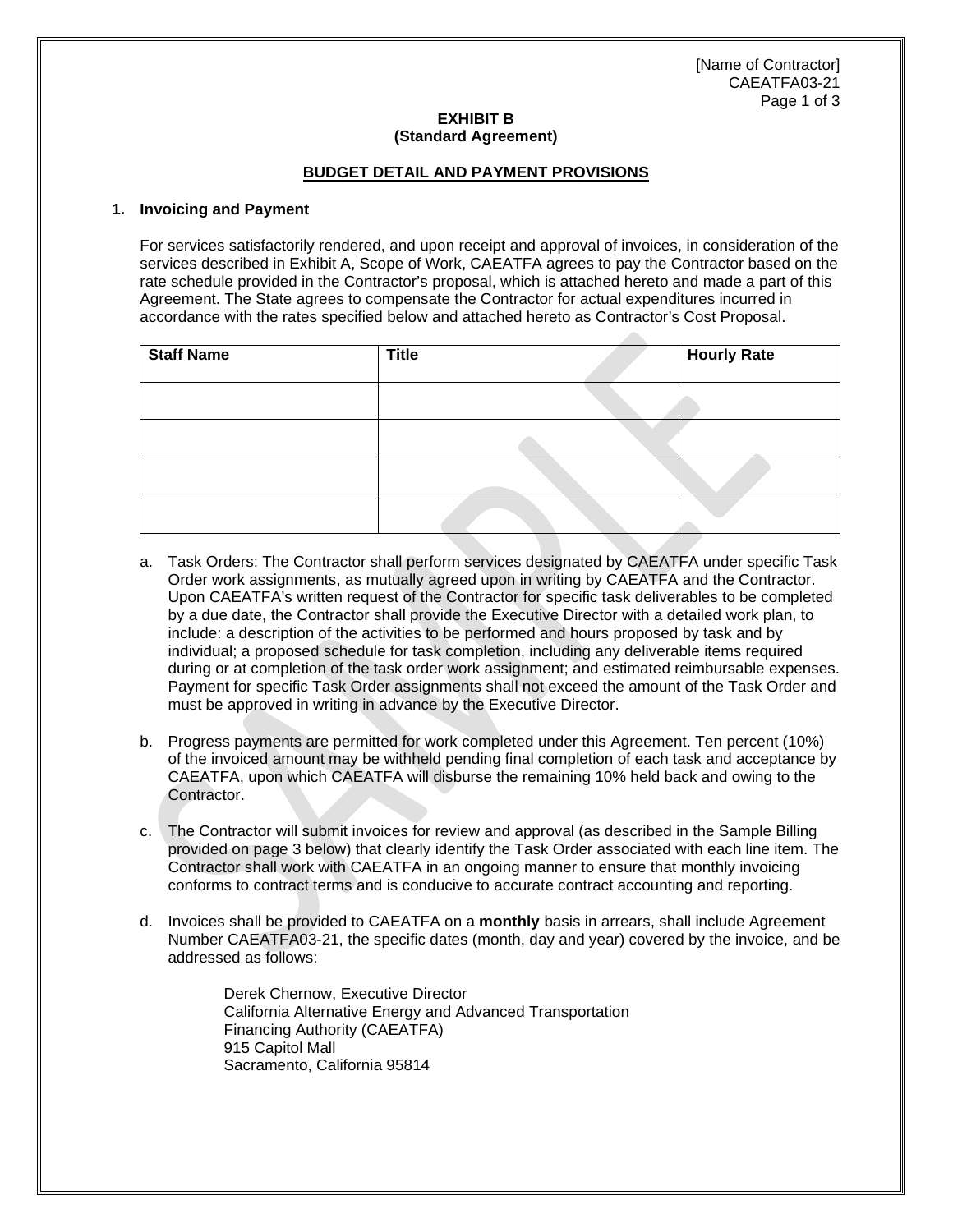[Name of Contractor]
CAEATFA03-21

**EXHIBIT B**
**(Standard Agreement)**

**BUDGET DETAIL AND PAYMENT PROVISIONS**

**1. Invoicing and Payment**

For services satisfactorily rendered, and upon receipt and approval of invoices, in consideration of the services described in Exhibit A, Scope of Work, CAEATFA agrees to pay the Contractor based on the rate schedule provided in the Contractor's proposal, which is attached hereto and made a part of this Agreement. The State agrees to compensate the Contractor for actual expenditures incurred in accordance with the rates specified below and attached hereto as Contractor's Cost Proposal.

| Staff Name | Title | Hourly Rate |
| --- | --- | --- |
| | | |
| | | |
| | | |
| | | |

a. Task Orders: The Contractor shall perform services designated by CAEATFA under specific Task Order work assignments, as mutually agreed upon in writing by CAEATFA and the Contractor. Upon CAEATFA's written request of the Contractor for specific task deliverables to be completed by a due date, the Contractor shall provide the Executive Director with a detailed work plan, to include: a description of the activities to be performed and hours proposed by task and by individual; a proposed schedule for task completion, including any deliverable items required during or at completion of the task order work assignment; and estimated reimbursable expenses. Payment for specific Task Order assignments shall not exceed the amount of the Task Order and must be approved in writing in advance by the Executive Director.

b. Progress payments are permitted for work completed under this Agreement. Ten percent (10%) of the invoiced amount may be withheld pending final completion of each task and acceptance by CAEATFA, upon which CAEATFA will disburse the remaining 10% held back and owing to the Contractor.

c. The Contractor will submit invoices for review and approval (as described in the Sample Billing provided on page 3 below) that clearly identify the Task Order associated with each line item. The Contractor shall work with CAEATFA in an ongoing manner to ensure that monthly invoicing conforms to contract terms and is conducive to accurate contract accounting and reporting.

d. Invoices shall be provided to CAEATFA on a **monthly** basis in arrears, shall include Agreement Number CAEATFA03-21, the specific dates (month, day and year) covered by the invoice, and be addressed as follows:

Derek Chernow, Executive Director
California Alternative Energy and Advanced Transportation
Financing Authority (CAEATFA)
915 Capitol Mall
Sacramento, California 95814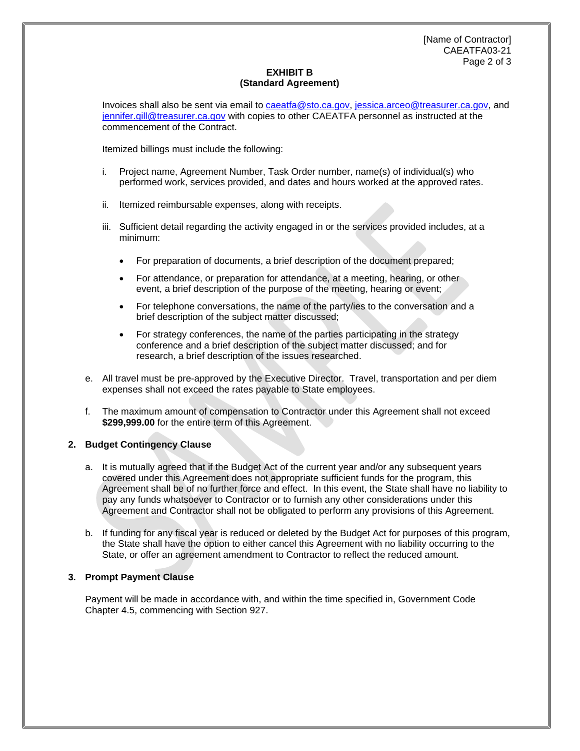## EXHIBIT B
## (Standard Agreement)

Invoices shall also be sent via email to caeatfa@sto.ca.gov, jessica.arceo@treasurer.ca.gov, and jennifer.gill@treasurer.ca.gov with copies to other CAEATFA personnel as instructed at the commencement of the Contract.

Itemized billings must include the following:

i. Project name, Agreement Number, Task Order number, name(s) of individual(s) who performed work, services provided, and dates and hours worked at the approved rates.

ii. Itemized reimbursable expenses, along with receipts.

iii. Sufficient detail regarding the activity engaged in or the services provided includes, at a minimum:

- For preparation of documents, a brief description of the document prepared;
- For attendance, or preparation for attendance, at a meeting, hearing, or other event, a brief description of the purpose of the meeting, hearing or event;
- For telephone conversations, the name of the party/ies to the conversation and a brief description of the subject matter discussed;
- For strategy conferences, the name of the parties participating in the strategy conference and a brief description of the subject matter discussed; and for research, a brief description of the issues researched.

e. All travel must be pre-approved by the Executive Director. Travel, transportation and per diem expenses shall not exceed the rates payable to State employees.

f. The maximum amount of compensation to Contractor under this Agreement shall not exceed **$299,999.00** for the entire term of this Agreement.

**2. Budget Contingency Clause**

a. It is mutually agreed that if the Budget Act of the current year and/or any subsequent years covered under this Agreement does not appropriate sufficient funds for the program, this Agreement shall be of no further force and effect. In this event, the State shall have no liability to pay any funds whatsoever to Contractor or to furnish any other considerations under this Agreement and Contractor shall not be obligated to perform any provisions of this Agreement.

b. If funding for any fiscal year is reduced or deleted by the Budget Act for purposes of this program, the State shall have the option to either cancel this Agreement with no liability occurring to the State, or offer an agreement amendment to Contractor to reflect the reduced amount.

**3. Prompt Payment Clause**

Payment will be made in accordance with, and within the time specified in, Government Code Chapter 4.5, commencing with Section 927.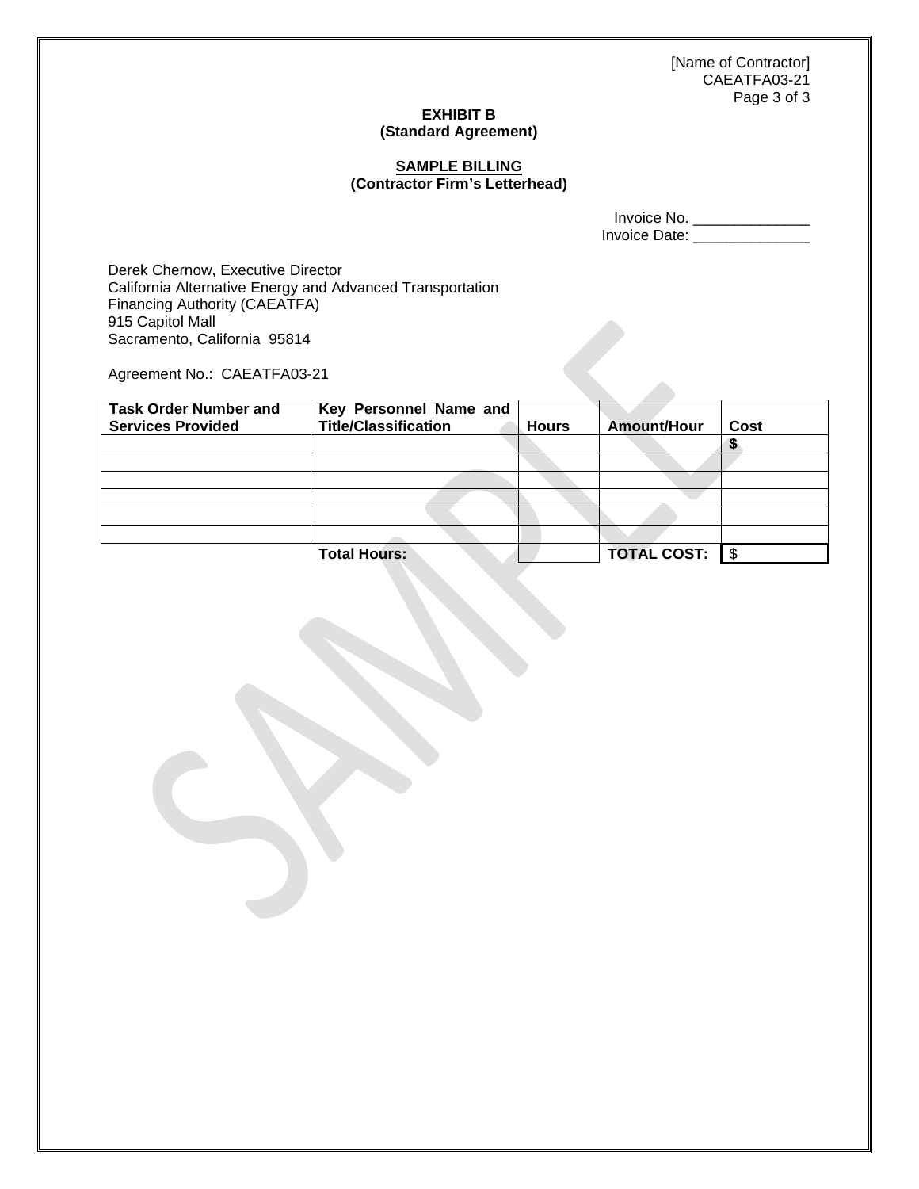**EXHIBIT B**
**(Standard Agreement)**

**SAMPLE BILLING**
**(Contractor Firm's Letterhead)**

Invoice No. ______________
Invoice Date: ______________

Derek Chernow, Executive Director
California Alternative Energy and Advanced Transportation Financing Authority (CAEATFA)
915 Capitol Mall
Sacramento, California 95814

Agreement No.: CAEATFA03-21

| Task Order Number and Services Provided | Key Personnel Name and Title/Classification | Hours | Amount/Hour | Cost |
|---|---|---|---|---|
| | | | | **$** |
| | | | | |
| | | | | |
| | | | | |
| | | | | |
| | | | | |
| | **Total Hours:** | | **TOTAL COST:** | $ |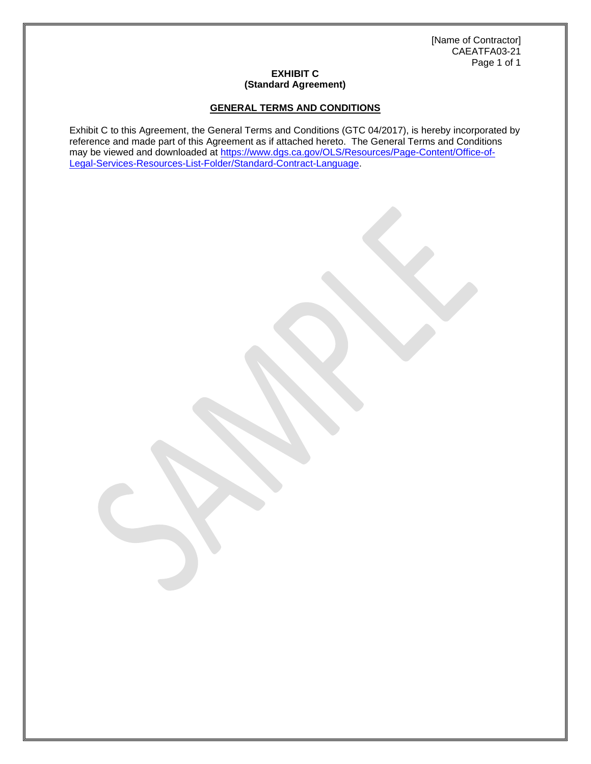**EXHIBIT C**
**(Standard Agreement)**

## GENERAL TERMS AND CONDITIONS

Exhibit C to this Agreement, the General Terms and Conditions (GTC 04/2017), is hereby incorporated by reference and made part of this Agreement as if attached hereto. The General Terms and Conditions may be viewed and downloaded at https://www.dgs.ca.gov/OLS/Resources/Page-Content/Office-of-Legal-Services-Resources-List-Folder/Standard-Contract-Language.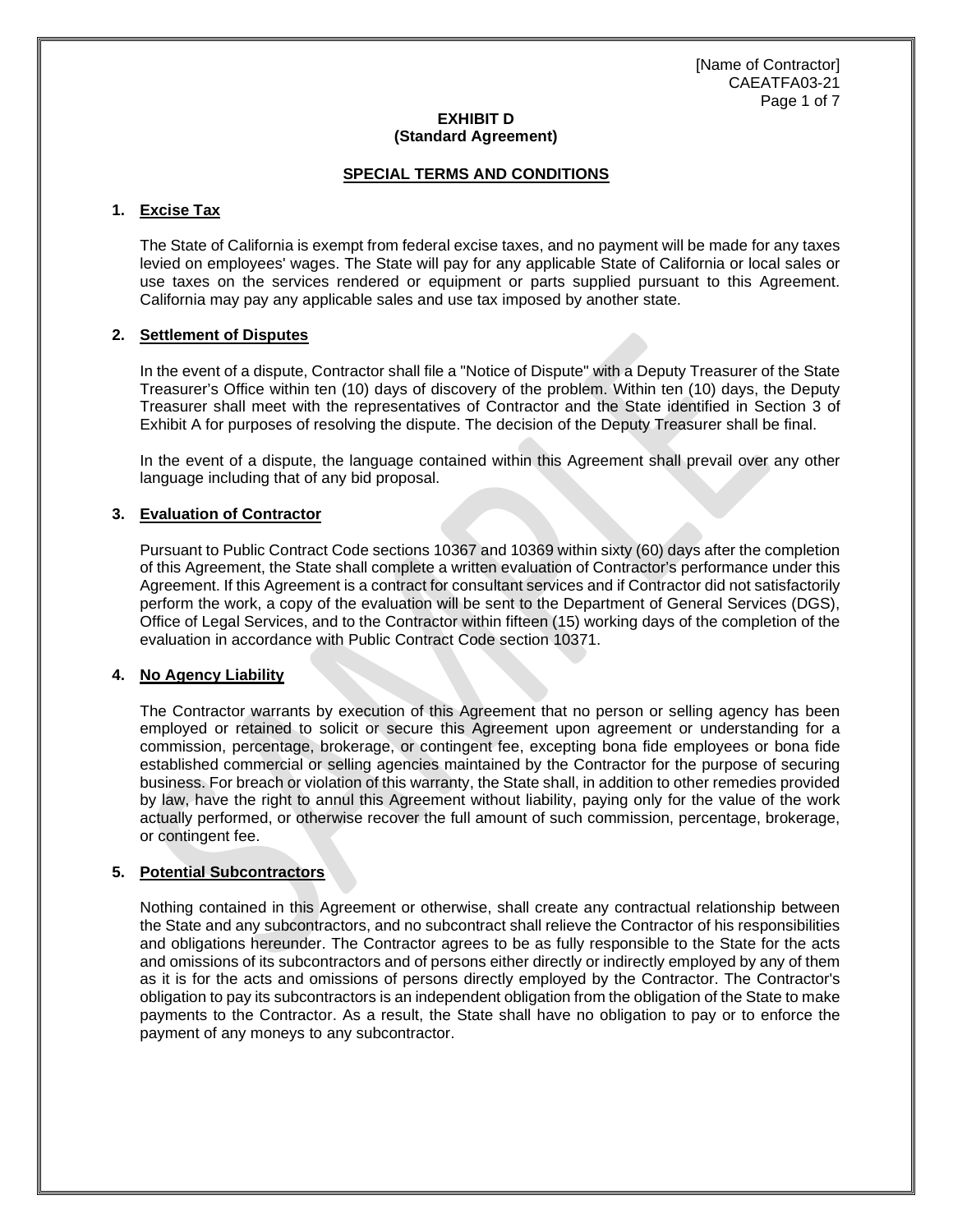**EXHIBIT D**
**(Standard Agreement)**

## SPECIAL TERMS AND CONDITIONS

**1. Excise Tax**

The State of California is exempt from federal excise taxes, and no payment will be made for any taxes levied on employees' wages. The State will pay for any applicable State of California or local sales or use taxes on the services rendered or equipment or parts supplied pursuant to this Agreement. California may pay any applicable sales and use tax imposed by another state.

**2. Settlement of Disputes**

In the event of a dispute, Contractor shall file a "Notice of Dispute" with a Deputy Treasurer of the State Treasurer's Office within ten (10) days of discovery of the problem. Within ten (10) days, the Deputy Treasurer shall meet with the representatives of Contractor and the State identified in Section 3 of Exhibit A for purposes of resolving the dispute. The decision of the Deputy Treasurer shall be final.

In the event of a dispute, the language contained within this Agreement shall prevail over any other language including that of any bid proposal.

**3. Evaluation of Contractor**

Pursuant to Public Contract Code sections 10367 and 10369 within sixty (60) days after the completion of this Agreement, the State shall complete a written evaluation of Contractor's performance under this Agreement. If this Agreement is a contract for consultant services and if Contractor did not satisfactorily perform the work, a copy of the evaluation will be sent to the Department of General Services (DGS), Office of Legal Services, and to the Contractor within fifteen (15) working days of the completion of the evaluation in accordance with Public Contract Code section 10371.

**4. No Agency Liability**

The Contractor warrants by execution of this Agreement that no person or selling agency has been employed or retained to solicit or secure this Agreement upon agreement or understanding for a commission, percentage, brokerage, or contingent fee, excepting bona fide employees or bona fide established commercial or selling agencies maintained by the Contractor for the purpose of securing business. For breach or violation of this warranty, the State shall, in addition to other remedies provided by law, have the right to annul this Agreement without liability, paying only for the value of the work actually performed, or otherwise recover the full amount of such commission, percentage, brokerage, or contingent fee.

**5. Potential Subcontractors**

Nothing contained in this Agreement or otherwise, shall create any contractual relationship between the State and any subcontractors, and no subcontract shall relieve the Contractor of his responsibilities and obligations hereunder. The Contractor agrees to be as fully responsible to the State for the acts and omissions of its subcontractors and of persons either directly or indirectly employed by any of them as it is for the acts and omissions of persons directly employed by the Contractor. The Contractor's obligation to pay its subcontractors is an independent obligation from the obligation of the State to make payments to the Contractor. As a result, the State shall have no obligation to pay or to enforce the payment of any moneys to any subcontractor.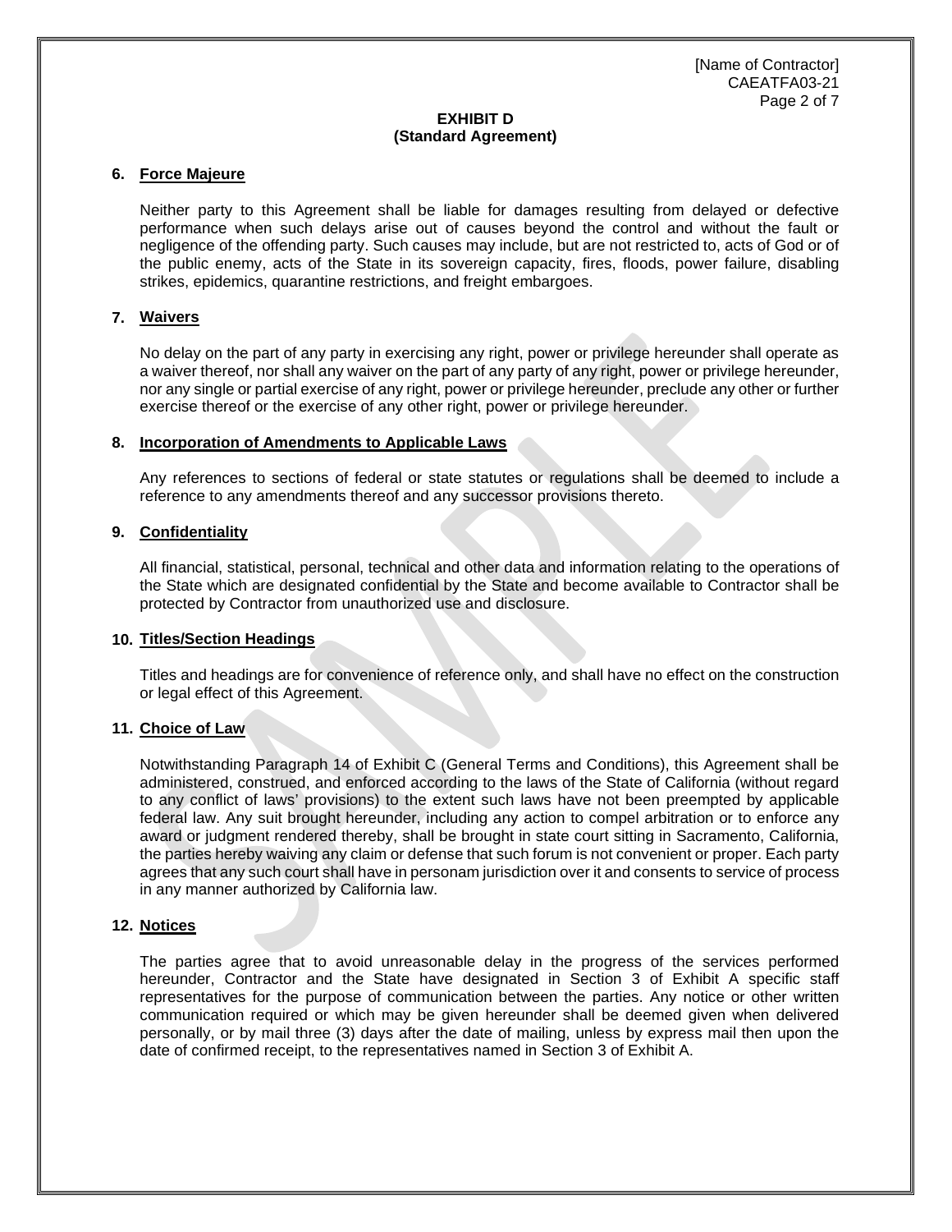**EXHIBIT D**
**(Standard Agreement)**

**6. Force Majeure**

Neither party to this Agreement shall be liable for damages resulting from delayed or defective performance when such delays arise out of causes beyond the control and without the fault or negligence of the offending party. Such causes may include, but are not restricted to, acts of God or of the public enemy, acts of the State in its sovereign capacity, fires, floods, power failure, disabling strikes, epidemics, quarantine restrictions, and freight embargoes.

**7. Waivers**

No delay on the part of any party in exercising any right, power or privilege hereunder shall operate as a waiver thereof, nor shall any waiver on the part of any party of any right, power or privilege hereunder, nor any single or partial exercise of any right, power or privilege hereunder, preclude any other or further exercise thereof or the exercise of any other right, power or privilege hereunder.

**8. Incorporation of Amendments to Applicable Laws**

Any references to sections of federal or state statutes or regulations shall be deemed to include a reference to any amendments thereof and any successor provisions thereto.

**9. Confidentiality**

All financial, statistical, personal, technical and other data and information relating to the operations of the State which are designated confidential by the State and become available to Contractor shall be protected by Contractor from unauthorized use and disclosure.

**10. Titles/Section Headings**

Titles and headings are for convenience of reference only, and shall have no effect on the construction or legal effect of this Agreement.

**11. Choice of Law**

Notwithstanding Paragraph 14 of Exhibit C (General Terms and Conditions), this Agreement shall be administered, construed, and enforced according to the laws of the State of California (without regard to any conflict of laws' provisions) to the extent such laws have not been preempted by applicable federal law. Any suit brought hereunder, including any action to compel arbitration or to enforce any award or judgment rendered thereby, shall be brought in state court sitting in Sacramento, California, the parties hereby waiving any claim or defense that such forum is not convenient or proper. Each party agrees that any such court shall have in personam jurisdiction over it and consents to service of process in any manner authorized by California law.

**12. Notices**

The parties agree that to avoid unreasonable delay in the progress of the services performed hereunder, Contractor and the State have designated in Section 3 of Exhibit A specific staff representatives for the purpose of communication between the parties. Any notice or other written communication required or which may be given hereunder shall be deemed given when delivered personally, or by mail three (3) days after the date of mailing, unless by express mail then upon the date of confirmed receipt, to the representatives named in Section 3 of Exhibit A.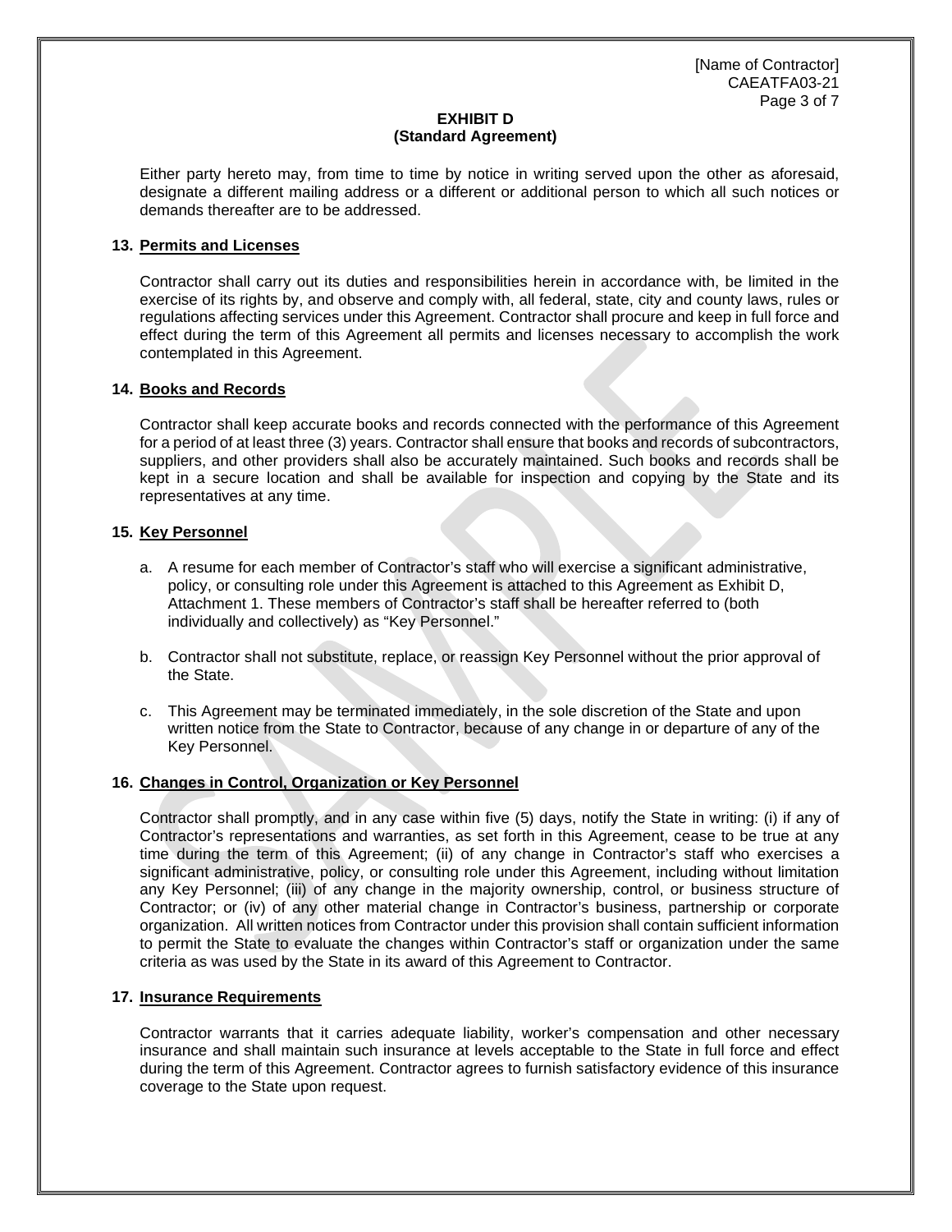**EXHIBIT D**
**(Standard Agreement)**

Either party hereto may, from time to time by notice in writing served upon the other as aforesaid, designate a different mailing address or a different or additional person to which all such notices or demands thereafter are to be addressed.

**13. Permits and Licenses**

Contractor shall carry out its duties and responsibilities herein in accordance with, be limited in the exercise of its rights by, and observe and comply with, all federal, state, city and county laws, rules or regulations affecting services under this Agreement. Contractor shall procure and keep in full force and effect during the term of this Agreement all permits and licenses necessary to accomplish the work contemplated in this Agreement.

**14. Books and Records**

Contractor shall keep accurate books and records connected with the performance of this Agreement for a period of at least three (3) years. Contractor shall ensure that books and records of subcontractors, suppliers, and other providers shall also be accurately maintained. Such books and records shall be kept in a secure location and shall be available for inspection and copying by the State and its representatives at any time.

**15. Key Personnel**

a. A resume for each member of Contractor's staff who will exercise a significant administrative, policy, or consulting role under this Agreement is attached to this Agreement as Exhibit D, Attachment 1. These members of Contractor's staff shall be hereafter referred to (both individually and collectively) as "Key Personnel."

b. Contractor shall not substitute, replace, or reassign Key Personnel without the prior approval of the State.

c. This Agreement may be terminated immediately, in the sole discretion of the State and upon written notice from the State to Contractor, because of any change in or departure of any of the Key Personnel.

**16. Changes in Control, Organization or Key Personnel**

Contractor shall promptly, and in any case within five (5) days, notify the State in writing: (i) if any of Contractor's representations and warranties, as set forth in this Agreement, cease to be true at any time during the term of this Agreement; (ii) of any change in Contractor's staff who exercises a significant administrative, policy, or consulting role under this Agreement, including without limitation any Key Personnel; (iii) of any change in the majority ownership, control, or business structure of Contractor; or (iv) of any other material change in Contractor's business, partnership or corporate organization. All written notices from Contractor under this provision shall contain sufficient information to permit the State to evaluate the changes within Contractor's staff or organization under the same criteria as was used by the State in its award of this Agreement to Contractor.

**17. Insurance Requirements**

Contractor warrants that it carries adequate liability, worker's compensation and other necessary insurance and shall maintain such insurance at levels acceptable to the State in full force and effect during the term of this Agreement. Contractor agrees to furnish satisfactory evidence of this insurance coverage to the State upon request.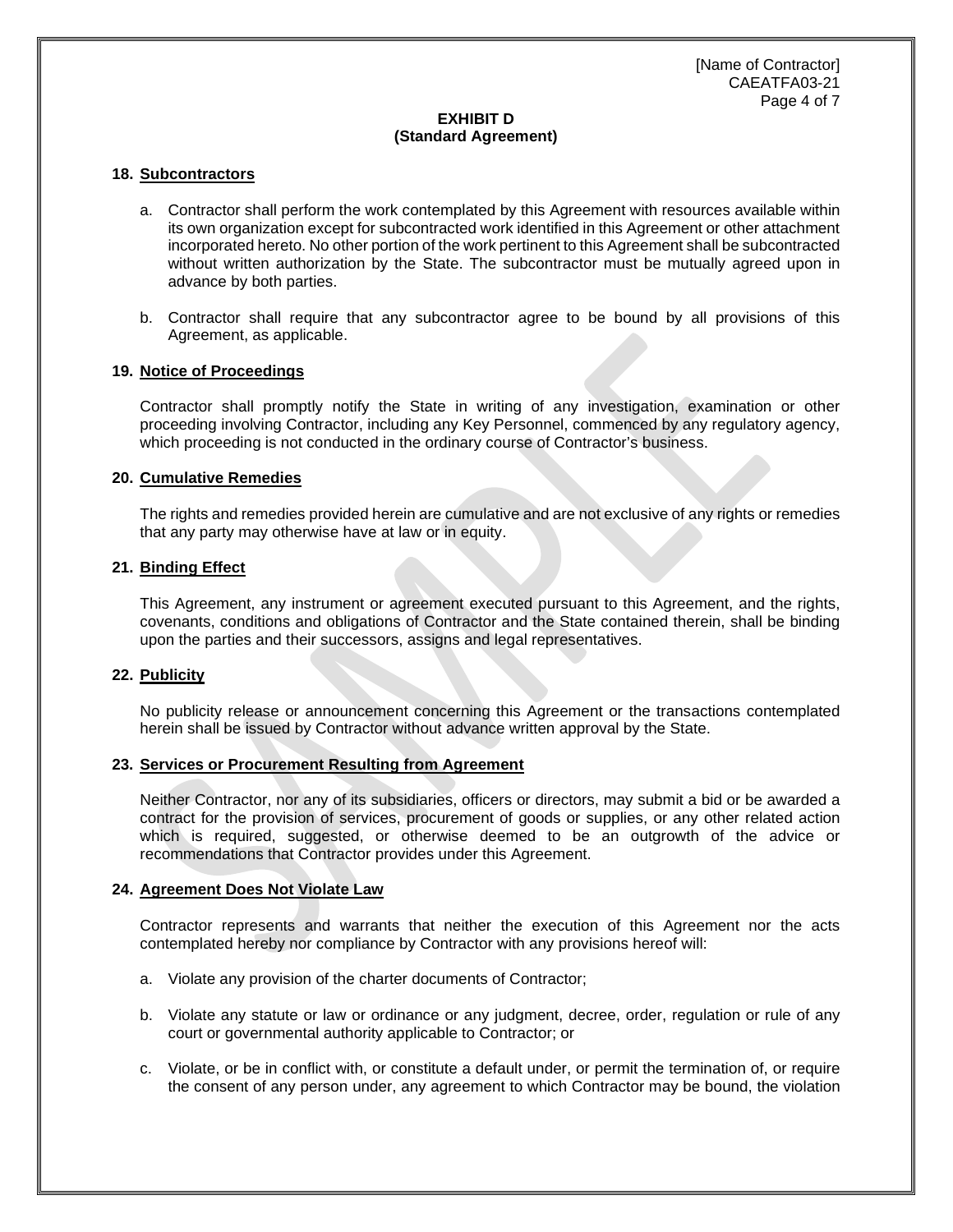**EXHIBIT D**
**(Standard Agreement)**

**18. Subcontractors**

a. Contractor shall perform the work contemplated by this Agreement with resources available within its own organization except for subcontracted work identified in this Agreement or other attachment incorporated hereto. No other portion of the work pertinent to this Agreement shall be subcontracted without written authorization by the State. The subcontractor must be mutually agreed upon in advance by both parties.

b. Contractor shall require that any subcontractor agree to be bound by all provisions of this Agreement, as applicable.

**19. Notice of Proceedings**

Contractor shall promptly notify the State in writing of any investigation, examination or other proceeding involving Contractor, including any Key Personnel, commenced by any regulatory agency, which proceeding is not conducted in the ordinary course of Contractor's business.

**20. Cumulative Remedies**

The rights and remedies provided herein are cumulative and are not exclusive of any rights or remedies that any party may otherwise have at law or in equity.

**21. Binding Effect**

This Agreement, any instrument or agreement executed pursuant to this Agreement, and the rights, covenants, conditions and obligations of Contractor and the State contained therein, shall be binding upon the parties and their successors, assigns and legal representatives.

**22. Publicity**

No publicity release or announcement concerning this Agreement or the transactions contemplated herein shall be issued by Contractor without advance written approval by the State.

**23. Services or Procurement Resulting from Agreement**

Neither Contractor, nor any of its subsidiaries, officers or directors, may submit a bid or be awarded a contract for the provision of services, procurement of goods or supplies, or any other related action which is required, suggested, or otherwise deemed to be an outgrowth of the advice or recommendations that Contractor provides under this Agreement.

**24. Agreement Does Not Violate Law**

Contractor represents and warrants that neither the execution of this Agreement nor the acts contemplated hereby nor compliance by Contractor with any provisions hereof will:

a. Violate any provision of the charter documents of Contractor;

b. Violate any statute or law or ordinance or any judgment, decree, order, regulation or rule of any court or governmental authority applicable to Contractor; or

c. Violate, or be in conflict with, or constitute a default under, or permit the termination of, or require the consent of any person under, any agreement to which Contractor may be bound, the violation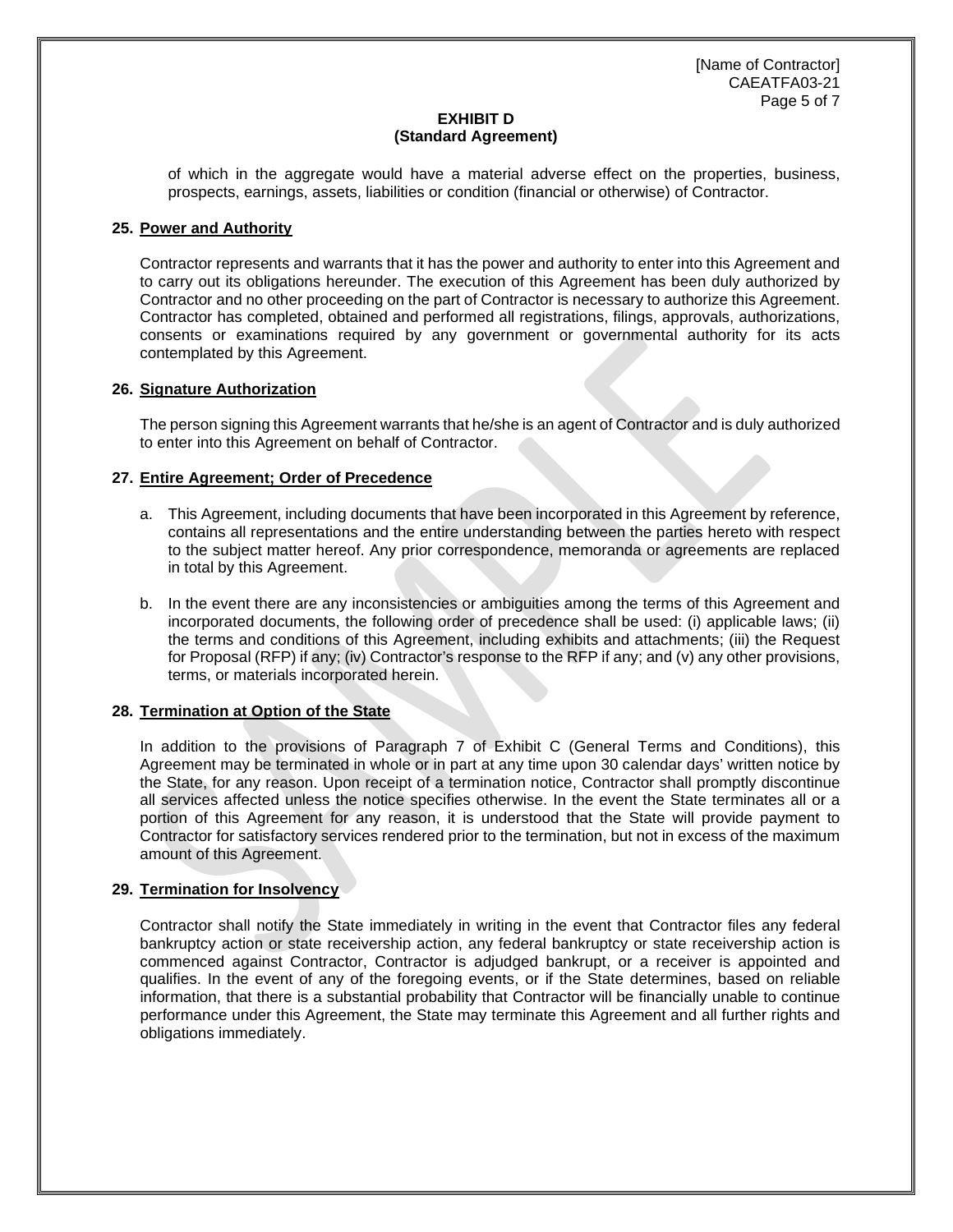**EXHIBIT D**
**(Standard Agreement)**

of which in the aggregate would have a material adverse effect on the properties, business, prospects, earnings, assets, liabilities or condition (financial or otherwise) of Contractor.

**25. Power and Authority**

Contractor represents and warrants that it has the power and authority to enter into this Agreement and to carry out its obligations hereunder. The execution of this Agreement has been duly authorized by Contractor and no other proceeding on the part of Contractor is necessary to authorize this Agreement. Contractor has completed, obtained and performed all registrations, filings, approvals, authorizations, consents or examinations required by any government or governmental authority for its acts contemplated by this Agreement.

**26. Signature Authorization**

The person signing this Agreement warrants that he/she is an agent of Contractor and is duly authorized to enter into this Agreement on behalf of Contractor.

**27. Entire Agreement; Order of Precedence**

a. This Agreement, including documents that have been incorporated in this Agreement by reference, contains all representations and the entire understanding between the parties hereto with respect to the subject matter hereof. Any prior correspondence, memoranda or agreements are replaced in total by this Agreement.

b. In the event there are any inconsistencies or ambiguities among the terms of this Agreement and incorporated documents, the following order of precedence shall be used: (i) applicable laws; (ii) the terms and conditions of this Agreement, including exhibits and attachments; (iii) the Request for Proposal (RFP) if any; (iv) Contractor's response to the RFP if any; and (v) any other provisions, terms, or materials incorporated herein.

**28. Termination at Option of the State**

In addition to the provisions of Paragraph 7 of Exhibit C (General Terms and Conditions), this Agreement may be terminated in whole or in part at any time upon 30 calendar days' written notice by the State, for any reason. Upon receipt of a termination notice, Contractor shall promptly discontinue all services affected unless the notice specifies otherwise. In the event the State terminates all or a portion of this Agreement for any reason, it is understood that the State will provide payment to Contractor for satisfactory services rendered prior to the termination, but not in excess of the maximum amount of this Agreement.

**29. Termination for Insolvency**

Contractor shall notify the State immediately in writing in the event that Contractor files any federal bankruptcy action or state receivership action, any federal bankruptcy or state receivership action is commenced against Contractor, Contractor is adjudged bankrupt, or a receiver is appointed and qualifies. In the event of any of the foregoing events, or if the State determines, based on reliable information, that there is a substantial probability that Contractor will be financially unable to continue performance under this Agreement, the State may terminate this Agreement and all further rights and obligations immediately.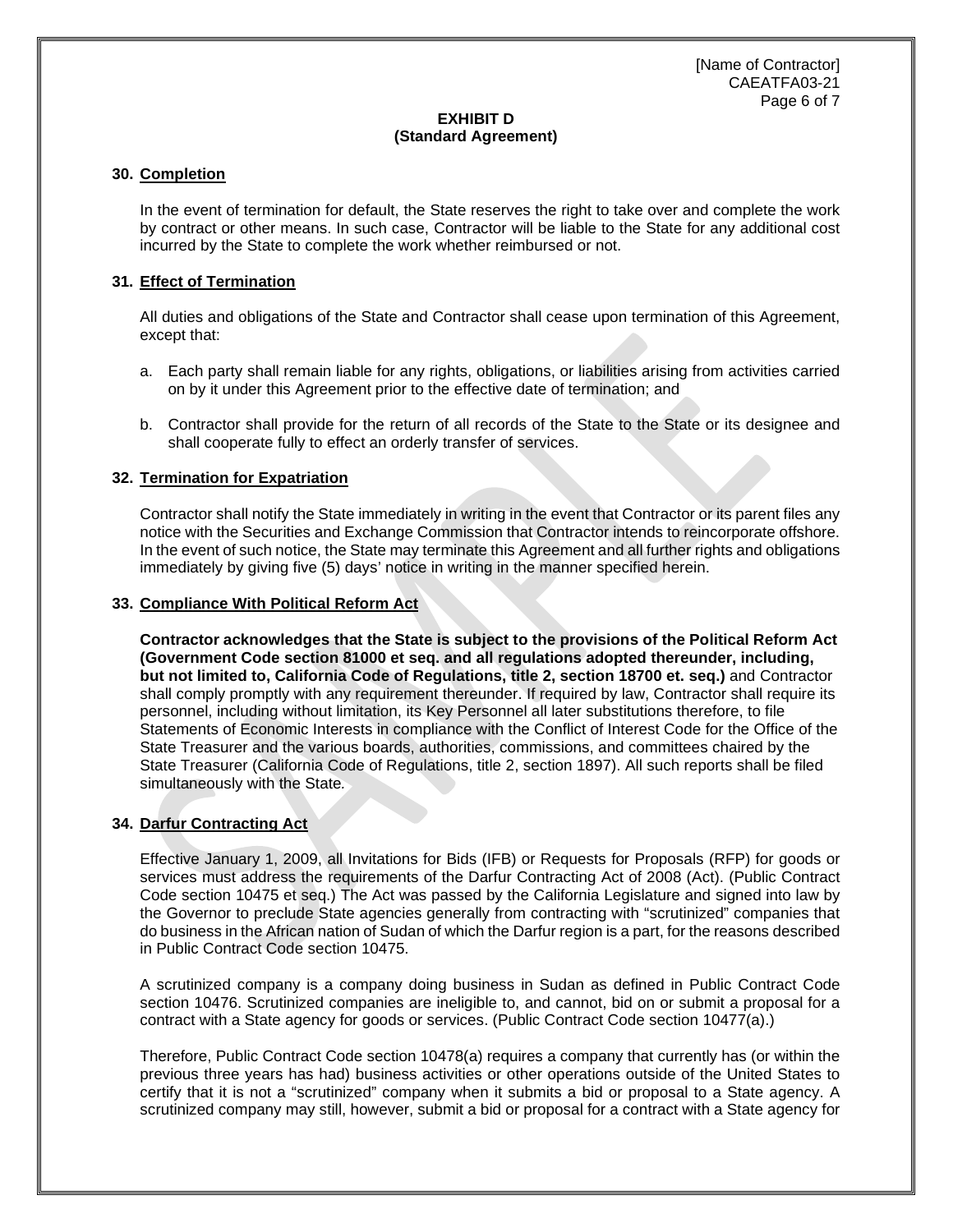**EXHIBIT D**
**(Standard Agreement)**

**30. Completion**

In the event of termination for default, the State reserves the right to take over and complete the work by contract or other means. In such case, Contractor will be liable to the State for any additional cost incurred by the State to complete the work whether reimbursed or not.

**31. Effect of Termination**

All duties and obligations of the State and Contractor shall cease upon termination of this Agreement, except that:

a. Each party shall remain liable for any rights, obligations, or liabilities arising from activities carried on by it under this Agreement prior to the effective date of termination; and

b. Contractor shall provide for the return of all records of the State to the State or its designee and shall cooperate fully to effect an orderly transfer of services.

**32. Termination for Expatriation**

Contractor shall notify the State immediately in writing in the event that Contractor or its parent files any notice with the Securities and Exchange Commission that Contractor intends to reincorporate offshore. In the event of such notice, the State may terminate this Agreement and all further rights and obligations immediately by giving five (5) days' notice in writing in the manner specified herein.

**33. Compliance With Political Reform Act**

**Contractor acknowledges that the State is subject to the provisions of the Political Reform Act (Government Code section 81000 et seq. and all regulations adopted thereunder, including, but not limited to, California Code of Regulations, title 2, section 18700 et. seq.)** and Contractor shall comply promptly with any requirement thereunder. If required by law, Contractor shall require its personnel, including without limitation, its Key Personnel all later substitutions therefore, to file Statements of Economic Interests in compliance with the Conflict of Interest Code for the Office of the State Treasurer and the various boards, authorities, commissions, and committees chaired by the State Treasurer (California Code of Regulations, title 2, section 1897). All such reports shall be filed simultaneously with the State.

**34. Darfur Contracting Act**

Effective January 1, 2009, all Invitations for Bids (IFB) or Requests for Proposals (RFP) for goods or services must address the requirements of the Darfur Contracting Act of 2008 (Act). (Public Contract Code section 10475 et seq.) The Act was passed by the California Legislature and signed into law by the Governor to preclude State agencies generally from contracting with "scrutinized" companies that do business in the African nation of Sudan of which the Darfur region is a part, for the reasons described in Public Contract Code section 10475.

A scrutinized company is a company doing business in Sudan as defined in Public Contract Code section 10476. Scrutinized companies are ineligible to, and cannot, bid on or submit a proposal for a contract with a State agency for goods or services. (Public Contract Code section 10477(a).)

Therefore, Public Contract Code section 10478(a) requires a company that currently has (or within the previous three years has had) business activities or other operations outside of the United States to certify that it is not a "scrutinized" company when it submits a bid or proposal to a State agency. A scrutinized company may still, however, submit a bid or proposal for a contract with a State agency for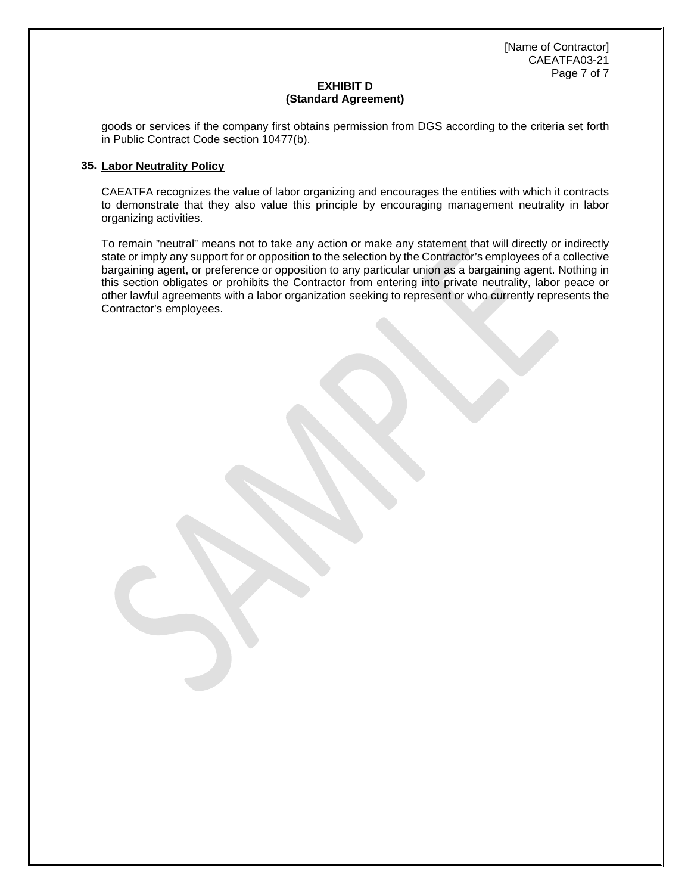## EXHIBIT D
## (Standard Agreement)

goods or services if the company first obtains permission from DGS according to the criteria set forth in Public Contract Code section 10477(b).

**35. Labor Neutrality Policy**

CAEATFA recognizes the value of labor organizing and encourages the entities with which it contracts to demonstrate that they also value this principle by encouraging management neutrality in labor organizing activities.

To remain "neutral" means not to take any action or make any statement that will directly or indirectly state or imply any support for or opposition to the selection by the Contractor's employees of a collective bargaining agent, or preference or opposition to any particular union as a bargaining agent. Nothing in this section obligates or prohibits the Contractor from entering into private neutrality, labor peace or other lawful agreements with a labor organization seeking to represent or who currently represents the Contractor's employees.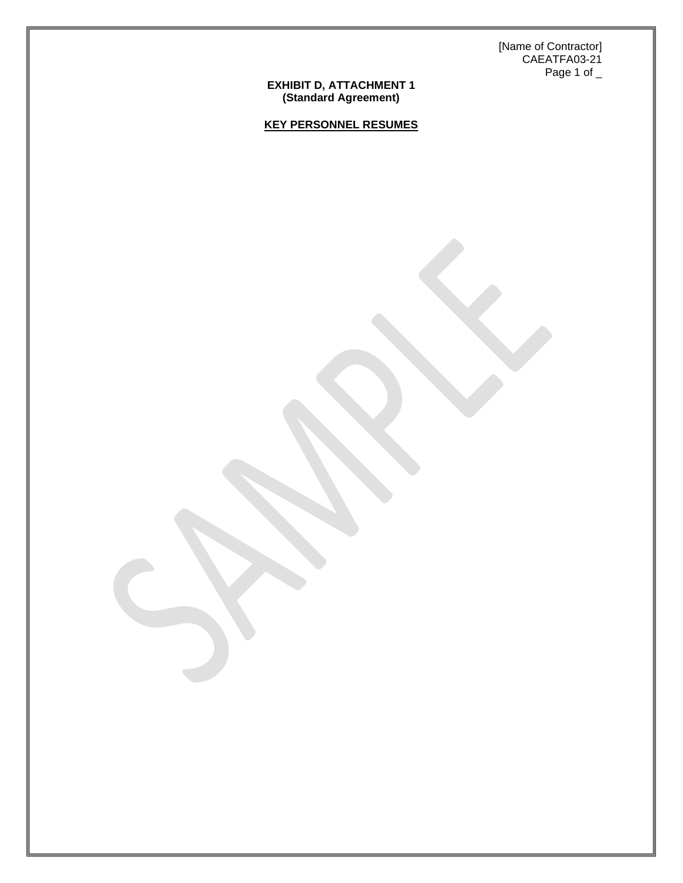[Name of Contractor]
CAEATFA03-21

**EXHIBIT D, ATTACHMENT 1**
**(Standard Agreement)**

**KEY PERSONNEL RESUMES**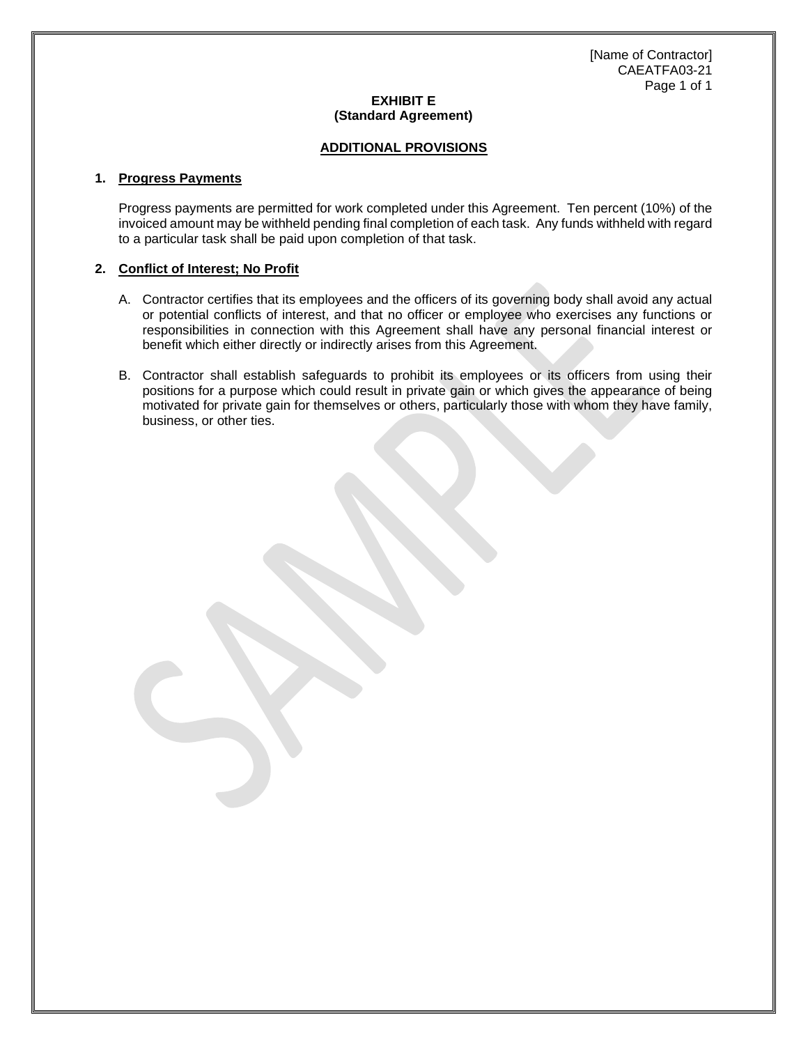**EXHIBIT E**
**(Standard Agreement)**

## ADDITIONAL PROVISIONS

**1. Progress Payments**

Progress payments are permitted for work completed under this Agreement. Ten percent (10%) of the invoiced amount may be withheld pending final completion of each task. Any funds withheld with regard to a particular task shall be paid upon completion of that task.

**2. Conflict of Interest; No Profit**

A. Contractor certifies that its employees and the officers of its governing body shall avoid any actual or potential conflicts of interest, and that no officer or employee who exercises any functions or responsibilities in connection with this Agreement shall have any personal financial interest or benefit which either directly or indirectly arises from this Agreement.

B. Contractor shall establish safeguards to prohibit its employees or its officers from using their positions for a purpose which could result in private gain or which gives the appearance of being motivated for private gain for themselves or others, particularly those with whom they have family, business, or other ties.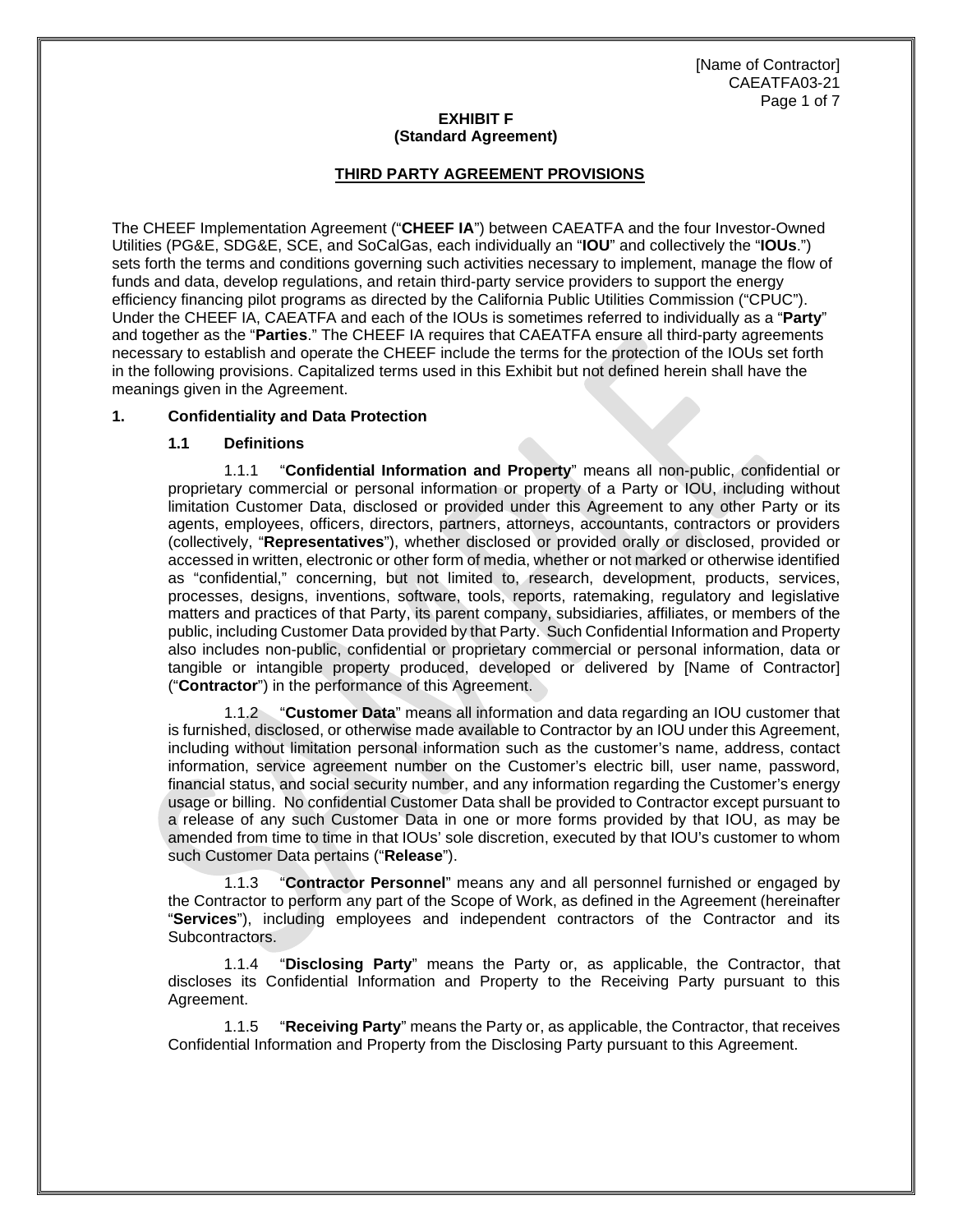**EXHIBIT F**
**(Standard Agreement)**

## THIRD PARTY AGREEMENT PROVISIONS

The CHEEF Implementation Agreement ("**CHEEF IA**") between CAEATFA and the four Investor-Owned Utilities (PG&E, SDG&E, SCE, and SoCalGas, each individually an "**IOU**" and collectively the "**IOUs**.") sets forth the terms and conditions governing such activities necessary to implement, manage the flow of funds and data, develop regulations, and retain third-party service providers to support the energy efficiency financing pilot programs as directed by the California Public Utilities Commission ("CPUC"). Under the CHEEF IA, CAEATFA and each of the IOUs is sometimes referred to individually as a "**Party**" and together as the "**Parties**." The CHEEF IA requires that CAEATFA ensure all third-party agreements necessary to establish and operate the CHEEF include the terms for the protection of the IOUs set forth in the following provisions. Capitalized terms used in this Exhibit but not defined herein shall have the meanings given in the Agreement.

### 1. Confidentiality and Data Protection

#### 1.1 Definitions

1.1.1 "**Confidential Information and Property**" means all non-public, confidential or proprietary commercial or personal information or property of a Party or IOU, including without limitation Customer Data, disclosed or provided under this Agreement to any other Party or its agents, employees, officers, directors, partners, attorneys, accountants, contractors or providers (collectively, "**Representatives**"), whether disclosed or provided orally or disclosed, provided or accessed in written, electronic or other form of media, whether or not marked or otherwise identified as "confidential," concerning, but not limited to, research, development, products, services, processes, designs, inventions, software, tools, reports, ratemaking, regulatory and legislative matters and practices of that Party, its parent company, subsidiaries, affiliates, or members of the public, including Customer Data provided by that Party. Such Confidential Information and Property also includes non-public, confidential or proprietary commercial or personal information, data or tangible or intangible property produced, developed or delivered by [Name of Contractor] ("**Contractor**") in the performance of this Agreement.

1.1.2 "**Customer Data**" means all information and data regarding an IOU customer that is furnished, disclosed, or otherwise made available to Contractor by an IOU under this Agreement, including without limitation personal information such as the customer's name, address, contact information, service agreement number on the Customer's electric bill, user name, password, financial status, and social security number, and any information regarding the Customer's energy usage or billing. No confidential Customer Data shall be provided to Contractor except pursuant to a release of any such Customer Data in one or more forms provided by that IOU, as may be amended from time to time in that IOUs' sole discretion, executed by that IOU's customer to whom such Customer Data pertains ("**Release**").

1.1.3 "**Contractor Personnel**" means any and all personnel furnished or engaged by the Contractor to perform any part of the Scope of Work, as defined in the Agreement (hereinafter "**Services**"), including employees and independent contractors of the Contractor and its Subcontractors.

1.1.4 "**Disclosing Party**" means the Party or, as applicable, the Contractor, that discloses its Confidential Information and Property to the Receiving Party pursuant to this Agreement.

1.1.5 "**Receiving Party**" means the Party or, as applicable, the Contractor, that receives Confidential Information and Property from the Disclosing Party pursuant to this Agreement.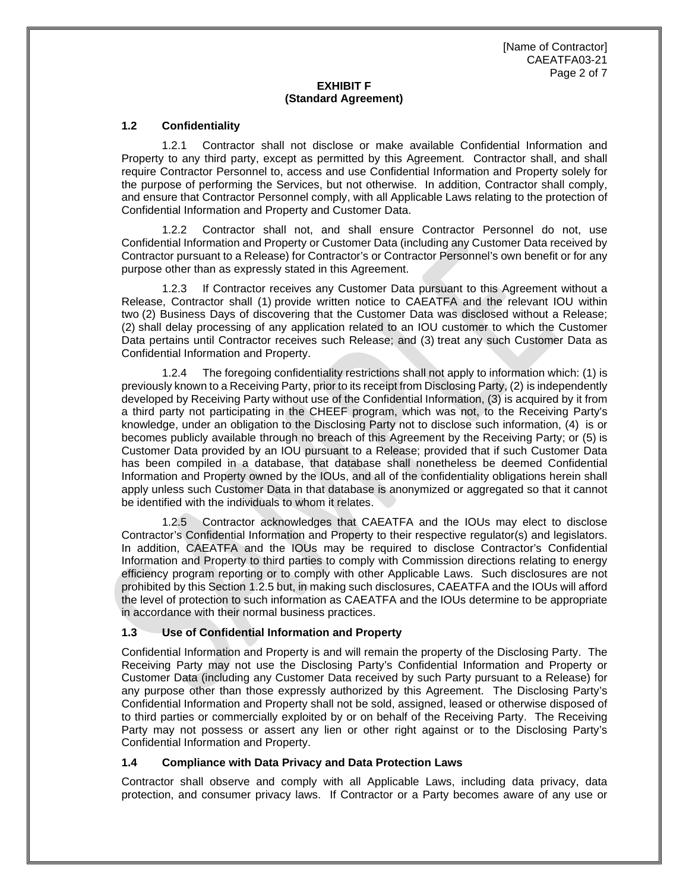**EXHIBIT F**
**(Standard Agreement)**

## 1.2 Confidentiality

1.2.1 Contractor shall not disclose or make available Confidential Information and Property to any third party, except as permitted by this Agreement. Contractor shall, and shall require Contractor Personnel to, access and use Confidential Information and Property solely for the purpose of performing the Services, but not otherwise. In addition, Contractor shall comply, and ensure that Contractor Personnel comply, with all Applicable Laws relating to the protection of Confidential Information and Property and Customer Data.

1.2.2 Contractor shall not, and shall ensure Contractor Personnel do not, use Confidential Information and Property or Customer Data (including any Customer Data received by Contractor pursuant to a Release) for Contractor's or Contractor Personnel's own benefit or for any purpose other than as expressly stated in this Agreement.

1.2.3 If Contractor receives any Customer Data pursuant to this Agreement without a Release, Contractor shall (1) provide written notice to CAEATFA and the relevant IOU within two (2) Business Days of discovering that the Customer Data was disclosed without a Release; (2) shall delay processing of any application related to an IOU customer to which the Customer Data pertains until Contractor receives such Release; and (3) treat any such Customer Data as Confidential Information and Property.

1.2.4 The foregoing confidentiality restrictions shall not apply to information which: (1) is previously known to a Receiving Party, prior to its receipt from Disclosing Party, (2) is independently developed by Receiving Party without use of the Confidential Information, (3) is acquired by it from a third party not participating in the CHEEF program, which was not, to the Receiving Party's knowledge, under an obligation to the Disclosing Party not to disclose such information, (4) is or becomes publicly available through no breach of this Agreement by the Receiving Party; or (5) is Customer Data provided by an IOU pursuant to a Release; provided that if such Customer Data has been compiled in a database, that database shall nonetheless be deemed Confidential Information and Property owned by the IOUs, and all of the confidentiality obligations herein shall apply unless such Customer Data in that database is anonymized or aggregated so that it cannot be identified with the individuals to whom it relates.

1.2.5 Contractor acknowledges that CAEATFA and the IOUs may elect to disclose Contractor's Confidential Information and Property to their respective regulator(s) and legislators. In addition, CAEATFA and the IOUs may be required to disclose Contractor's Confidential Information and Property to third parties to comply with Commission directions relating to energy efficiency program reporting or to comply with other Applicable Laws. Such disclosures are not prohibited by this Section 1.2.5 but, in making such disclosures, CAEATFA and the IOUs will afford the level of protection to such information as CAEATFA and the IOUs determine to be appropriate in accordance with their normal business practices.

## 1.3 Use of Confidential Information and Property

Confidential Information and Property is and will remain the property of the Disclosing Party. The Receiving Party may not use the Disclosing Party's Confidential Information and Property or Customer Data (including any Customer Data received by such Party pursuant to a Release) for any purpose other than those expressly authorized by this Agreement. The Disclosing Party's Confidential Information and Property shall not be sold, assigned, leased or otherwise disposed of to third parties or commercially exploited by or on behalf of the Receiving Party. The Receiving Party may not possess or assert any lien or other right against or to the Disclosing Party's Confidential Information and Property.

## 1.4 Compliance with Data Privacy and Data Protection Laws

Contractor shall observe and comply with all Applicable Laws, including data privacy, data protection, and consumer privacy laws. If Contractor or a Party becomes aware of any use or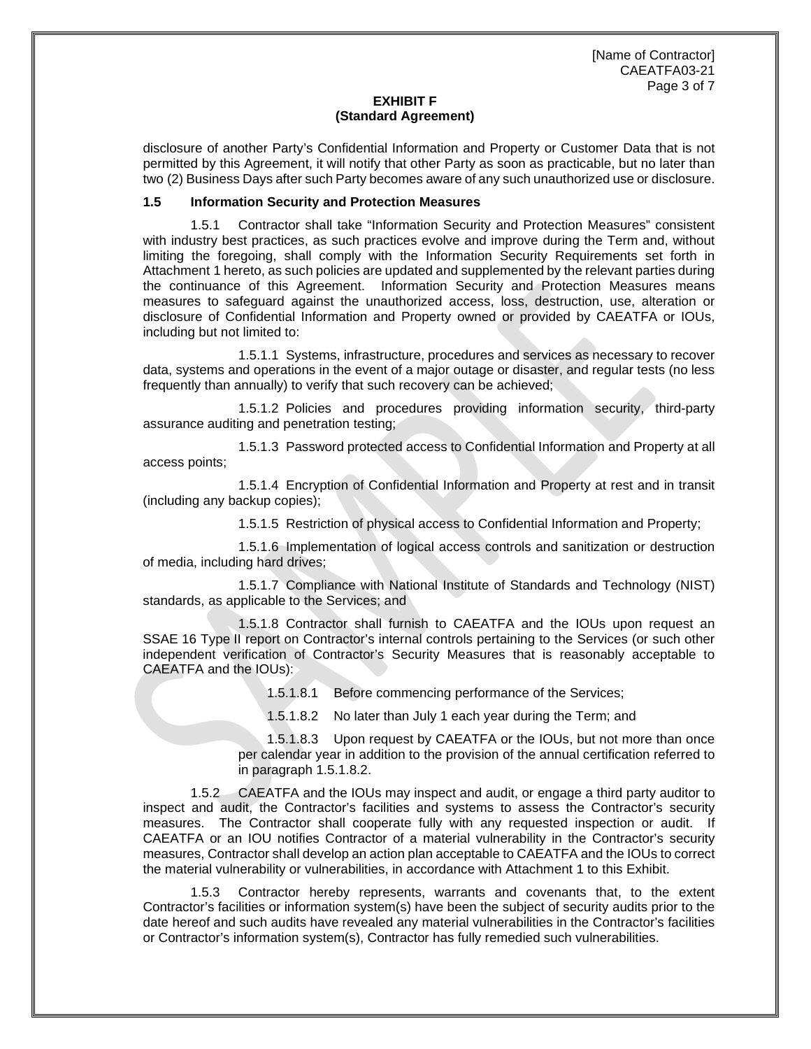**EXHIBIT F**
**(Standard Agreement)**

disclosure of another Party's Confidential Information and Property or Customer Data that is not permitted by this Agreement, it will notify that other Party as soon as practicable, but no later than two (2) Business Days after such Party becomes aware of any such unauthorized use or disclosure.

**1.5 Information Security and Protection Measures**

1.5.1 Contractor shall take "Information Security and Protection Measures" consistent with industry best practices, as such practices evolve and improve during the Term and, without limiting the foregoing, shall comply with the Information Security Requirements set forth in Attachment 1 hereto, as such policies are updated and supplemented by the relevant parties during the continuance of this Agreement. Information Security and Protection Measures means measures to safeguard against the unauthorized access, loss, destruction, use, alteration or disclosure of Confidential Information and Property owned or provided by CAEATFA or IOUs, including but not limited to:

1.5.1.1 Systems, infrastructure, procedures and services as necessary to recover data, systems and operations in the event of a major outage or disaster, and regular tests (no less frequently than annually) to verify that such recovery can be achieved;

1.5.1.2 Policies and procedures providing information security, third-party assurance auditing and penetration testing;

1.5.1.3 Password protected access to Confidential Information and Property at all access points;

1.5.1.4 Encryption of Confidential Information and Property at rest and in transit (including any backup copies);

1.5.1.5 Restriction of physical access to Confidential Information and Property;

1.5.1.6 Implementation of logical access controls and sanitization or destruction of media, including hard drives;

1.5.1.7 Compliance with National Institute of Standards and Technology (NIST) standards, as applicable to the Services; and

1.5.1.8 Contractor shall furnish to CAEATFA and the IOUs upon request an SSAE 16 Type II report on Contractor's internal controls pertaining to the Services (or such other independent verification of Contractor's Security Measures that is reasonably acceptable to CAEATFA and the IOUs):

1.5.1.8.1 Before commencing performance of the Services;

1.5.1.8.2 No later than July 1 each year during the Term; and

1.5.1.8.3 Upon request by CAEATFA or the IOUs, but not more than once per calendar year in addition to the provision of the annual certification referred to in paragraph 1.5.1.8.2.

1.5.2 CAEATFA and the IOUs may inspect and audit, or engage a third party auditor to inspect and audit, the Contractor's facilities and systems to assess the Contractor's security measures. The Contractor shall cooperate fully with any requested inspection or audit. If CAEATFA or an IOU notifies Contractor of a material vulnerability in the Contractor's security measures, Contractor shall develop an action plan acceptable to CAEATFA and the IOUs to correct the material vulnerability or vulnerabilities, in accordance with Attachment 1 to this Exhibit.

1.5.3 Contractor hereby represents, warrants and covenants that, to the extent Contractor's facilities or information system(s) have been the subject of security audits prior to the date hereof and such audits have revealed any material vulnerabilities in the Contractor's facilities or Contractor's information system(s), Contractor has fully remedied such vulnerabilities.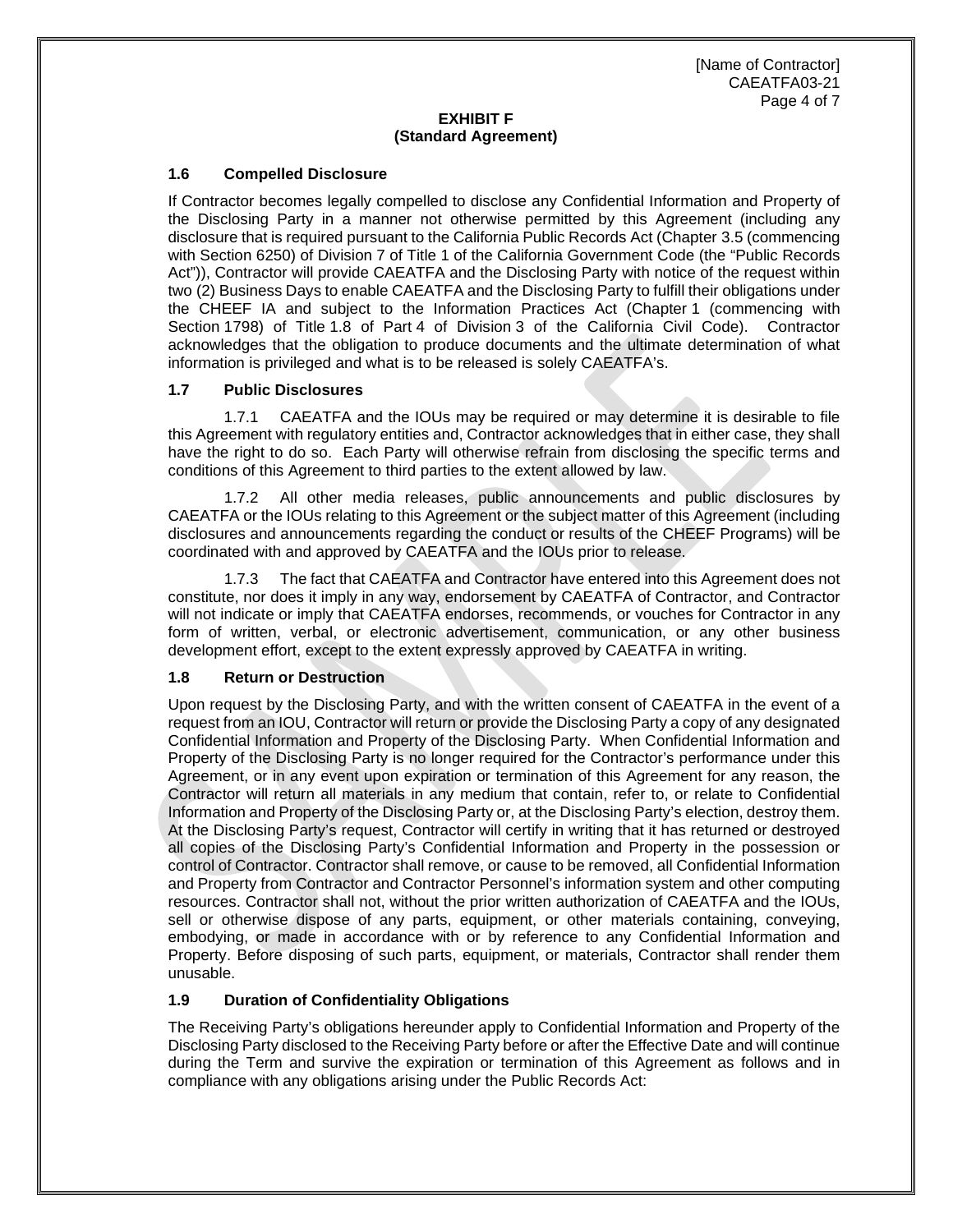**EXHIBIT F**
**(Standard Agreement)**

### 1.6 Compelled Disclosure

If Contractor becomes legally compelled to disclose any Confidential Information and Property of the Disclosing Party in a manner not otherwise permitted by this Agreement (including any disclosure that is required pursuant to the California Public Records Act (Chapter 3.5 (commencing with Section 6250) of Division 7 of Title 1 of the California Government Code (the "Public Records Act")), Contractor will provide CAEATFA and the Disclosing Party with notice of the request within two (2) Business Days to enable CAEATFA and the Disclosing Party to fulfill their obligations under the CHEEF IA and subject to the Information Practices Act (Chapter 1 (commencing with Section 1798) of Title 1.8 of Part 4 of Division 3 of the California Civil Code). Contractor acknowledges that the obligation to produce documents and the ultimate determination of what information is privileged and what is to be released is solely CAEATFA's.

### 1.7 Public Disclosures

1.7.1 CAEATFA and the IOUs may be required or may determine it is desirable to file this Agreement with regulatory entities and, Contractor acknowledges that in either case, they shall have the right to do so. Each Party will otherwise refrain from disclosing the specific terms and conditions of this Agreement to third parties to the extent allowed by law.

1.7.2 All other media releases, public announcements and public disclosures by CAEATFA or the IOUs relating to this Agreement or the subject matter of this Agreement (including disclosures and announcements regarding the conduct or results of the CHEEF Programs) will be coordinated with and approved by CAEATFA and the IOUs prior to release.

1.7.3 The fact that CAEATFA and Contractor have entered into this Agreement does not constitute, nor does it imply in any way, endorsement by CAEATFA of Contractor, and Contractor will not indicate or imply that CAEATFA endorses, recommends, or vouches for Contractor in any form of written, verbal, or electronic advertisement, communication, or any other business development effort, except to the extent expressly approved by CAEATFA in writing.

### 1.8 Return or Destruction

Upon request by the Disclosing Party, and with the written consent of CAEATFA in the event of a request from an IOU, Contractor will return or provide the Disclosing Party a copy of any designated Confidential Information and Property of the Disclosing Party. When Confidential Information and Property of the Disclosing Party is no longer required for the Contractor's performance under this Agreement, or in any event upon expiration or termination of this Agreement for any reason, the Contractor will return all materials in any medium that contain, refer to, or relate to Confidential Information and Property of the Disclosing Party or, at the Disclosing Party's election, destroy them. At the Disclosing Party's request, Contractor will certify in writing that it has returned or destroyed all copies of the Disclosing Party's Confidential Information and Property in the possession or control of Contractor. Contractor shall remove, or cause to be removed, all Confidential Information and Property from Contractor and Contractor Personnel's information system and other computing resources. Contractor shall not, without the prior written authorization of CAEATFA and the IOUs, sell or otherwise dispose of any parts, equipment, or other materials containing, conveying, embodying, or made in accordance with or by reference to any Confidential Information and Property. Before disposing of such parts, equipment, or materials, Contractor shall render them unusable.

### 1.9 Duration of Confidentiality Obligations

The Receiving Party's obligations hereunder apply to Confidential Information and Property of the Disclosing Party disclosed to the Receiving Party before or after the Effective Date and will continue during the Term and survive the expiration or termination of this Agreement as follows and in compliance with any obligations arising under the Public Records Act: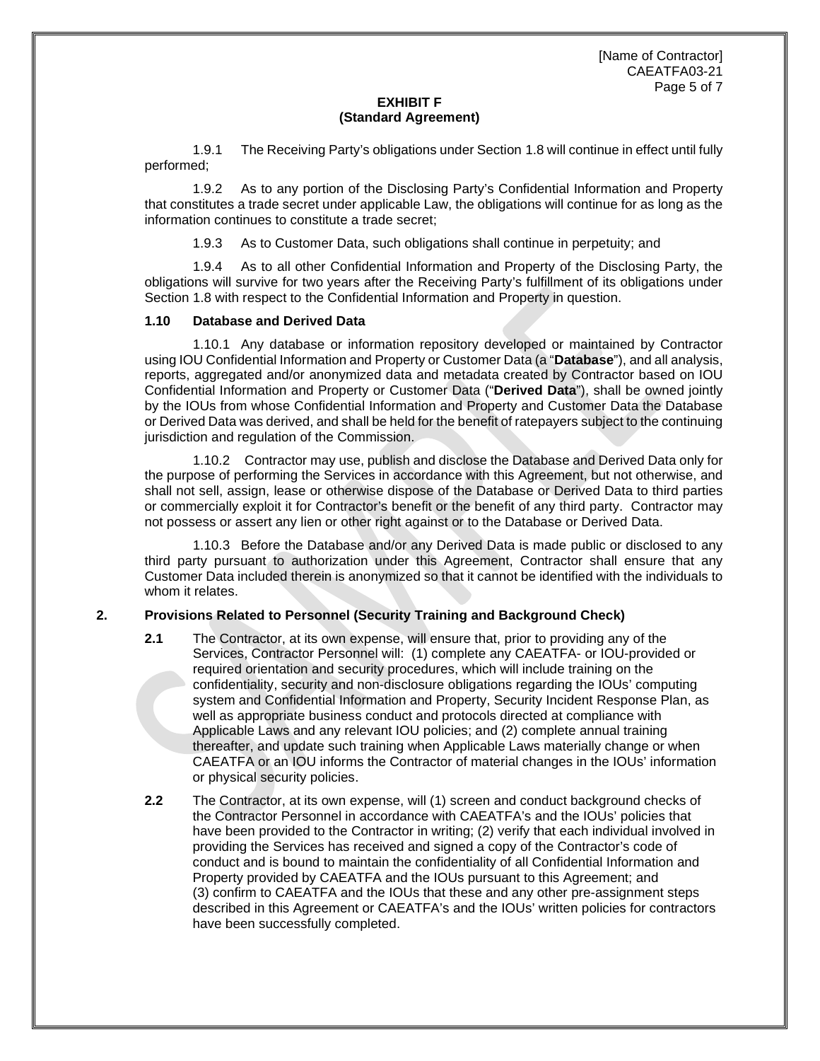**EXHIBIT F**
**(Standard Agreement)**

1.9.1 The Receiving Party's obligations under Section 1.8 will continue in effect until fully performed;

1.9.2 As to any portion of the Disclosing Party's Confidential Information and Property that constitutes a trade secret under applicable Law, the obligations will continue for as long as the information continues to constitute a trade secret;

1.9.3 As to Customer Data, such obligations shall continue in perpetuity; and

1.9.4 As to all other Confidential Information and Property of the Disclosing Party, the obligations will survive for two years after the Receiving Party's fulfillment of its obligations under Section 1.8 with respect to the Confidential Information and Property in question.

### 1.10 Database and Derived Data

1.10.1 Any database or information repository developed or maintained by Contractor using IOU Confidential Information and Property or Customer Data (a "**Database**"), and all analysis, reports, aggregated and/or anonymized data and metadata created by Contractor based on IOU Confidential Information and Property or Customer Data ("**Derived Data**"), shall be owned jointly by the IOUs from whose Confidential Information and Property and Customer Data the Database or Derived Data was derived, and shall be held for the benefit of ratepayers subject to the continuing jurisdiction and regulation of the Commission.

1.10.2 Contractor may use, publish and disclose the Database and Derived Data only for the purpose of performing the Services in accordance with this Agreement, but not otherwise, and shall not sell, assign, lease or otherwise dispose of the Database or Derived Data to third parties or commercially exploit it for Contractor's benefit or the benefit of any third party. Contractor may not possess or assert any lien or other right against or to the Database or Derived Data.

1.10.3 Before the Database and/or any Derived Data is made public or disclosed to any third party pursuant to authorization under this Agreement, Contractor shall ensure that any Customer Data included therein is anonymized so that it cannot be identified with the individuals to whom it relates.

## 2. Provisions Related to Personnel (Security Training and Background Check)

**2.1** The Contractor, at its own expense, will ensure that, prior to providing any of the Services, Contractor Personnel will: (1) complete any CAEATFA- or IOU-provided or required orientation and security procedures, which will include training on the confidentiality, security and non-disclosure obligations regarding the IOUs' computing system and Confidential Information and Property, Security Incident Response Plan, as well as appropriate business conduct and protocols directed at compliance with Applicable Laws and any relevant IOU policies; and (2) complete annual training thereafter, and update such training when Applicable Laws materially change or when CAEATFA or an IOU informs the Contractor of material changes in the IOUs' information or physical security policies.

**2.2** The Contractor, at its own expense, will (1) screen and conduct background checks of the Contractor Personnel in accordance with CAEATFA's and the IOUs' policies that have been provided to the Contractor in writing; (2) verify that each individual involved in providing the Services has received and signed a copy of the Contractor's code of conduct and is bound to maintain the confidentiality of all Confidential Information and Property provided by CAEATFA and the IOUs pursuant to this Agreement; and (3) confirm to CAEATFA and the IOUs that these and any other pre-assignment steps described in this Agreement or CAEATFA's and the IOUs' written policies for contractors have been successfully completed.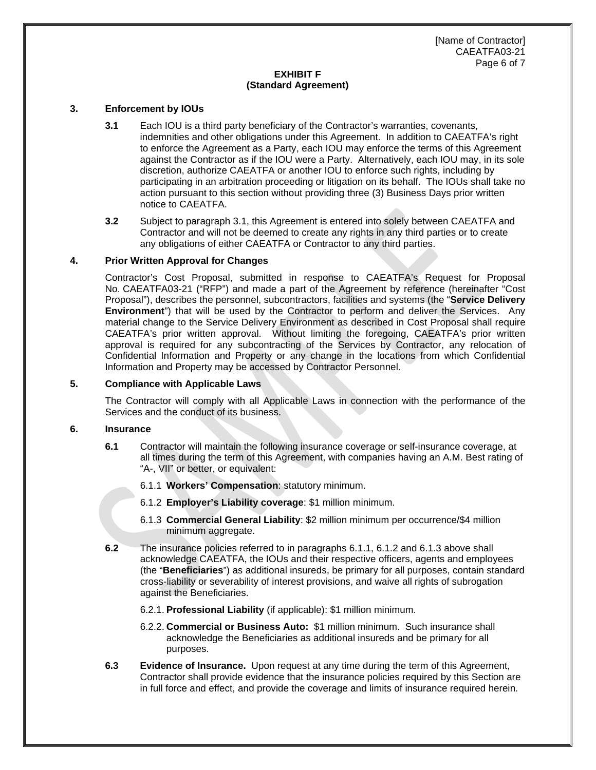**EXHIBIT F**
**(Standard Agreement)**

### 3. Enforcement by IOUs

**3.1** Each IOU is a third party beneficiary of the Contractor's warranties, covenants, indemnities and other obligations under this Agreement. In addition to CAEATFA's right to enforce the Agreement as a Party, each IOU may enforce the terms of this Agreement against the Contractor as if the IOU were a Party. Alternatively, each IOU may, in its sole discretion, authorize CAEATFA or another IOU to enforce such rights, including by participating in an arbitration proceeding or litigation on its behalf. The IOUs shall take no action pursuant to this section without providing three (3) Business Days prior written notice to CAEATFA.

**3.2** Subject to paragraph 3.1, this Agreement is entered into solely between CAEATFA and Contractor and will not be deemed to create any rights in any third parties or to create any obligations of either CAEATFA or Contractor to any third parties.

### 4. Prior Written Approval for Changes

Contractor's Cost Proposal, submitted in response to CAEATFA's Request for Proposal No. CAEATFA03-21 ("RFP") and made a part of the Agreement by reference (hereinafter "Cost Proposal"), describes the personnel, subcontractors, facilities and systems (the "**Service Delivery Environment**") that will be used by the Contractor to perform and deliver the Services. Any material change to the Service Delivery Environment as described in Cost Proposal shall require CAEATFA's prior written approval. Without limiting the foregoing, CAEATFA's prior written approval is required for any subcontracting of the Services by Contractor, any relocation of Confidential Information and Property or any change in the locations from which Confidential Information and Property may be accessed by Contractor Personnel.

### 5. Compliance with Applicable Laws

The Contractor will comply with all Applicable Laws in connection with the performance of the Services and the conduct of its business.

### 6. Insurance

**6.1** Contractor will maintain the following insurance coverage or self-insurance coverage, at all times during the term of this Agreement, with companies having an A.M. Best rating of "A-, VII" or better, or equivalent:

6.1.1 **Workers' Compensation**: statutory minimum.

6.1.2 **Employer's Liability coverage**: $1 million minimum.

6.1.3 **Commercial General Liability**: $2 million minimum per occurrence/$4 million minimum aggregate.

**6.2** The insurance policies referred to in paragraphs 6.1.1, 6.1.2 and 6.1.3 above shall acknowledge CAEATFA, the IOUs and their respective officers, agents and employees (the "**Beneficiaries**") as additional insureds, be primary for all purposes, contain standard cross-liability or severability of interest provisions, and waive all rights of subrogation against the Beneficiaries.

6.2.1. **Professional Liability** (if applicable): $1 million minimum.

6.2.2. **Commercial or Business Auto:** $1 million minimum. Such insurance shall acknowledge the Beneficiaries as additional insureds and be primary for all purposes.

**6.3** **Evidence of Insurance.** Upon request at any time during the term of this Agreement, Contractor shall provide evidence that the insurance policies required by this Section are in full force and effect, and provide the coverage and limits of insurance required herein.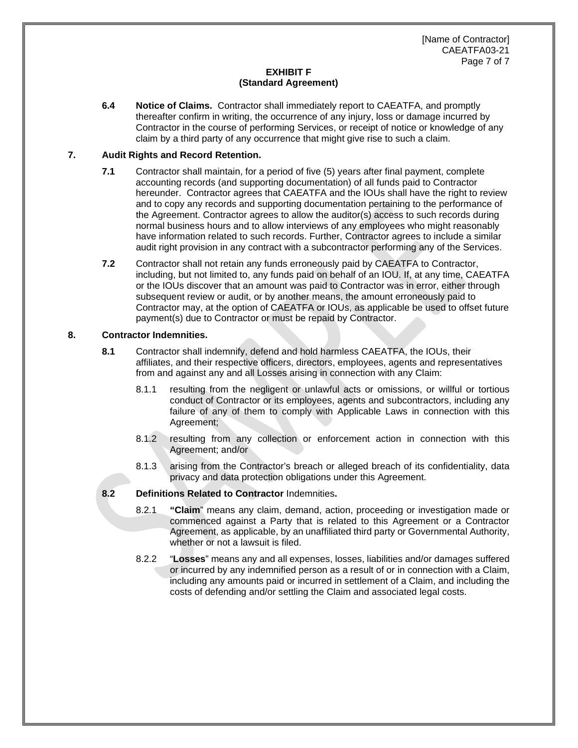**EXHIBIT F**
**(Standard Agreement)**

**6.4 Notice of Claims.** Contractor shall immediately report to CAEATFA, and promptly thereafter confirm in writing, the occurrence of any injury, loss or damage incurred by Contractor in the course of performing Services, or receipt of notice or knowledge of any claim by a third party of any occurrence that might give rise to such a claim.

**7. Audit Rights and Record Retention.**

**7.1** Contractor shall maintain, for a period of five (5) years after final payment, complete accounting records (and supporting documentation) of all funds paid to Contractor hereunder. Contractor agrees that CAEATFA and the IOUs shall have the right to review and to copy any records and supporting documentation pertaining to the performance of the Agreement. Contractor agrees to allow the auditor(s) access to such records during normal business hours and to allow interviews of any employees who might reasonably have information related to such records. Further, Contractor agrees to include a similar audit right provision in any contract with a subcontractor performing any of the Services.

**7.2** Contractor shall not retain any funds erroneously paid by CAEATFA to Contractor, including, but not limited to, any funds paid on behalf of an IOU. If, at any time, CAEATFA or the IOUs discover that an amount was paid to Contractor was in error, either through subsequent review or audit, or by another means, the amount erroneously paid to Contractor may, at the option of CAEATFA or IOUs, as applicable be used to offset future payment(s) due to Contractor or must be repaid by Contractor.

**8. Contractor Indemnities.**

**8.1** Contractor shall indemnify, defend and hold harmless CAEATFA, the IOUs, their affiliates, and their respective officers, directors, employees, agents and representatives from and against any and all Losses arising in connection with any Claim:

8.1.1 resulting from the negligent or unlawful acts or omissions, or willful or tortious conduct of Contractor or its employees, agents and subcontractors, including any failure of any of them to comply with Applicable Laws in connection with this Agreement;

8.1.2 resulting from any collection or enforcement action in connection with this Agreement; and/or

8.1.3 arising from the Contractor's breach or alleged breach of its confidentiality, data privacy and data protection obligations under this Agreement.

**8.2 Definitions Related to Contractor** Indemnities**.**

8.2.1 **"Claim**" means any claim, demand, action, proceeding or investigation made or commenced against a Party that is related to this Agreement or a Contractor Agreement, as applicable, by an unaffiliated third party or Governmental Authority, whether or not a lawsuit is filed.

8.2.2 "**Losses**" means any and all expenses, losses, liabilities and/or damages suffered or incurred by any indemnified person as a result of or in connection with a Claim, including any amounts paid or incurred in settlement of a Claim, and including the costs of defending and/or settling the Claim and associated legal costs.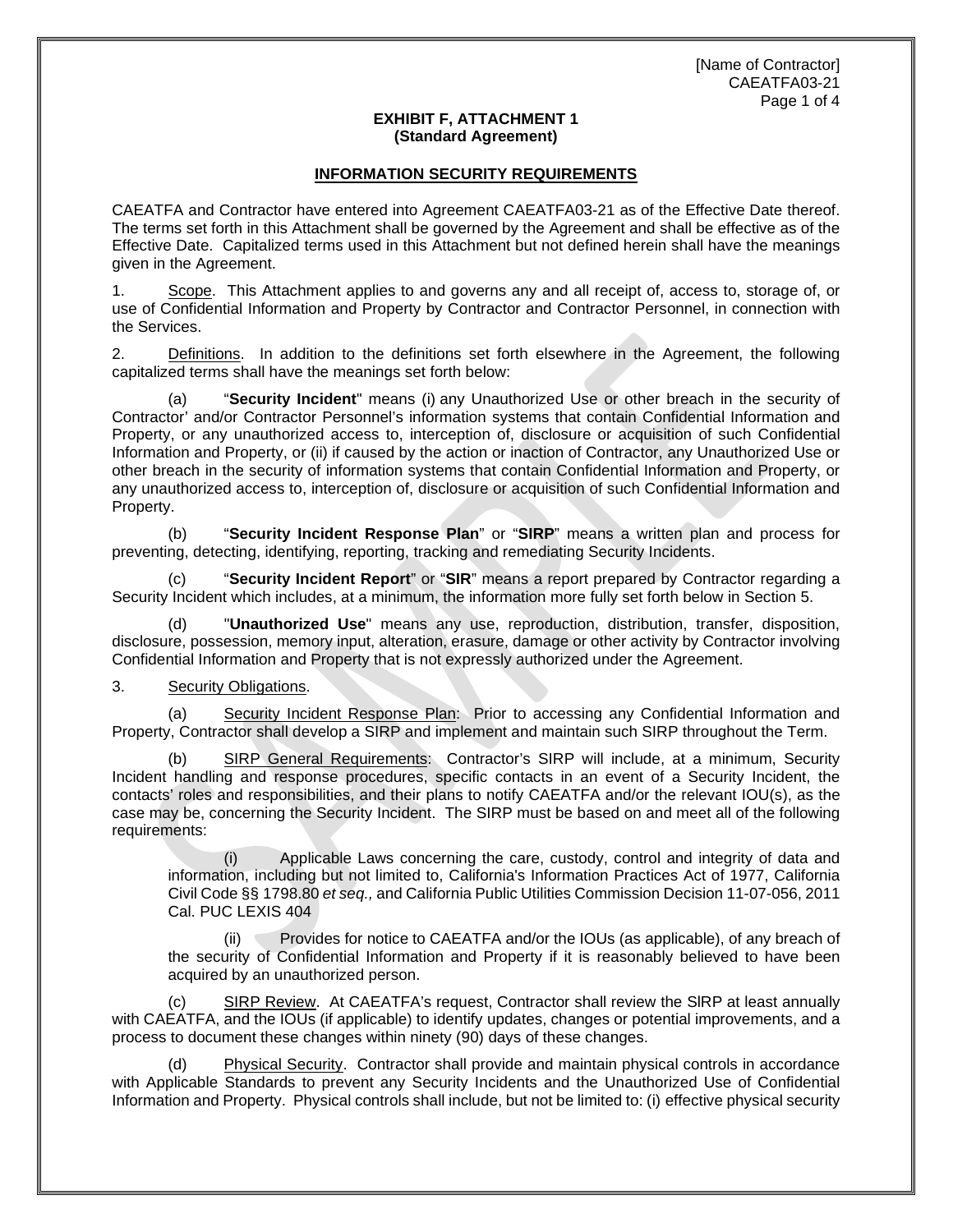**EXHIBIT F, ATTACHMENT 1**
**(Standard Agreement)**

**INFORMATION SECURITY REQUIREMENTS**

CAEATFA and Contractor have entered into Agreement CAEATFA03-21 as of the Effective Date thereof. The terms set forth in this Attachment shall be governed by the Agreement and shall be effective as of the Effective Date. Capitalized terms used in this Attachment but not defined herein shall have the meanings given in the Agreement.

1. Scope. This Attachment applies to and governs any and all receipt of, access to, storage of, or use of Confidential Information and Property by Contractor and Contractor Personnel, in connection with the Services.

2. Definitions. In addition to the definitions set forth elsewhere in the Agreement, the following capitalized terms shall have the meanings set forth below:

(a) "**Security Incident**" means (i) any Unauthorized Use or other breach in the security of Contractor' and/or Contractor Personnel's information systems that contain Confidential Information and Property, or any unauthorized access to, interception of, disclosure or acquisition of such Confidential Information and Property, or (ii) if caused by the action or inaction of Contractor, any Unauthorized Use or other breach in the security of information systems that contain Confidential Information and Property, or any unauthorized access to, interception of, disclosure or acquisition of such Confidential Information and Property.

(b) "**Security Incident Response Plan**" or "**SIRP**" means a written plan and process for preventing, detecting, identifying, reporting, tracking and remediating Security Incidents.

(c) "**Security Incident Report**" or "**SIR**" means a report prepared by Contractor regarding a Security Incident which includes, at a minimum, the information more fully set forth below in Section 5.

(d) "**Unauthorized Use**" means any use, reproduction, distribution, transfer, disposition, disclosure, possession, memory input, alteration, erasure, damage or other activity by Contractor involving Confidential Information and Property that is not expressly authorized under the Agreement.

3. Security Obligations.

(a) Security Incident Response Plan: Prior to accessing any Confidential Information and Property, Contractor shall develop a SIRP and implement and maintain such SIRP throughout the Term.

(b) SIRP General Requirements: Contractor's SIRP will include, at a minimum, Security Incident handling and response procedures, specific contacts in an event of a Security Incident, the contacts' roles and responsibilities, and their plans to notify CAEATFA and/or the relevant IOU(s), as the case may be, concerning the Security Incident. The SIRP must be based on and meet all of the following requirements:

(i) Applicable Laws concerning the care, custody, control and integrity of data and information, including but not limited to, California's Information Practices Act of 1977, California Civil Code §§ 1798.80 *et seq.,* and California Public Utilities Commission Decision 11-07-056, 2011 Cal. PUC LEXIS 404

(ii) Provides for notice to CAEATFA and/or the IOUs (as applicable), of any breach of the security of Confidential Information and Property if it is reasonably believed to have been acquired by an unauthorized person.

(c) SIRP Review. At CAEATFA's request, Contractor shall review the SIRP at least annually with CAEATFA, and the IOUs (if applicable) to identify updates, changes or potential improvements, and a process to document these changes within ninety (90) days of these changes.

(d) Physical Security. Contractor shall provide and maintain physical controls in accordance with Applicable Standards to prevent any Security Incidents and the Unauthorized Use of Confidential Information and Property. Physical controls shall include, but not be limited to: (i) effective physical security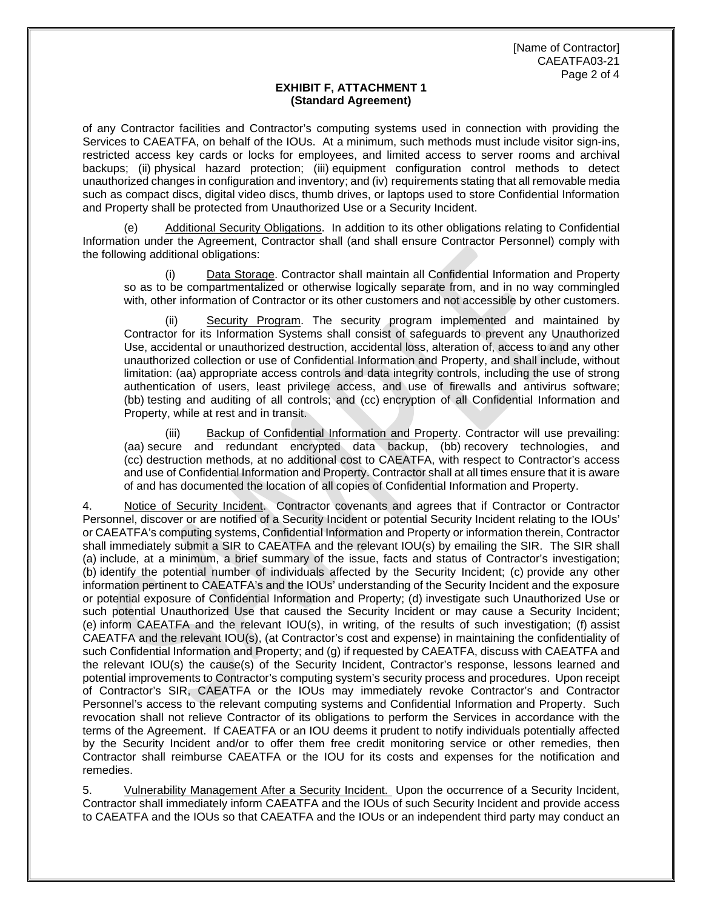**EXHIBIT F, ATTACHMENT 1**
**(Standard Agreement)**

of any Contractor facilities and Contractor's computing systems used in connection with providing the Services to CAEATFA, on behalf of the IOUs. At a minimum, such methods must include visitor sign-ins, restricted access key cards or locks for employees, and limited access to server rooms and archival backups; (ii) physical hazard protection; (iii) equipment configuration control methods to detect unauthorized changes in configuration and inventory; and (iv) requirements stating that all removable media such as compact discs, digital video discs, thumb drives, or laptops used to store Confidential Information and Property shall be protected from Unauthorized Use or a Security Incident.

(e) Additional Security Obligations. In addition to its other obligations relating to Confidential Information under the Agreement, Contractor shall (and shall ensure Contractor Personnel) comply with the following additional obligations:

(i) Data Storage. Contractor shall maintain all Confidential Information and Property so as to be compartmentalized or otherwise logically separate from, and in no way commingled with, other information of Contractor or its other customers and not accessible by other customers.

(ii) Security Program. The security program implemented and maintained by Contractor for its Information Systems shall consist of safeguards to prevent any Unauthorized Use, accidental or unauthorized destruction, accidental loss, alteration of, access to and any other unauthorized collection or use of Confidential Information and Property, and shall include, without limitation: (aa) appropriate access controls and data integrity controls, including the use of strong authentication of users, least privilege access, and use of firewalls and antivirus software; (bb) testing and auditing of all controls; and (cc) encryption of all Confidential Information and Property, while at rest and in transit.

(iii) Backup of Confidential Information and Property. Contractor will use prevailing: (aa) secure and redundant encrypted data backup, (bb) recovery technologies, and (cc) destruction methods, at no additional cost to CAEATFA, with respect to Contractor's access and use of Confidential Information and Property. Contractor shall at all times ensure that it is aware of and has documented the location of all copies of Confidential Information and Property.

4. Notice of Security Incident. Contractor covenants and agrees that if Contractor or Contractor Personnel, discover or are notified of a Security Incident or potential Security Incident relating to the IOUs' or CAEATFA's computing systems, Confidential Information and Property or information therein, Contractor shall immediately submit a SIR to CAEATFA and the relevant IOU(s) by emailing the SIR. The SIR shall (a) include, at a minimum, a brief summary of the issue, facts and status of Contractor's investigation; (b) identify the potential number of individuals affected by the Security Incident; (c) provide any other information pertinent to CAEATFA's and the IOUs' understanding of the Security Incident and the exposure or potential exposure of Confidential Information and Property; (d) investigate such Unauthorized Use or such potential Unauthorized Use that caused the Security Incident or may cause a Security Incident; (e) inform CAEATFA and the relevant IOU(s), in writing, of the results of such investigation; (f) assist CAEATFA and the relevant IOU(s), (at Contractor's cost and expense) in maintaining the confidentiality of such Confidential Information and Property; and (g) if requested by CAEATFA, discuss with CAEATFA and the relevant IOU(s) the cause(s) of the Security Incident, Contractor's response, lessons learned and potential improvements to Contractor's computing system's security process and procedures. Upon receipt of Contractor's SIR, CAEATFA or the IOUs may immediately revoke Contractor's and Contractor Personnel's access to the relevant computing systems and Confidential Information and Property. Such revocation shall not relieve Contractor of its obligations to perform the Services in accordance with the terms of the Agreement. If CAEATFA or an IOU deems it prudent to notify individuals potentially affected by the Security Incident and/or to offer them free credit monitoring service or other remedies, then Contractor shall reimburse CAEATFA or the IOU for its costs and expenses for the notification and remedies.

5. Vulnerability Management After a Security Incident. Upon the occurrence of a Security Incident, Contractor shall immediately inform CAEATFA and the IOUs of such Security Incident and provide access to CAEATFA and the IOUs so that CAEATFA and the IOUs or an independent third party may conduct an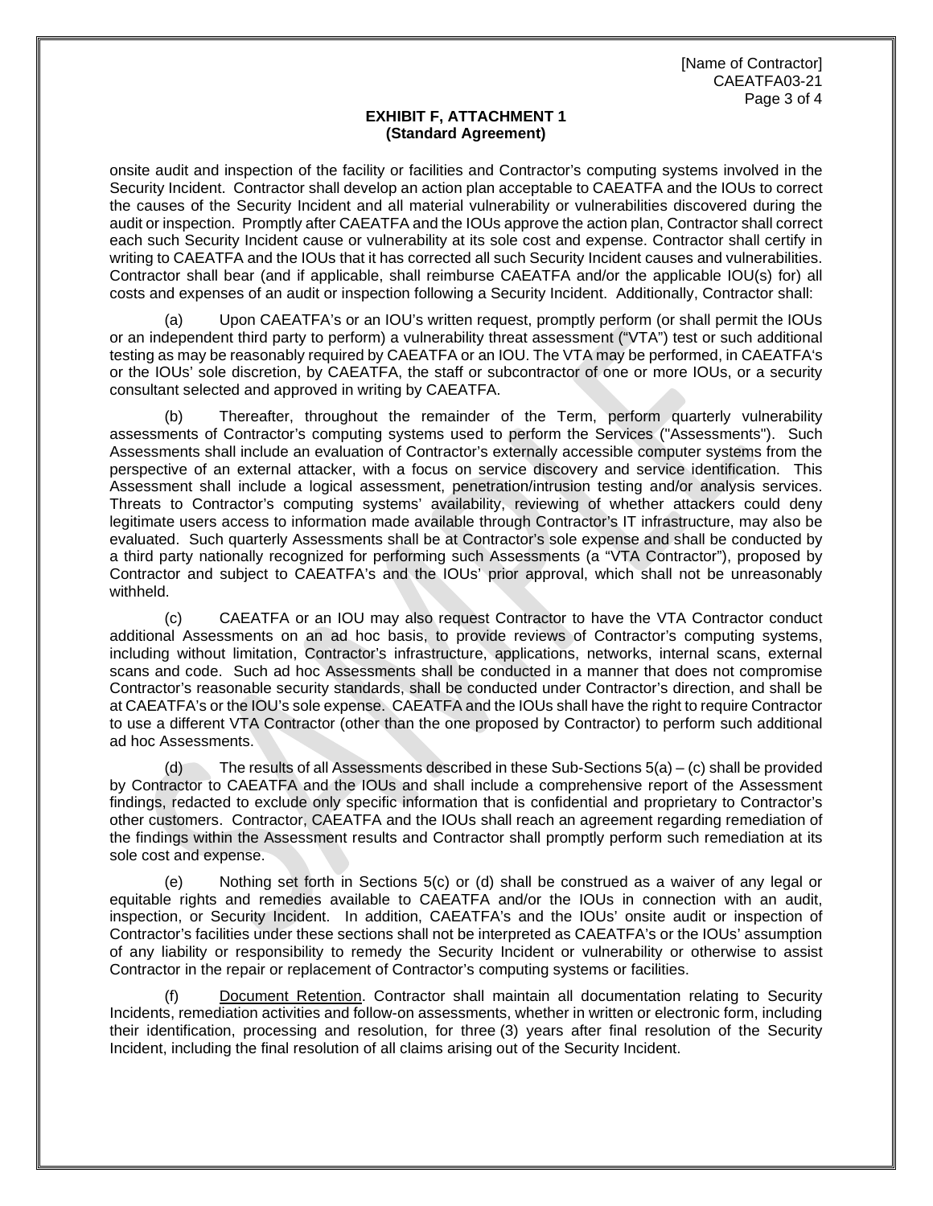**EXHIBIT F, ATTACHMENT 1**
**(Standard Agreement)**

onsite audit and inspection of the facility or facilities and Contractor's computing systems involved in the Security Incident. Contractor shall develop an action plan acceptable to CAEATFA and the IOUs to correct the causes of the Security Incident and all material vulnerability or vulnerabilities discovered during the audit or inspection. Promptly after CAEATFA and the IOUs approve the action plan, Contractor shall correct each such Security Incident cause or vulnerability at its sole cost and expense. Contractor shall certify in writing to CAEATFA and the IOUs that it has corrected all such Security Incident causes and vulnerabilities. Contractor shall bear (and if applicable, shall reimburse CAEATFA and/or the applicable IOU(s) for) all costs and expenses of an audit or inspection following a Security Incident. Additionally, Contractor shall:

(a) Upon CAEATFA's or an IOU's written request, promptly perform (or shall permit the IOUs or an independent third party to perform) a vulnerability threat assessment ("VTA") test or such additional testing as may be reasonably required by CAEATFA or an IOU. The VTA may be performed, in CAEATFA's or the IOUs' sole discretion, by CAEATFA, the staff or subcontractor of one or more IOUs, or a security consultant selected and approved in writing by CAEATFA.

(b) Thereafter, throughout the remainder of the Term, perform quarterly vulnerability assessments of Contractor's computing systems used to perform the Services ("Assessments"). Such Assessments shall include an evaluation of Contractor's externally accessible computer systems from the perspective of an external attacker, with a focus on service discovery and service identification. This Assessment shall include a logical assessment, penetration/intrusion testing and/or analysis services. Threats to Contractor's computing systems' availability, reviewing of whether attackers could deny legitimate users access to information made available through Contractor's IT infrastructure, may also be evaluated. Such quarterly Assessments shall be at Contractor's sole expense and shall be conducted by a third party nationally recognized for performing such Assessments (a "VTA Contractor"), proposed by Contractor and subject to CAEATFA's and the IOUs' prior approval, which shall not be unreasonably withheld.

(c) CAEATFA or an IOU may also request Contractor to have the VTA Contractor conduct additional Assessments on an ad hoc basis, to provide reviews of Contractor's computing systems, including without limitation, Contractor's infrastructure, applications, networks, internal scans, external scans and code. Such ad hoc Assessments shall be conducted in a manner that does not compromise Contractor's reasonable security standards, shall be conducted under Contractor's direction, and shall be at CAEATFA's or the IOU's sole expense. CAEATFA and the IOUs shall have the right to require Contractor to use a different VTA Contractor (other than the one proposed by Contractor) to perform such additional ad hoc Assessments.

(d) The results of all Assessments described in these Sub-Sections 5(a) – (c) shall be provided by Contractor to CAEATFA and the IOUs and shall include a comprehensive report of the Assessment findings, redacted to exclude only specific information that is confidential and proprietary to Contractor's other customers. Contractor, CAEATFA and the IOUs shall reach an agreement regarding remediation of the findings within the Assessment results and Contractor shall promptly perform such remediation at its sole cost and expense.

(e) Nothing set forth in Sections 5(c) or (d) shall be construed as a waiver of any legal or equitable rights and remedies available to CAEATFA and/or the IOUs in connection with an audit, inspection, or Security Incident. In addition, CAEATFA's and the IOUs' onsite audit or inspection of Contractor's facilities under these sections shall not be interpreted as CAEATFA's or the IOUs' assumption of any liability or responsibility to remedy the Security Incident or vulnerability or otherwise to assist Contractor in the repair or replacement of Contractor's computing systems or facilities.

(f) Document Retention. Contractor shall maintain all documentation relating to Security Incidents, remediation activities and follow-on assessments, whether in written or electronic form, including their identification, processing and resolution, for three (3) years after final resolution of the Security Incident, including the final resolution of all claims arising out of the Security Incident.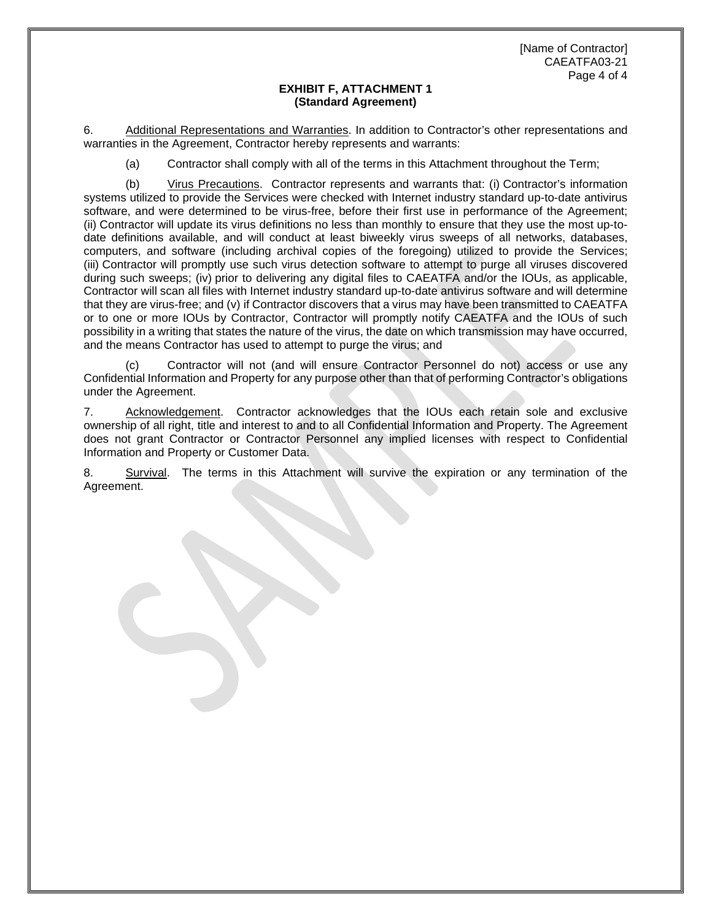**EXHIBIT F, ATTACHMENT 1**
**(Standard Agreement)**

6. Additional Representations and Warranties. In addition to Contractor's other representations and warranties in the Agreement, Contractor hereby represents and warrants:

(a) Contractor shall comply with all of the terms in this Attachment throughout the Term;

(b) Virus Precautions. Contractor represents and warrants that: (i) Contractor's information systems utilized to provide the Services were checked with Internet industry standard up-to-date antivirus software, and were determined to be virus-free, before their first use in performance of the Agreement; (ii) Contractor will update its virus definitions no less than monthly to ensure that they use the most up-to-date definitions available, and will conduct at least biweekly virus sweeps of all networks, databases, computers, and software (including archival copies of the foregoing) utilized to provide the Services; (iii) Contractor will promptly use such virus detection software to attempt to purge all viruses discovered during such sweeps; (iv) prior to delivering any digital files to CAEATFA and/or the IOUs, as applicable, Contractor will scan all files with Internet industry standard up-to-date antivirus software and will determine that they are virus-free; and (v) if Contractor discovers that a virus may have been transmitted to CAEATFA or to one or more IOUs by Contractor, Contractor will promptly notify CAEATFA and the IOUs of such possibility in a writing that states the nature of the virus, the date on which transmission may have occurred, and the means Contractor has used to attempt to purge the virus; and

(c) Contractor will not (and will ensure Contractor Personnel do not) access or use any Confidential Information and Property for any purpose other than that of performing Contractor's obligations under the Agreement.

7. Acknowledgement. Contractor acknowledges that the IOUs each retain sole and exclusive ownership of all right, title and interest to and to all Confidential Information and Property. The Agreement does not grant Contractor or Contractor Personnel any implied licenses with respect to Confidential Information and Property or Customer Data.

8. Survival. The terms in this Attachment will survive the expiration or any termination of the Agreement.